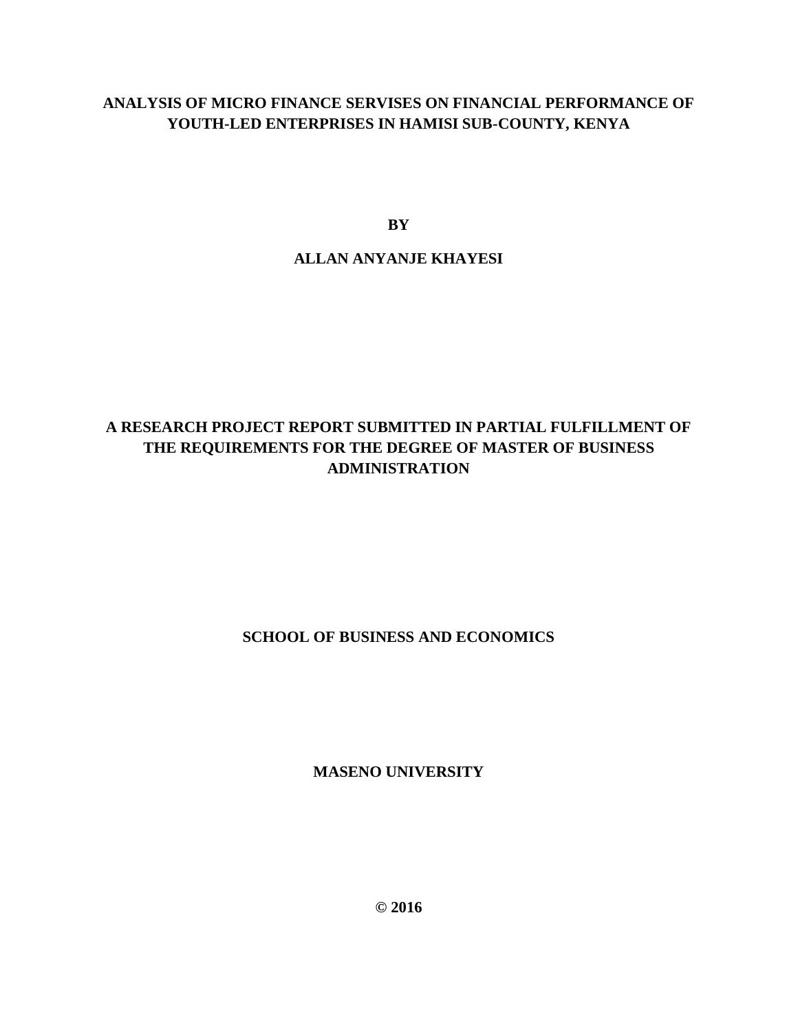# ANALYSIS OF MICRO FINANCE SERVISES ON FINANCIAL PERFORMANCE OF YOUTH-LED ENTERPRISES IN HAMISI SUB-COUNTY, KENYA

**BY**

**ALLAN ANYANJE KHAYESI**

**A RESEARCH PROJECT REPORT SUBMITTED IN PARTIAL FULFILLMENT OF THE REQUIREMENTS FOR THE DEGREE OF MASTER OF BUSINESS ADMINISTRATION**

**SCHOOL OF BUSINESS AND ECONOMICS**

**MASENO UNIVERSITY**

**© 2016**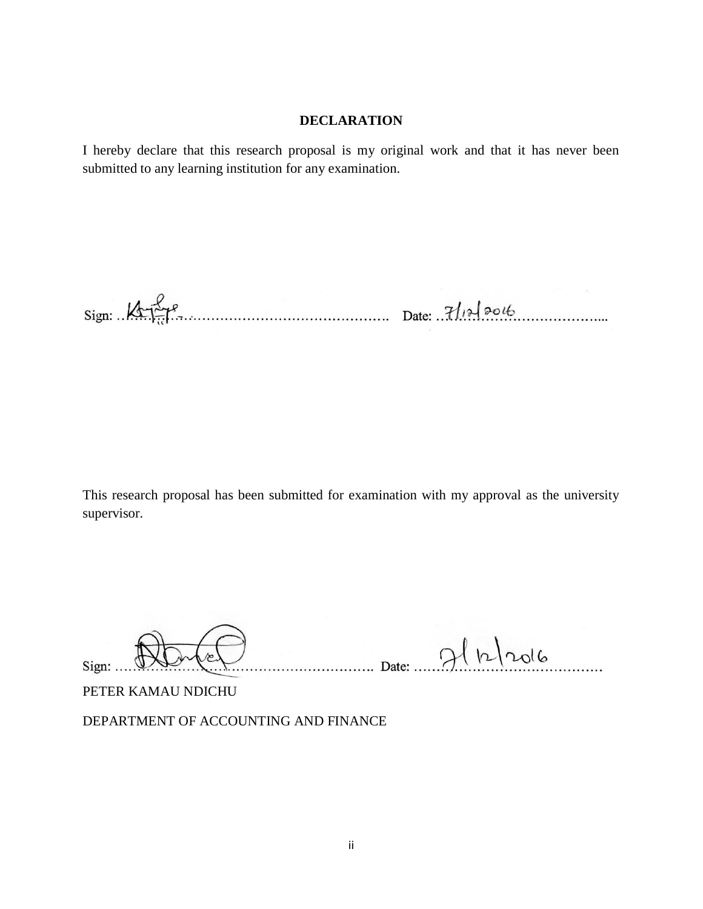## DECLARATION

I hereby declare that this research proposal is my original work and that it has never been submitted to any learning institution for any examination.

Sign: ………………………………………………… Date: 7/12/2016…………………………...

This research proposal has been submitted for examination with my approval as the university supervisor.

Sign: ………………………………………………… Date: 7/12/2016…………………………...

PETER KAMAU NDICHU

DEPARTMENT OF ACCOUNTING AND FINANCE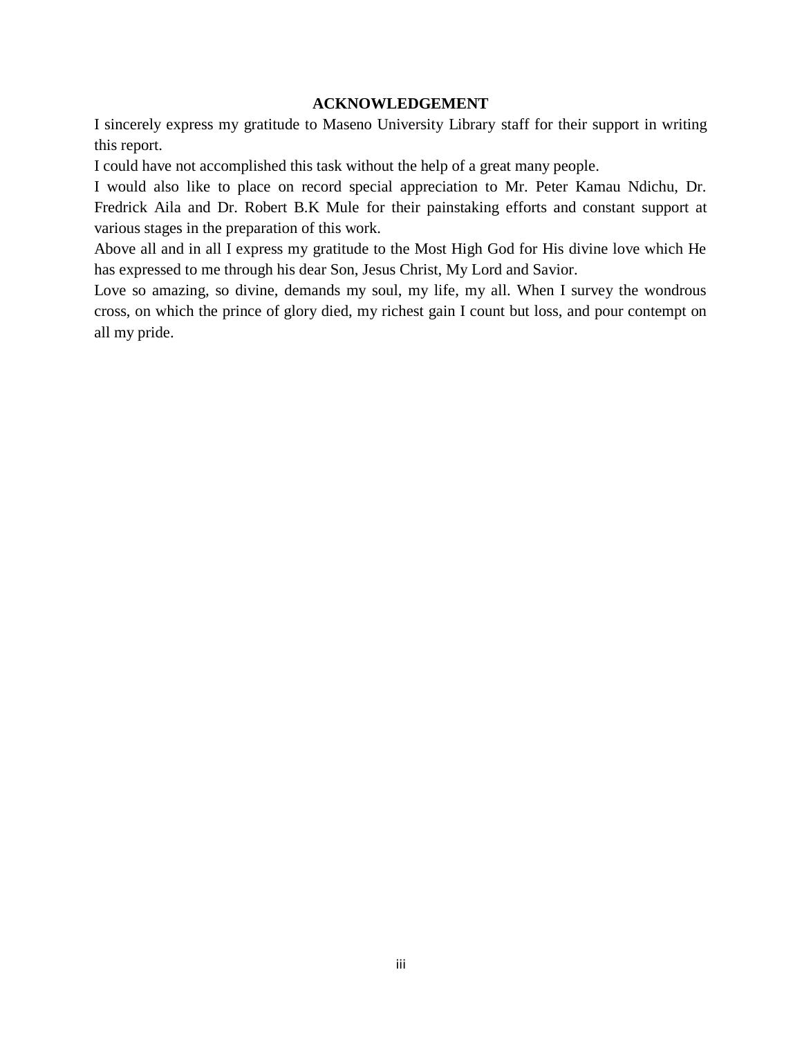# ACKNOWLEDGEMENT

I sincerely express my gratitude to Maseno University Library staff for their support in writing this report.

I could have not accomplished this task without the help of a great many people.

I would also like to place on record special appreciation to Mr. Peter Kamau Ndichu, Dr. Fredrick Aila and Dr. Robert B.K Mule for their painstaking efforts and constant support at various stages in the preparation of this work.

Above all and in all I express my gratitude to the Most High God for His divine love which He has expressed to me through his dear Son, Jesus Christ, My Lord and Savior.

Love so amazing, so divine, demands my soul, my life, my all. When I survey the wondrous cross, on which the prince of glory died, my richest gain I count but loss, and pour contempt on all my pride.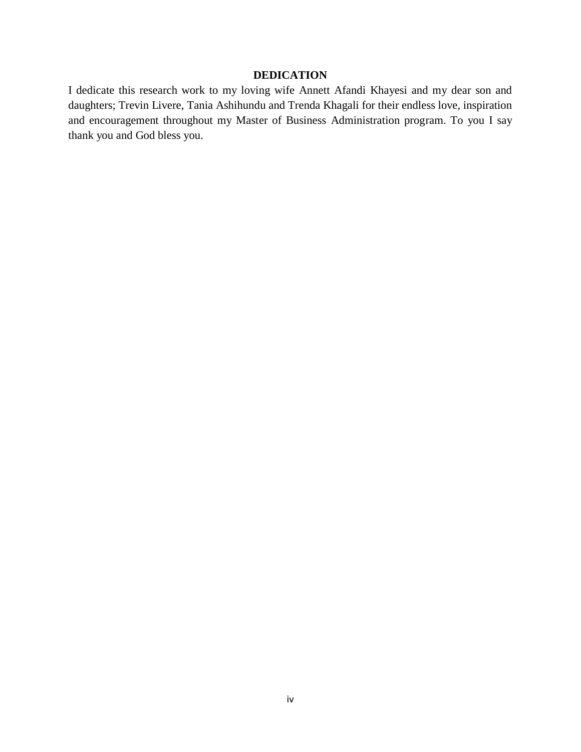# DEDICATION

I dedicate this research work to my loving wife Annett Afandi Khayesi and my dear son and daughters; Trevin Livere, Tania Ashihundu and Trenda Khagali for their endless love, inspiration and encouragement throughout my Master of Business Administration program. To you I say thank you and God bless you.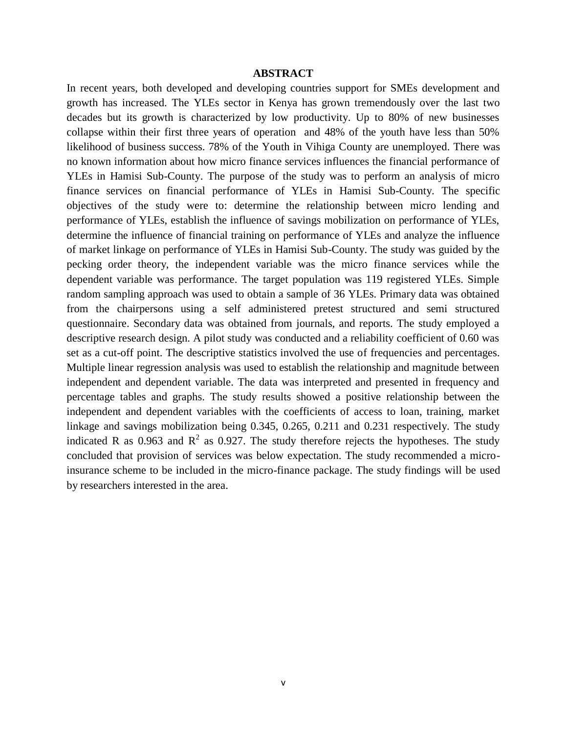# ABSTRACT

In recent years, both developed and developing countries support for SMEs development and growth has increased. The YLEs sector in Kenya has grown tremendously over the last two decades but its growth is characterized by low productivity. Up to 80% of new businesses collapse within their first three years of operation and 48% of the youth have less than 50% likelihood of business success. 78% of the Youth in Vihiga County are unemployed. There was no known information about how micro finance services influences the financial performance of YLEs in Hamisi Sub-County. The purpose of the study was to perform an analysis of micro finance services on financial performance of YLEs in Hamisi Sub-County. The specific objectives of the study were to: determine the relationship between micro lending and performance of YLEs, establish the influence of savings mobilization on performance of YLEs, determine the influence of financial training on performance of YLEs and analyze the influence of market linkage on performance of YLEs in Hamisi Sub-County. The study was guided by the pecking order theory, the independent variable was the micro finance services while the dependent variable was performance. The target population was 119 registered YLEs. Simple random sampling approach was used to obtain a sample of 36 YLEs. Primary data was obtained from the chairpersons using a self administered pretest structured and semi structured questionnaire. Secondary data was obtained from journals, and reports. The study employed a descriptive research design. A pilot study was conducted and a reliability coefficient of 0.60 was set as a cut-off point. The descriptive statistics involved the use of frequencies and percentages. Multiple linear regression analysis was used to establish the relationship and magnitude between independent and dependent variable. The data was interpreted and presented in frequency and percentage tables and graphs. The study results showed a positive relationship between the independent and dependent variables with the coefficients of access to loan, training, market linkage and savings mobilization being 0.345, 0.265, 0.211 and 0.231 respectively. The study indicated R as 0.963 and $R^2$ as 0.927. The study therefore rejects the hypotheses. The study concluded that provision of services was below expectation. The study recommended a micro-insurance scheme to be included in the micro-finance package. The study findings will be used by researchers interested in the area.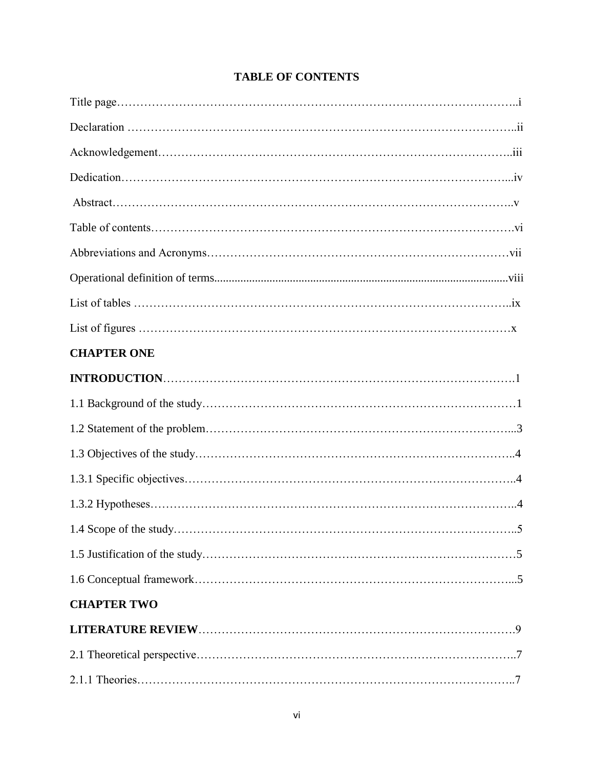## TABLE OF CONTENTS

Title page……………………………………………………………………………………..i

Declaration ……………………………………………………………………………………..ii

Acknowledgement……………………………………………………………………………..iii

Dedication……………………………………………………………………………………...iv

Abstract………………………………………………………………………………………..v

Table of contents……………………………………………………………………………….vi

Abbreviations and Acronyms…………………………………………………………………vii

Operational definition of terms..........................................................................................................viii

List of tables …………………………………………………………………………………..ix

List of figures …………………………………………………………………………………x

**CHAPTER ONE**

**INTRODUCTION**……………………………………………………………………………….1

1.1 Background of the study……………………………………………………………………1

1.2 Statement of the problem……………………………………………………………………...3

1.3 Objectives of the study………………………………………………………………………..4

1.3.1 Specific objectives……………………………………………………………………………..4

1.3.2 Hypotheses……………………………………………………………………………………...4

1.4 Scope of the study……………………………………………………………………………..5

1.5 Justification of the study……………………………………………………………………5

1.6 Conceptual framework……………………………………………………………………...5

**CHAPTER TWO**

**LITERATURE REVIEW**……………………………………………………………………….9

2.1 Theoretical perspective………………………………………………………………………..7

2.1.1 Theories……………………………………………………………………………………..7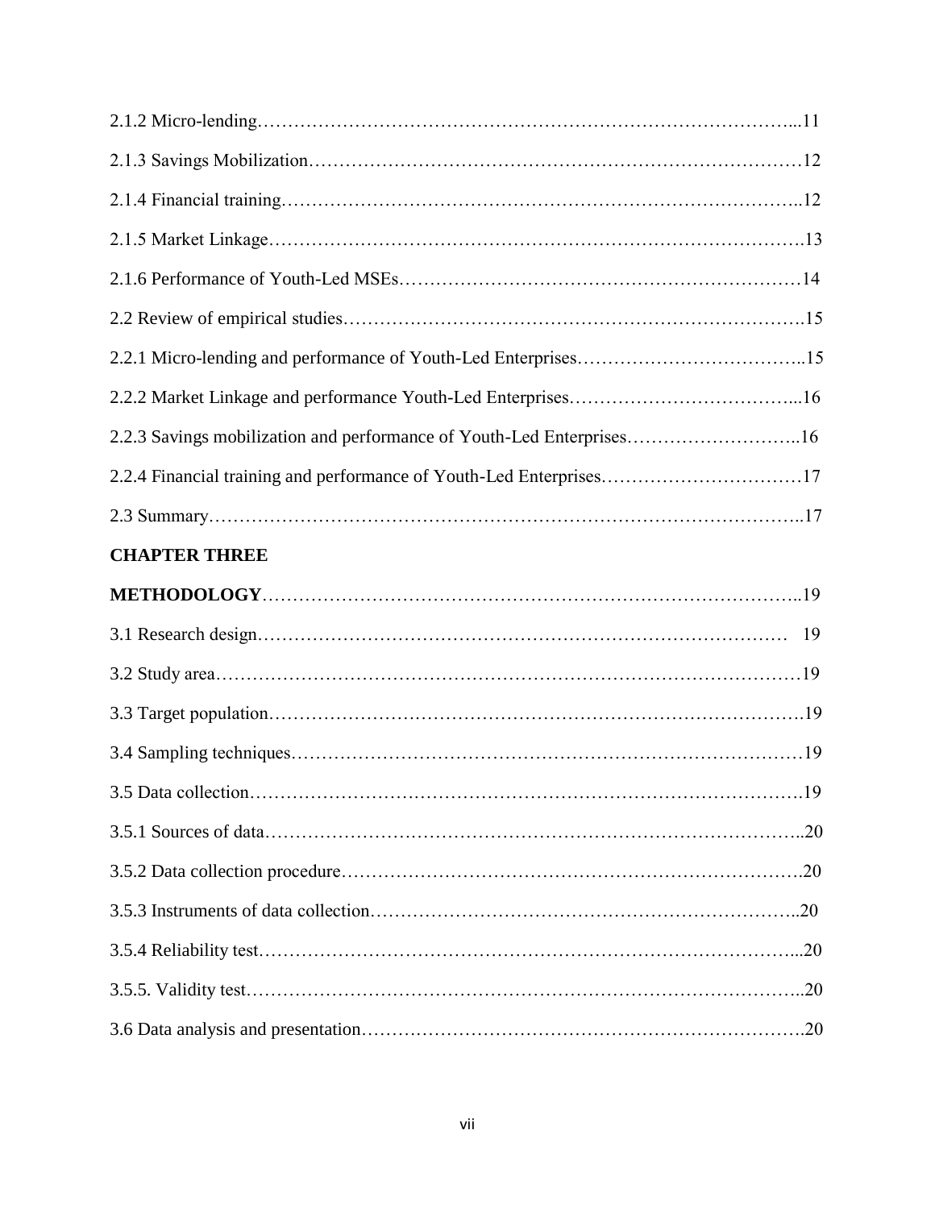2.1.2 Micro-lending…………………………………………………………………………...11

2.1.3 Savings Mobilization………………………………………………………………………12

2.1.4 Financial training…………………………………………………………………………..12

2.1.5 Market Linkage…………………………………………………………………………….13

2.1.6 Performance of Youth-Led MSEs…………………………………………………………14

2.2 Review of empirical studies……………………………………………………………….15

2.2.1 Micro-lending and performance of Youth-Led Enterprises………………………………..15

2.2.2 Market Linkage and performance Youth-Led Enterprises………………………………...16

2.2.3 Savings mobilization and performance of Youth-Led Enterprises………………………..16

2.2.4 Financial training and performance of Youth-Led Enterprises……………………………17

2.3 Summary…………………………………………………………………………………..17

**CHAPTER THREE**

**METHODOLOGY**…………………………………………………………………………..19

3.1 Research design……………………………………………………………………… 19

3.2 Study area…………………………………………………………………………………19

3.3 Target population………………………………………………………………………….19

3.4 Sampling techniques………………………………………………………………………19

3.5 Data collection……………………………………………………………………………..19

3.5.1 Sources of data…………………………………………………………………………..20

3.5.2 Data collection procedure………………………………………………………………..20

3.5.3 Instruments of data collection…………………………………………………………..20

3.5.4 Reliability test…………………………………………………………………………...20

3.5.5. Validity test……………………………………………………………………………..20

3.6 Data analysis and presentation…………………………………………………………….20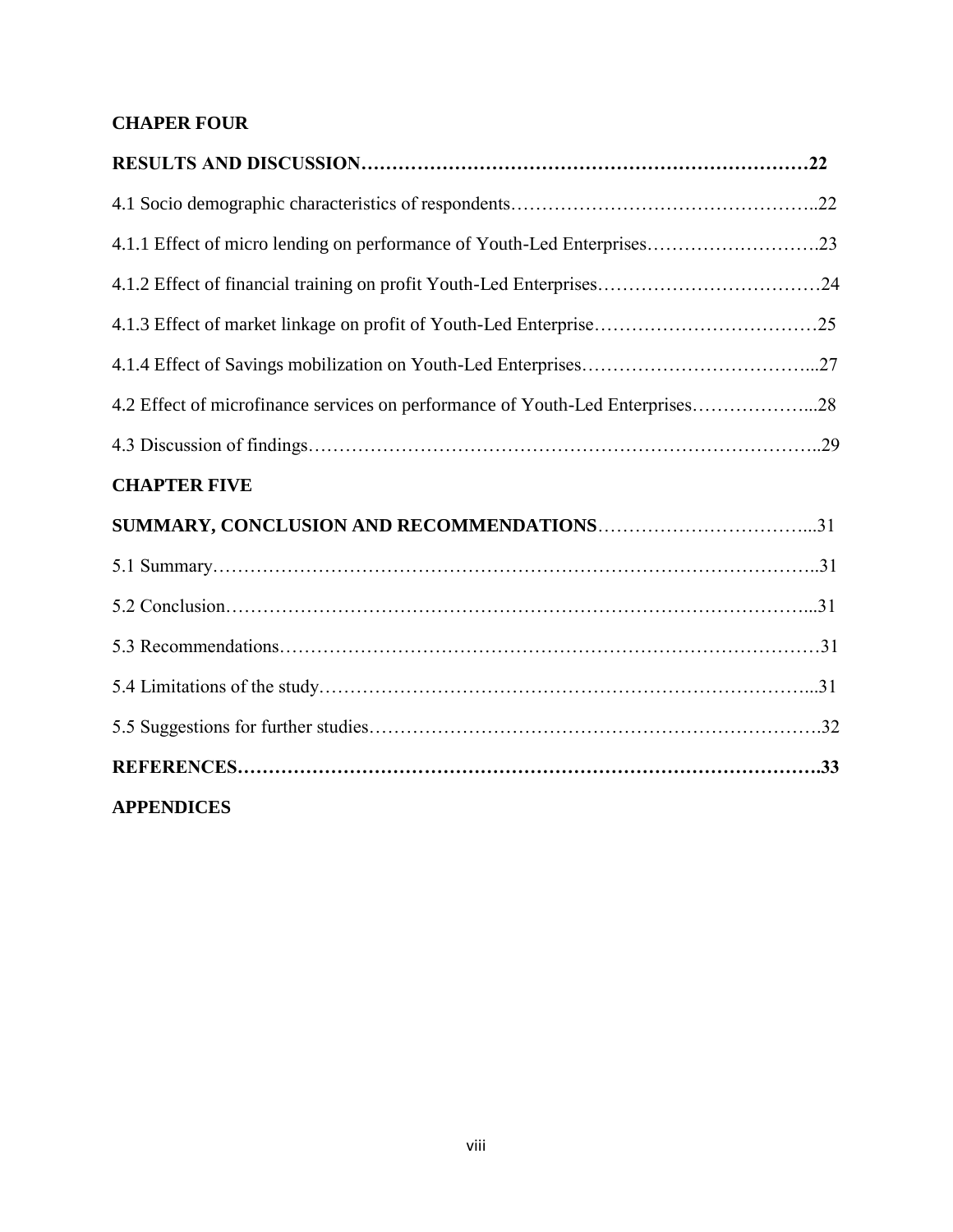**CHAPER FOUR**

**RESULTS AND DISCUSSION……………………………………………………………22**

4.1 Socio demographic characteristics of respondents…………………………………………..22

4.1.1 Effect of micro lending on performance of Youth-Led Enterprises……………………….23

4.1.2 Effect of financial training on profit Youth-Led Enterprises………………………………24

4.1.3 Effect of market linkage on profit of Youth-Led Enterprise………………………………25

4.1.4 Effect of Savings mobilization on Youth-Led Enterprises………………………………...27

4.2 Effect of microfinance services on performance of Youth-Led Enterprises………………...28

4.3 Discussion of findings……………………………………………………………………..29

**CHAPTER FIVE**

**SUMMARY, CONCLUSION AND RECOMMENDATIONS**……………………………...31

5.1 Summary…………………………………………………………………………………..31

5.2 Conclusion………………………………………………………………………………...31

5.3 Recommendations…………………………………………………………………………31

5.4 Limitations of the study……………………………………………………………………...31

5.5 Suggestions for further studies…………………………………………………………….32

**REFERENCES……………………………………………………………………………….33**

**APPENDICES**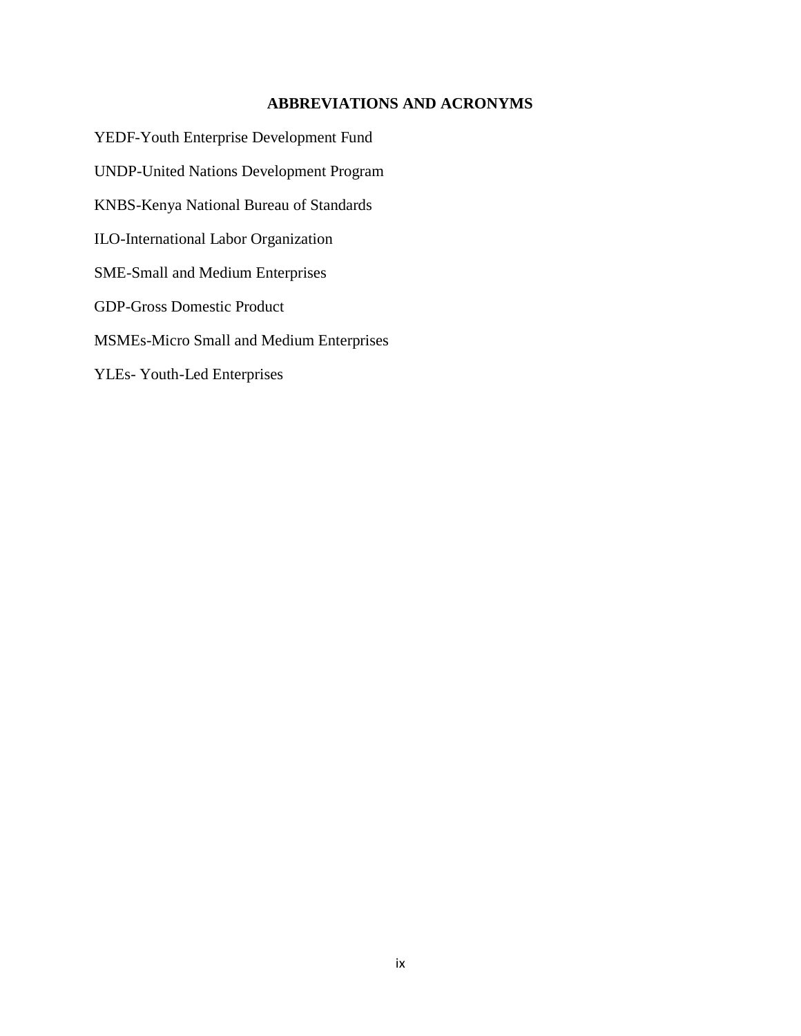## ABBREVIATIONS AND ACRONYMS

YEDF-Youth Enterprise Development Fund

UNDP-United Nations Development Program

KNBS-Kenya National Bureau of Standards

ILO-International Labor Organization

SME-Small and Medium Enterprises

GDP-Gross Domestic Product

MSMEs-Micro Small and Medium Enterprises

YLEs- Youth-Led Enterprises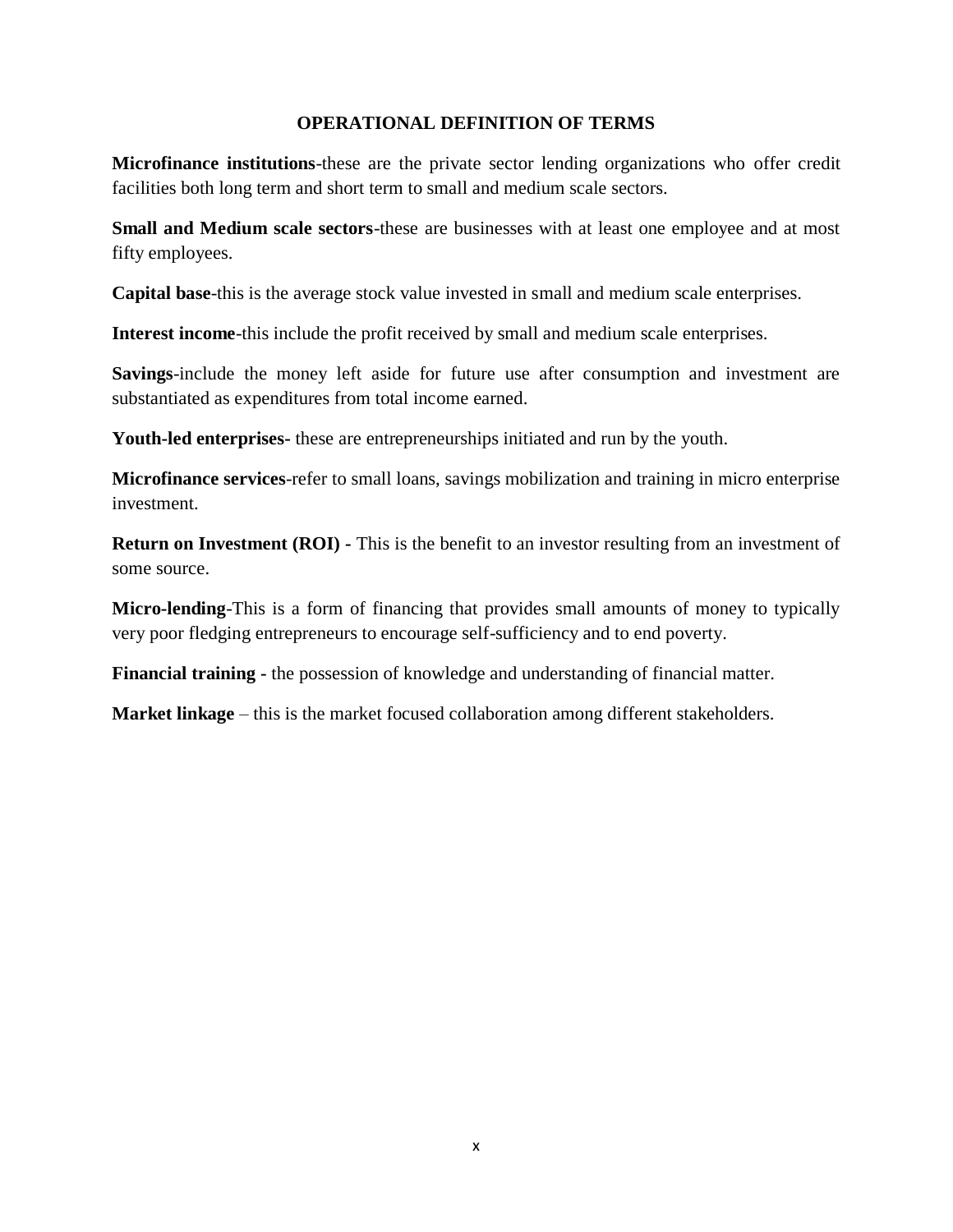## OPERATIONAL DEFINITION OF TERMS

**Microfinance institutions**-these are the private sector lending organizations who offer credit facilities both long term and short term to small and medium scale sectors.

**Small and Medium scale sectors**-these are businesses with at least one employee and at most fifty employees.

**Capital base**-this is the average stock value invested in small and medium scale enterprises.

**Interest income**-this include the profit received by small and medium scale enterprises.

**Savings**-include the money left aside for future use after consumption and investment are substantiated as expenditures from total income earned.

**Youth-led enterprises-** these are entrepreneurships initiated and run by the youth.

**Microfinance services**-refer to small loans, savings mobilization and training in micro enterprise investment.

**Return on Investment (ROI) -** This is the benefit to an investor resulting from an investment of some source.

**Micro-lending**-This is a form of financing that provides small amounts of money to typically very poor fledging entrepreneurs to encourage self-sufficiency and to end poverty.

**Financial training -** the possession of knowledge and understanding of financial matter.

**Market linkage** – this is the market focused collaboration among different stakeholders.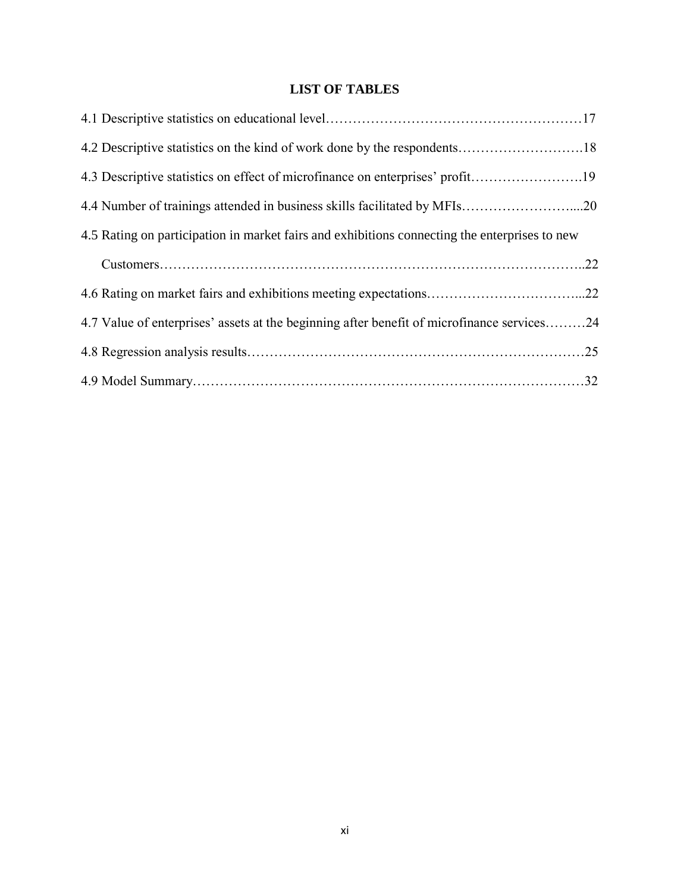# LIST OF TABLES

4.1 Descriptive statistics on educational level……………………………………………………17

4.2 Descriptive statistics on the kind of work done by the respondents……………………….18

4.3 Descriptive statistics on effect of microfinance on enterprises' profit…………………….19

4.4 Number of trainings attended in business skills facilitated by MFIs…………………….....20

4.5 Rating on participation in market fairs and exhibitions connecting the enterprises to new Customers………………………………………………………………………………..22

4.6 Rating on market fairs and exhibitions meeting expectations……………………………...22

4.7 Value of enterprises' assets at the beginning after benefit of microfinance services………24

4.8 Regression analysis results…………………………………………………………………25

4.9 Model Summary……………………………………………………………………………32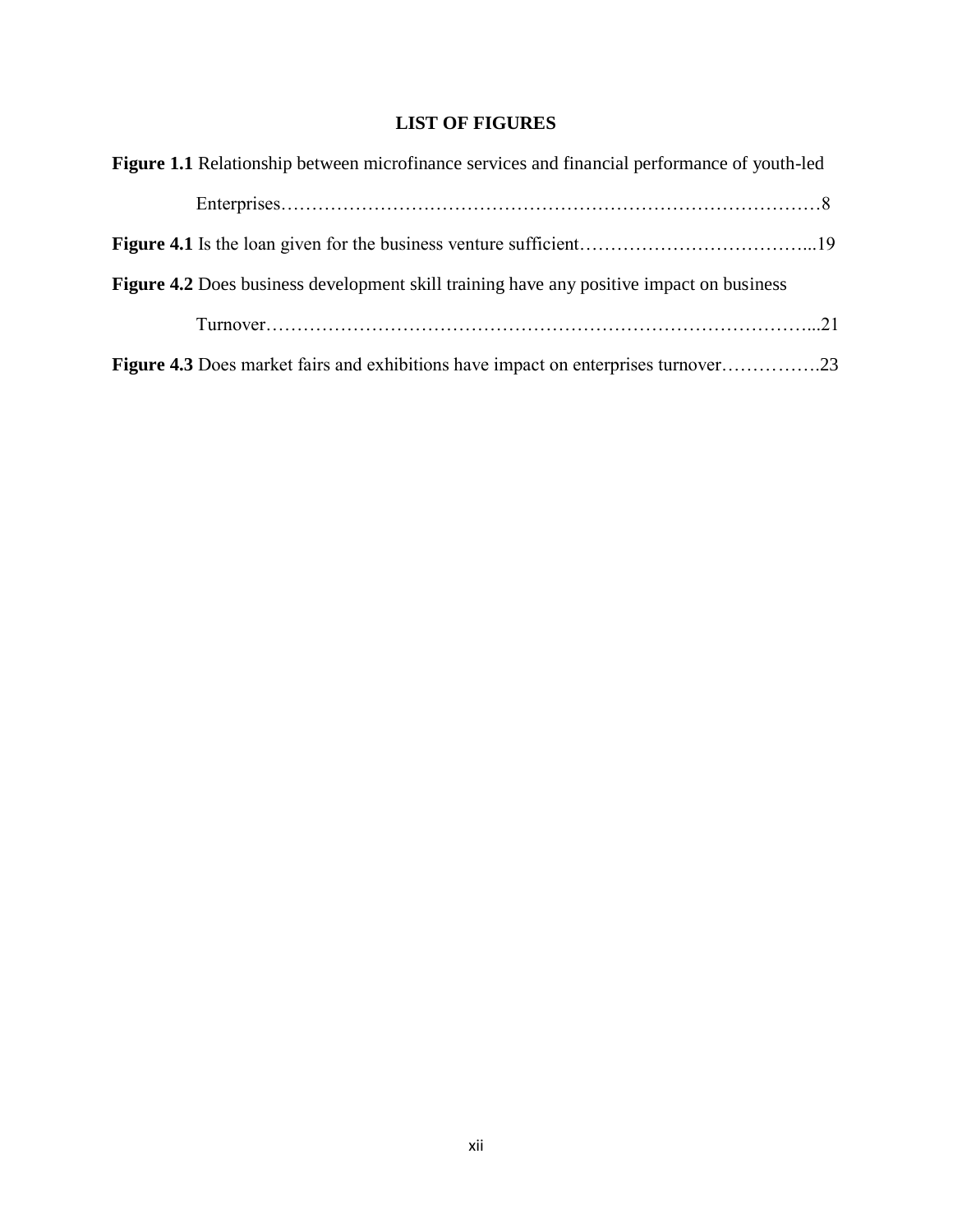## LIST OF FIGURES

**Figure 1.1** Relationship between microfinance services and financial performance of youth-led Enterprises…………………………………………………………………………8

**Figure 4.1** Is the loan given for the business venture sufficient………………………………...19

**Figure 4.2** Does business development skill training have any positive impact on business Turnover…………………………………………………………………………...21

**Figure 4.3** Does market fairs and exhibitions have impact on enterprises turnover…………….23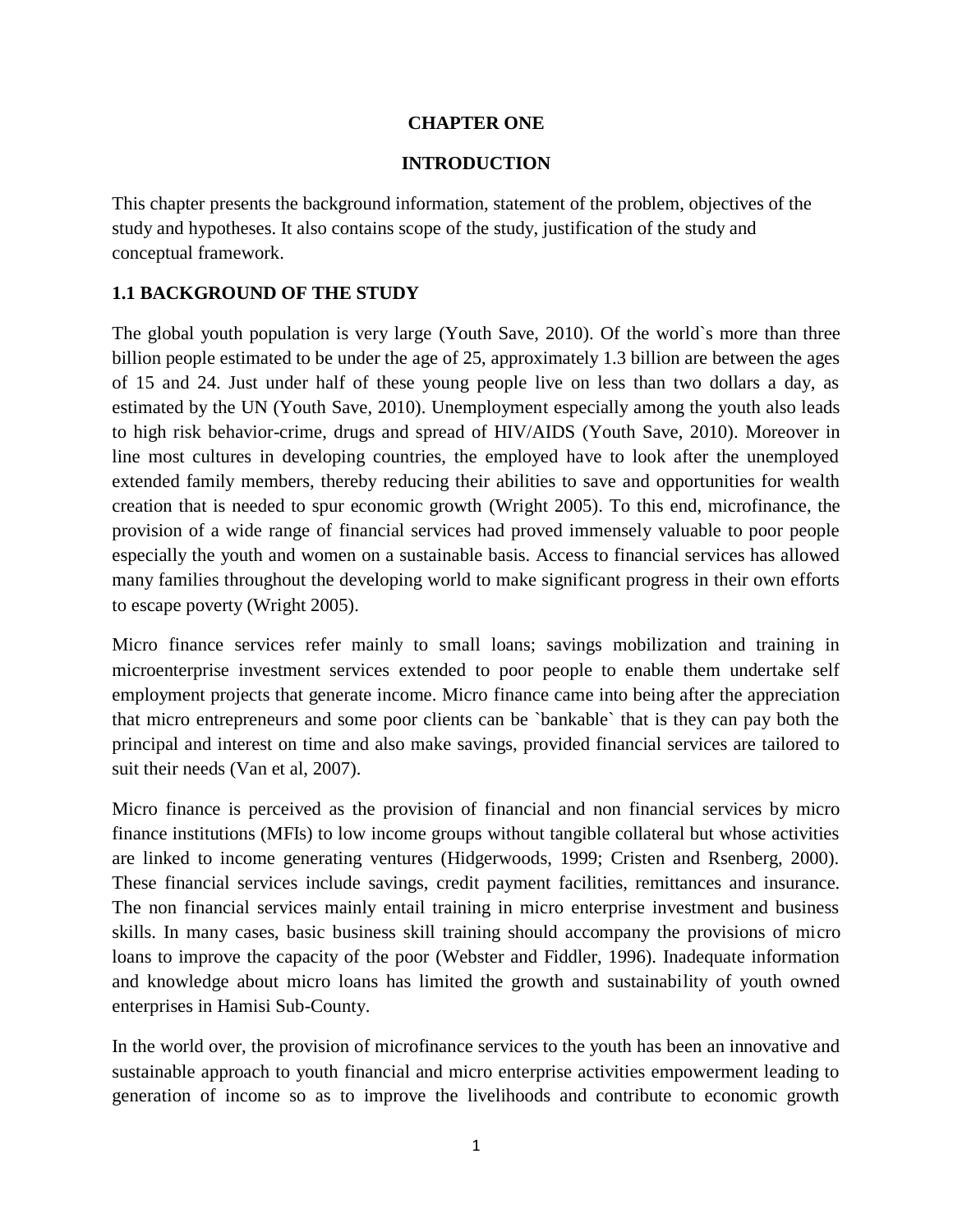# CHAPTER ONE

# INTRODUCTION

This chapter presents the background information, statement of the problem, objectives of the study and hypotheses. It also contains scope of the study, justification of the study and conceptual framework.

## 1.1 BACKGROUND OF THE STUDY

The global youth population is very large (Youth Save, 2010). Of the world`s more than three billion people estimated to be under the age of 25, approximately 1.3 billion are between the ages of 15 and 24. Just under half of these young people live on less than two dollars a day, as estimated by the UN (Youth Save, 2010). Unemployment especially among the youth also leads to high risk behavior-crime, drugs and spread of HIV/AIDS (Youth Save, 2010). Moreover in line most cultures in developing countries, the employed have to look after the unemployed extended family members, thereby reducing their abilities to save and opportunities for wealth creation that is needed to spur economic growth (Wright 2005). To this end, microfinance, the provision of a wide range of financial services had proved immensely valuable to poor people especially the youth and women on a sustainable basis. Access to financial services has allowed many families throughout the developing world to make significant progress in their own efforts to escape poverty (Wright 2005).

Micro finance services refer mainly to small loans; savings mobilization and training in microenterprise investment services extended to poor people to enable them undertake self employment projects that generate income. Micro finance came into being after the appreciation that micro entrepreneurs and some poor clients can be `bankable` that is they can pay both the principal and interest on time and also make savings, provided financial services are tailored to suit their needs (Van et al, 2007).

Micro finance is perceived as the provision of financial and non financial services by micro finance institutions (MFIs) to low income groups without tangible collateral but whose activities are linked to income generating ventures (Hidgerwoods, 1999; Cristen and Rsenberg, 2000). These financial services include savings, credit payment facilities, remittances and insurance. The non financial services mainly entail training in micro enterprise investment and business skills. In many cases, basic business skill training should accompany the provisions of micro loans to improve the capacity of the poor (Webster and Fiddler, 1996). Inadequate information and knowledge about micro loans has limited the growth and sustainability of youth owned enterprises in Hamisi Sub-County.

In the world over, the provision of microfinance services to the youth has been an innovative and sustainable approach to youth financial and micro enterprise activities empowerment leading to generation of income so as to improve the livelihoods and contribute to economic growth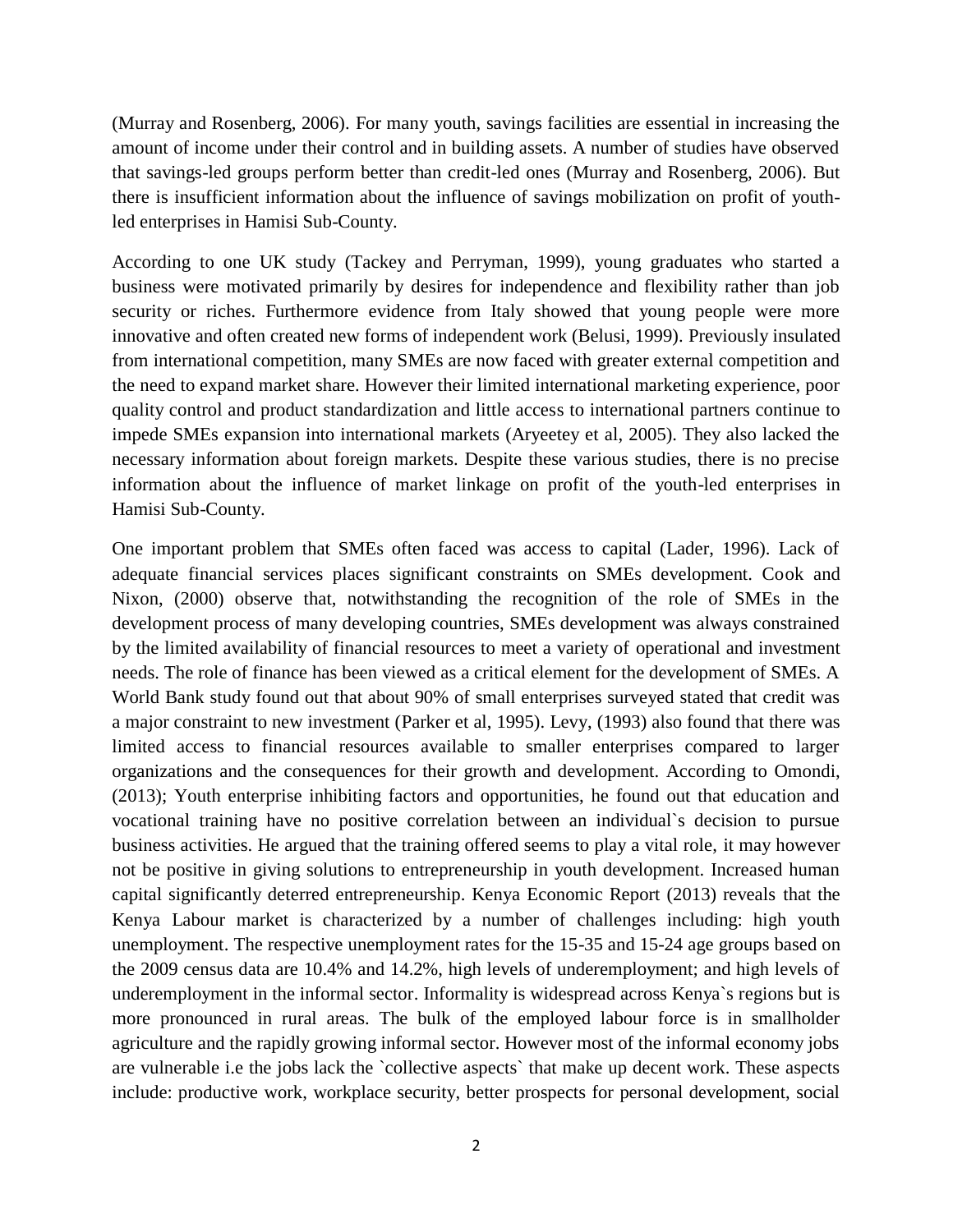(Murray and Rosenberg, 2006). For many youth, savings facilities are essential in increasing the amount of income under their control and in building assets. A number of studies have observed that savings-led groups perform better than credit-led ones (Murray and Rosenberg, 2006). But there is insufficient information about the influence of savings mobilization on profit of youth-led enterprises in Hamisi Sub-County.

According to one UK study (Tackey and Perryman, 1999), young graduates who started a business were motivated primarily by desires for independence and flexibility rather than job security or riches. Furthermore evidence from Italy showed that young people were more innovative and often created new forms of independent work (Belusi, 1999). Previously insulated from international competition, many SMEs are now faced with greater external competition and the need to expand market share. However their limited international marketing experience, poor quality control and product standardization and little access to international partners continue to impede SMEs expansion into international markets (Aryeetey et al, 2005). They also lacked the necessary information about foreign markets. Despite these various studies, there is no precise information about the influence of market linkage on profit of the youth-led enterprises in Hamisi Sub-County.

One important problem that SMEs often faced was access to capital (Lader, 1996). Lack of adequate financial services places significant constraints on SMEs development. Cook and Nixon, (2000) observe that, notwithstanding the recognition of the role of SMEs in the development process of many developing countries, SMEs development was always constrained by the limited availability of financial resources to meet a variety of operational and investment needs. The role of finance has been viewed as a critical element for the development of SMEs. A World Bank study found out that about 90% of small enterprises surveyed stated that credit was a major constraint to new investment (Parker et al, 1995). Levy, (1993) also found that there was limited access to financial resources available to smaller enterprises compared to larger organizations and the consequences for their growth and development. According to Omondi, (2013); Youth enterprise inhibiting factors and opportunities, he found out that education and vocational training have no positive correlation between an individual`s decision to pursue business activities. He argued that the training offered seems to play a vital role, it may however not be positive in giving solutions to entrepreneurship in youth development. Increased human capital significantly deterred entrepreneurship. Kenya Economic Report (2013) reveals that the Kenya Labour market is characterized by a number of challenges including: high youth unemployment. The respective unemployment rates for the 15-35 and 15-24 age groups based on the 2009 census data are 10.4% and 14.2%, high levels of underemployment; and high levels of underemployment in the informal sector. Informality is widespread across Kenya`s regions but is more pronounced in rural areas. The bulk of the employed labour force is in smallholder agriculture and the rapidly growing informal sector. However most of the informal economy jobs are vulnerable i.e the jobs lack the `collective aspects` that make up decent work. These aspects include: productive work, workplace security, better prospects for personal development, social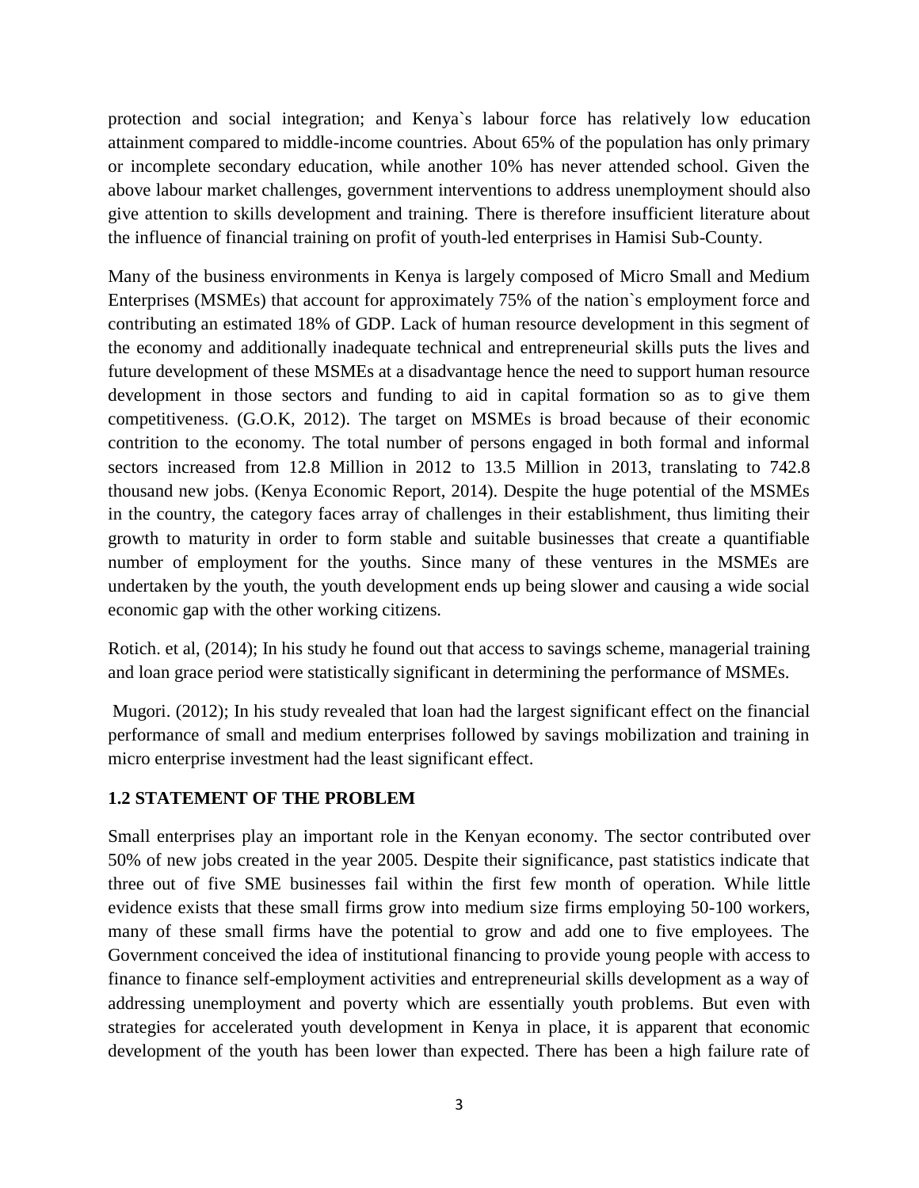protection and social integration; and Kenya`s labour force has relatively low education attainment compared to middle-income countries. About 65% of the population has only primary or incomplete secondary education, while another 10% has never attended school. Given the above labour market challenges, government interventions to address unemployment should also give attention to skills development and training. There is therefore insufficient literature about the influence of financial training on profit of youth-led enterprises in Hamisi Sub-County.

Many of the business environments in Kenya is largely composed of Micro Small and Medium Enterprises (MSMEs) that account for approximately 75% of the nation`s employment force and contributing an estimated 18% of GDP. Lack of human resource development in this segment of the economy and additionally inadequate technical and entrepreneurial skills puts the lives and future development of these MSMEs at a disadvantage hence the need to support human resource development in those sectors and funding to aid in capital formation so as to give them competitiveness. (G.O.K, 2012). The target on MSMEs is broad because of their economic contrition to the economy. The total number of persons engaged in both formal and informal sectors increased from 12.8 Million in 2012 to 13.5 Million in 2013, translating to 742.8 thousand new jobs. (Kenya Economic Report, 2014). Despite the huge potential of the MSMEs in the country, the category faces array of challenges in their establishment, thus limiting their growth to maturity in order to form stable and suitable businesses that create a quantifiable number of employment for the youths. Since many of these ventures in the MSMEs are undertaken by the youth, the youth development ends up being slower and causing a wide social economic gap with the other working citizens.

Rotich. et al, (2014); In his study he found out that access to savings scheme, managerial training and loan grace period were statistically significant in determining the performance of MSMEs.

Mugori. (2012); In his study revealed that loan had the largest significant effect on the financial performance of small and medium enterprises followed by savings mobilization and training in micro enterprise investment had the least significant effect.

## 1.2 STATEMENT OF THE PROBLEM

Small enterprises play an important role in the Kenyan economy. The sector contributed over 50% of new jobs created in the year 2005. Despite their significance, past statistics indicate that three out of five SME businesses fail within the first few month of operation. While little evidence exists that these small firms grow into medium size firms employing 50-100 workers, many of these small firms have the potential to grow and add one to five employees. The Government conceived the idea of institutional financing to provide young people with access to finance to finance self-employment activities and entrepreneurial skills development as a way of addressing unemployment and poverty which are essentially youth problems. But even with strategies for accelerated youth development in Kenya in place, it is apparent that economic development of the youth has been lower than expected. There has been a high failure rate of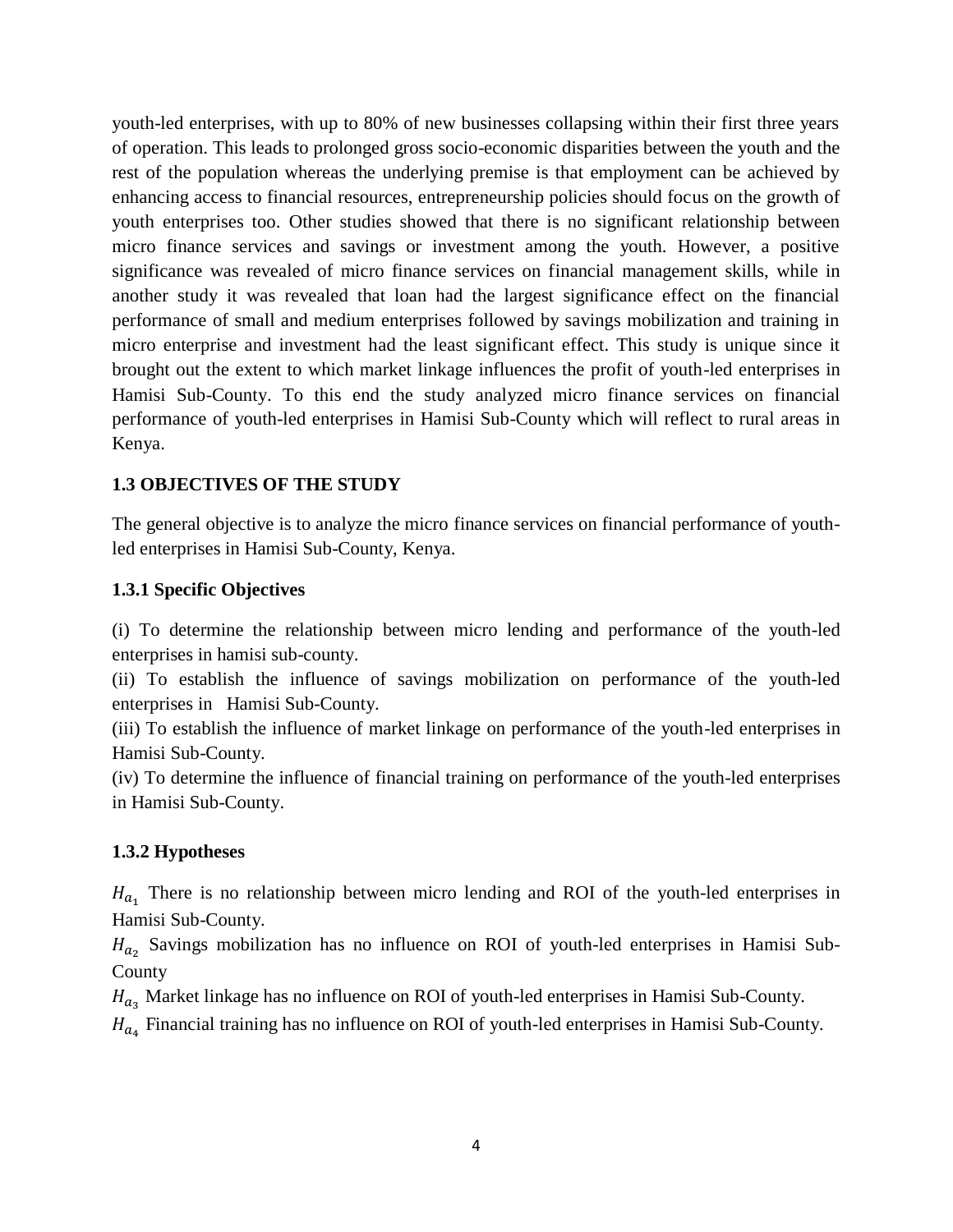youth-led enterprises, with up to 80% of new businesses collapsing within their first three years of operation. This leads to prolonged gross socio-economic disparities between the youth and the rest of the population whereas the underlying premise is that employment can be achieved by enhancing access to financial resources, entrepreneurship policies should focus on the growth of youth enterprises too. Other studies showed that there is no significant relationship between micro finance services and savings or investment among the youth. However, a positive significance was revealed of micro finance services on financial management skills, while in another study it was revealed that loan had the largest significance effect on the financial performance of small and medium enterprises followed by savings mobilization and training in micro enterprise and investment had the least significant effect. This study is unique since it brought out the extent to which market linkage influences the profit of youth-led enterprises in Hamisi Sub-County. To this end the study analyzed micro finance services on financial performance of youth-led enterprises in Hamisi Sub-County which will reflect to rural areas in Kenya.

### 1.3 OBJECTIVES OF THE STUDY

The general objective is to analyze the micro finance services on financial performance of youth-led enterprises in Hamisi Sub-County, Kenya.

#### 1.3.1 Specific Objectives

(i) To determine the relationship between micro lending and performance of the youth-led enterprises in hamisi sub-county.

(ii) To establish the influence of savings mobilization on performance of the youth-led enterprises in Hamisi Sub-County.

(iii) To establish the influence of market linkage on performance of the youth-led enterprises in Hamisi Sub-County.

(iv) To determine the influence of financial training on performance of the youth-led enterprises in Hamisi Sub-County.

#### 1.3.2 Hypotheses

$H_{a_1}$ There is no relationship between micro lending and ROI of the youth-led enterprises in Hamisi Sub-County.

$H_{a_2}$ Savings mobilization has no influence on ROI of youth-led enterprises in Hamisi Sub-County

$H_{a_3}$ Market linkage has no influence on ROI of youth-led enterprises in Hamisi Sub-County.

$H_{a_4}$ Financial training has no influence on ROI of youth-led enterprises in Hamisi Sub-County.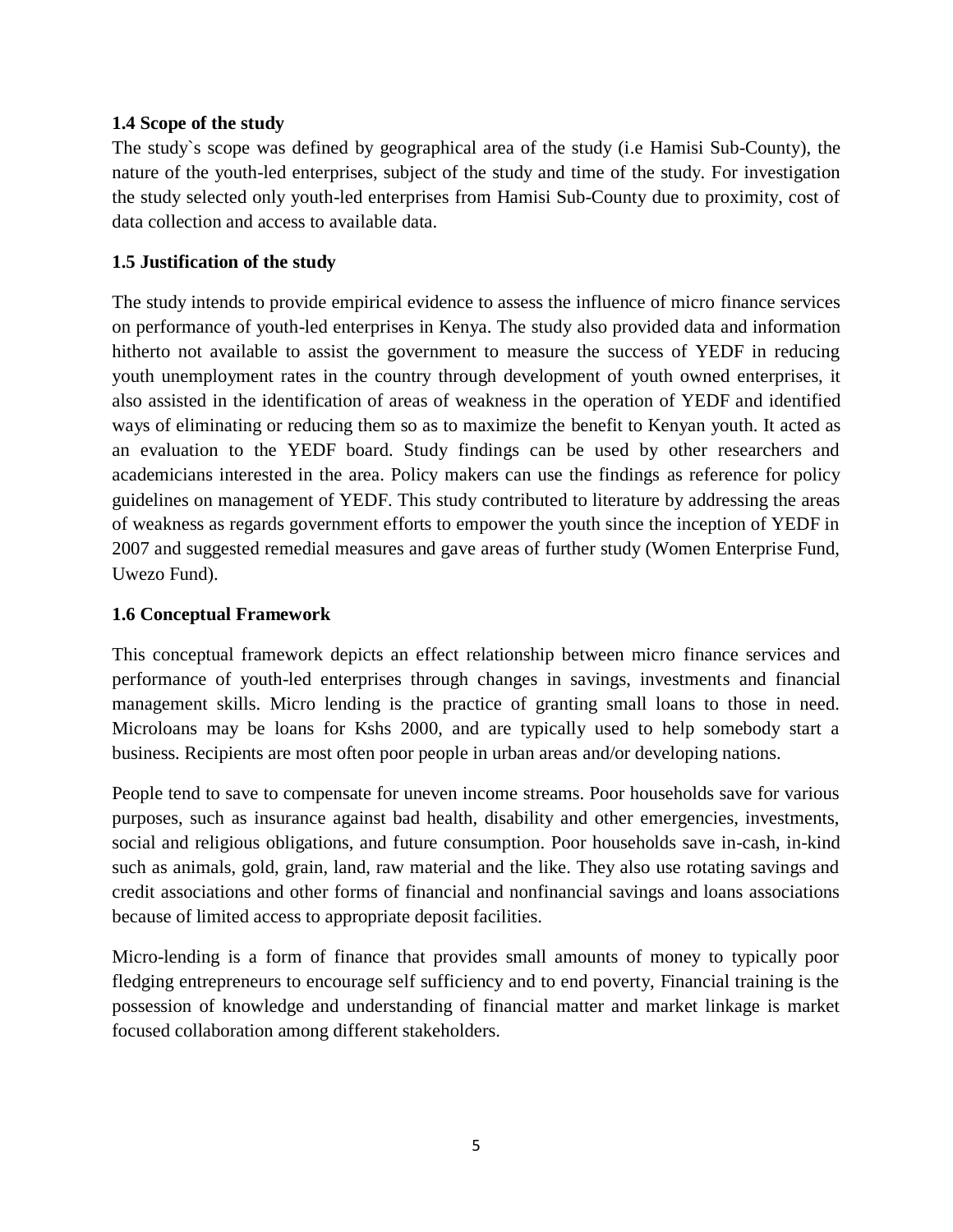### 1.4 Scope of the study

The study`s scope was defined by geographical area of the study (i.e Hamisi Sub-County), the nature of the youth-led enterprises, subject of the study and time of the study. For investigation the study selected only youth-led enterprises from Hamisi Sub-County due to proximity, cost of data collection and access to available data.

### 1.5 Justification of the study

The study intends to provide empirical evidence to assess the influence of micro finance services on performance of youth-led enterprises in Kenya. The study also provided data and information hitherto not available to assist the government to measure the success of YEDF in reducing youth unemployment rates in the country through development of youth owned enterprises, it also assisted in the identification of areas of weakness in the operation of YEDF and identified ways of eliminating or reducing them so as to maximize the benefit to Kenyan youth. It acted as an evaluation to the YEDF board. Study findings can be used by other researchers and academicians interested in the area. Policy makers can use the findings as reference for policy guidelines on management of YEDF. This study contributed to literature by addressing the areas of weakness as regards government efforts to empower the youth since the inception of YEDF in 2007 and suggested remedial measures and gave areas of further study (Women Enterprise Fund, Uwezo Fund).

### 1.6 Conceptual Framework

This conceptual framework depicts an effect relationship between micro finance services and performance of youth-led enterprises through changes in savings, investments and financial management skills. Micro lending is the practice of granting small loans to those in need. Microloans may be loans for Kshs 2000, and are typically used to help somebody start a business. Recipients are most often poor people in urban areas and/or developing nations.

People tend to save to compensate for uneven income streams. Poor households save for various purposes, such as insurance against bad health, disability and other emergencies, investments, social and religious obligations, and future consumption. Poor households save in-cash, in-kind such as animals, gold, grain, land, raw material and the like. They also use rotating savings and credit associations and other forms of financial and nonfinancial savings and loans associations because of limited access to appropriate deposit facilities.

Micro-lending is a form of finance that provides small amounts of money to typically poor fledging entrepreneurs to encourage self sufficiency and to end poverty, Financial training is the possession of knowledge and understanding of financial matter and market linkage is market focused collaboration among different stakeholders.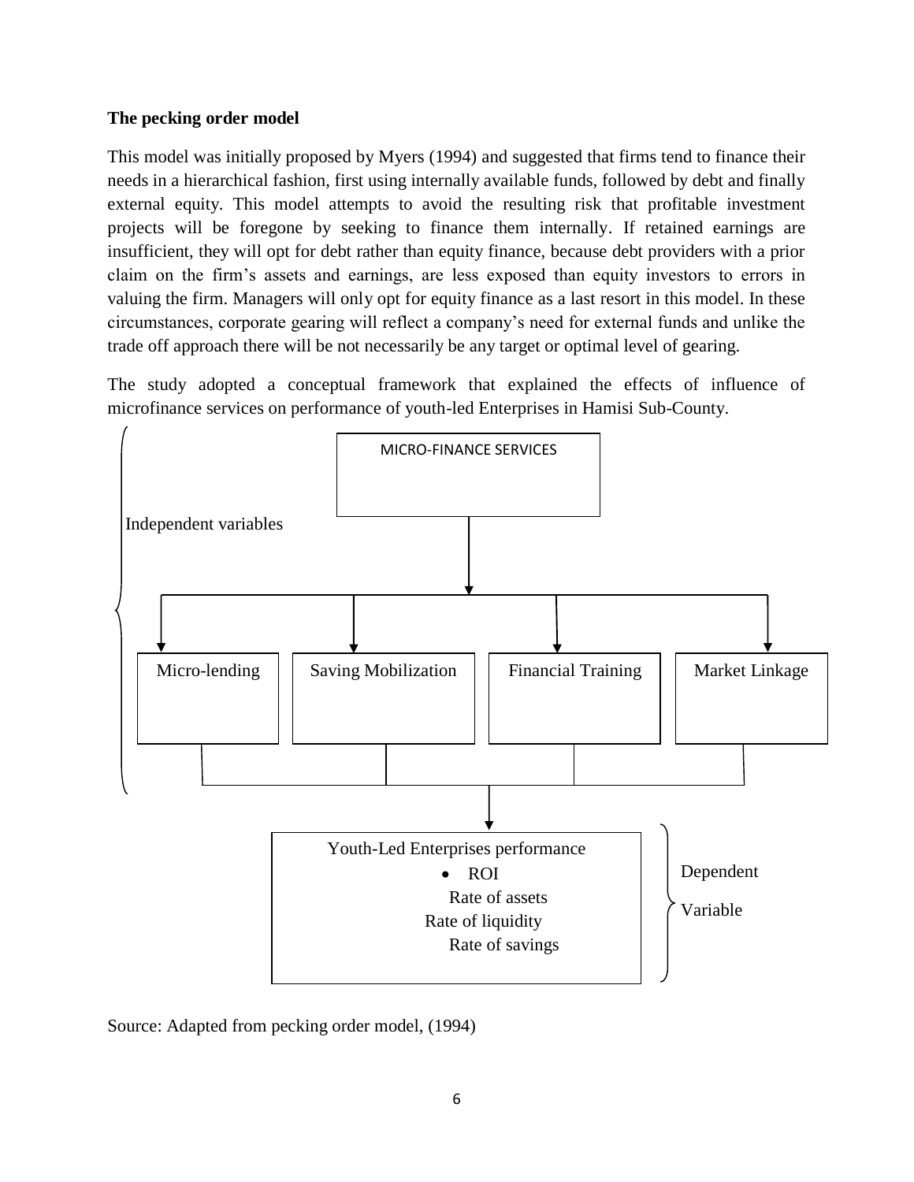**The pecking order model**

This model was initially proposed by Myers (1994) and suggested that firms tend to finance their needs in a hierarchical fashion, first using internally available funds, followed by debt and finally external equity. This model attempts to avoid the resulting risk that profitable investment projects will be foregone by seeking to finance them internally. If retained earnings are insufficient, they will opt for debt rather than equity finance, because debt providers with a prior claim on the firm's assets and earnings, are less exposed than equity investors to errors in valuing the firm. Managers will only opt for equity finance as a last resort in this model. In these circumstances, corporate gearing will reflect a company's need for external funds and unlike the trade off approach there will be not necessarily be any target or optimal level of gearing.

The study adopted a conceptual framework that explained the effects of influence of microfinance services on performance of youth-led Enterprises in Hamisi Sub-County.

Independent variables

MICRO-FINANCE SERVICES

- Micro-lending
- Saving Mobilization
- Financial Training
- Market Linkage

Dependent Variable

Youth-Led Enterprises performance

- ROI
- Rate of assets
- Rate of liquidity
- Rate of savings

Source: Adapted from pecking order model, (1994)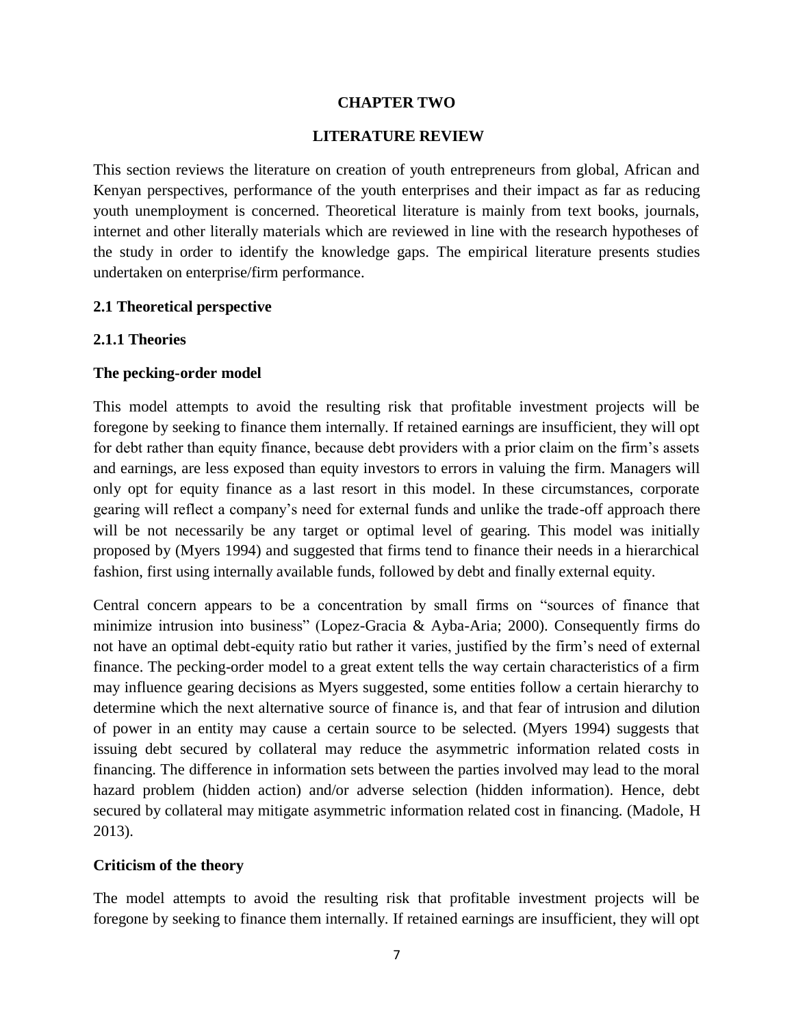# CHAPTER TWO

# LITERATURE REVIEW

This section reviews the literature on creation of youth entrepreneurs from global, African and Kenyan perspectives, performance of the youth enterprises and their impact as far as reducing youth unemployment is concerned. Theoretical literature is mainly from text books, journals, internet and other literally materials which are reviewed in line with the research hypotheses of the study in order to identify the knowledge gaps. The empirical literature presents studies undertaken on enterprise/firm performance.

## 2.1 Theoretical perspective

### 2.1.1 Theories

**The pecking-order model**

This model attempts to avoid the resulting risk that profitable investment projects will be foregone by seeking to finance them internally. If retained earnings are insufficient, they will opt for debt rather than equity finance, because debt providers with a prior claim on the firm's assets and earnings, are less exposed than equity investors to errors in valuing the firm. Managers will only opt for equity finance as a last resort in this model. In these circumstances, corporate gearing will reflect a company's need for external funds and unlike the trade-off approach there will be not necessarily be any target or optimal level of gearing. This model was initially proposed by (Myers 1994) and suggested that firms tend to finance their needs in a hierarchical fashion, first using internally available funds, followed by debt and finally external equity.

Central concern appears to be a concentration by small firms on "sources of finance that minimize intrusion into business" (Lopez-Gracia & Ayba-Aria; 2000). Consequently firms do not have an optimal debt-equity ratio but rather it varies, justified by the firm's need of external finance. The pecking-order model to a great extent tells the way certain characteristics of a firm may influence gearing decisions as Myers suggested, some entities follow a certain hierarchy to determine which the next alternative source of finance is, and that fear of intrusion and dilution of power in an entity may cause a certain source to be selected. (Myers 1994) suggests that issuing debt secured by collateral may reduce the asymmetric information related costs in financing. The difference in information sets between the parties involved may lead to the moral hazard problem (hidden action) and/or adverse selection (hidden information). Hence, debt secured by collateral may mitigate asymmetric information related cost in financing. (Madole, H 2013).

**Criticism of the theory**

The model attempts to avoid the resulting risk that profitable investment projects will be foregone by seeking to finance them internally. If retained earnings are insufficient, they will opt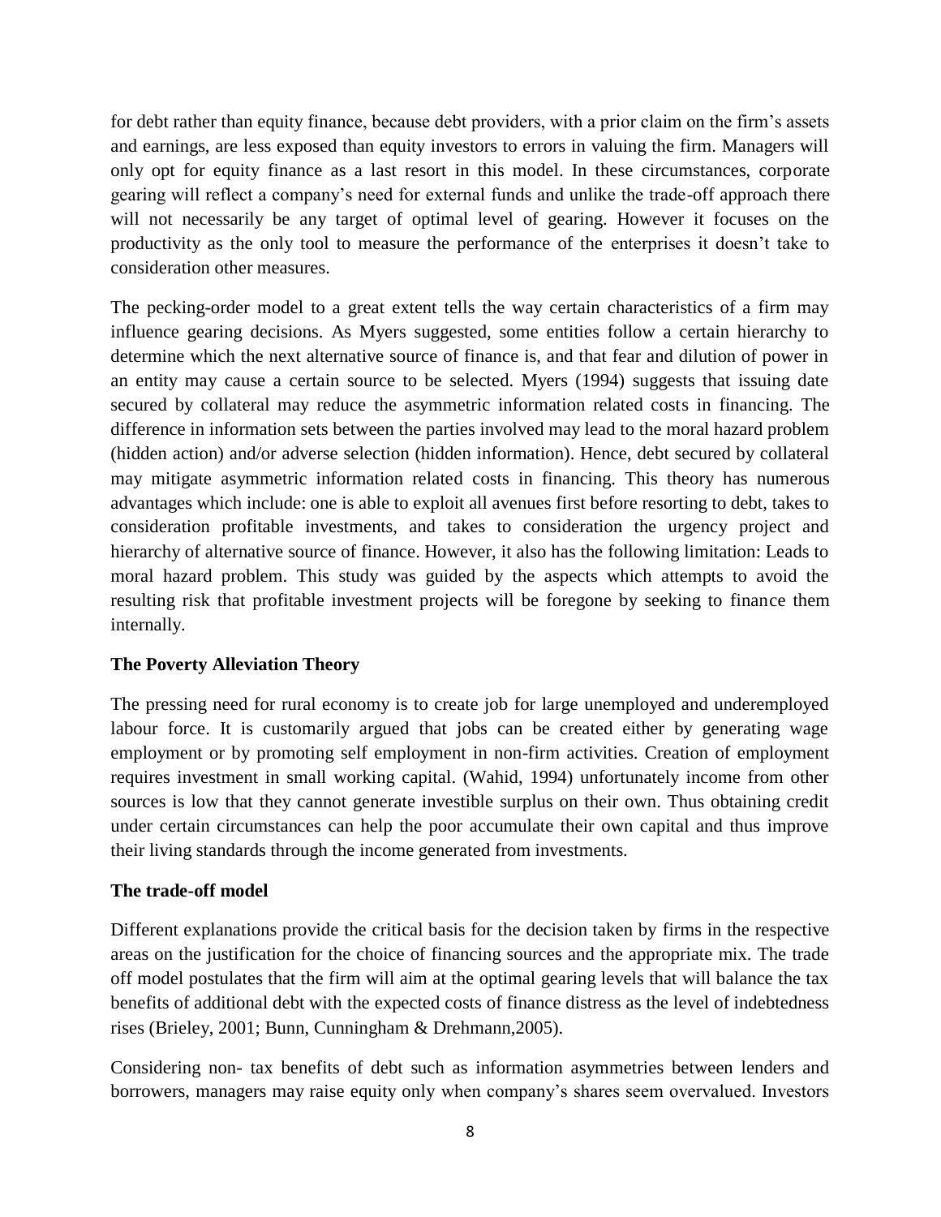for debt rather than equity finance, because debt providers, with a prior claim on the firm's assets and earnings, are less exposed than equity investors to errors in valuing the firm. Managers will only opt for equity finance as a last resort in this model. In these circumstances, corporate gearing will reflect a company's need for external funds and unlike the trade-off approach there will not necessarily be any target of optimal level of gearing. However it focuses on the productivity as the only tool to measure the performance of the enterprises it doesn't take to consideration other measures.

The pecking-order model to a great extent tells the way certain characteristics of a firm may influence gearing decisions. As Myers suggested, some entities follow a certain hierarchy to determine which the next alternative source of finance is, and that fear and dilution of power in an entity may cause a certain source to be selected. Myers (1994) suggests that issuing date secured by collateral may reduce the asymmetric information related costs in financing. The difference in information sets between the parties involved may lead to the moral hazard problem (hidden action) and/or adverse selection (hidden information). Hence, debt secured by collateral may mitigate asymmetric information related costs in financing. This theory has numerous advantages which include: one is able to exploit all avenues first before resorting to debt, takes to consideration profitable investments, and takes to consideration the urgency project and hierarchy of alternative source of finance. However, it also has the following limitation: Leads to moral hazard problem. This study was guided by the aspects which attempts to avoid the resulting risk that profitable investment projects will be foregone by seeking to finance them internally.

### The Poverty Alleviation Theory

The pressing need for rural economy is to create job for large unemployed and underemployed labour force. It is customarily argued that jobs can be created either by generating wage employment or by promoting self employment in non-firm activities. Creation of employment requires investment in small working capital. (Wahid, 1994) unfortunately income from other sources is low that they cannot generate investible surplus on their own. Thus obtaining credit under certain circumstances can help the poor accumulate their own capital and thus improve their living standards through the income generated from investments.

### The trade-off model

Different explanations provide the critical basis for the decision taken by firms in the respective areas on the justification for the choice of financing sources and the appropriate mix. The trade off model postulates that the firm will aim at the optimal gearing levels that will balance the tax benefits of additional debt with the expected costs of finance distress as the level of indebtedness rises (Brieley, 2001; Bunn, Cunningham & Drehmann,2005).

Considering non- tax benefits of debt such as information asymmetries between lenders and borrowers, managers may raise equity only when company's shares seem overvalued. Investors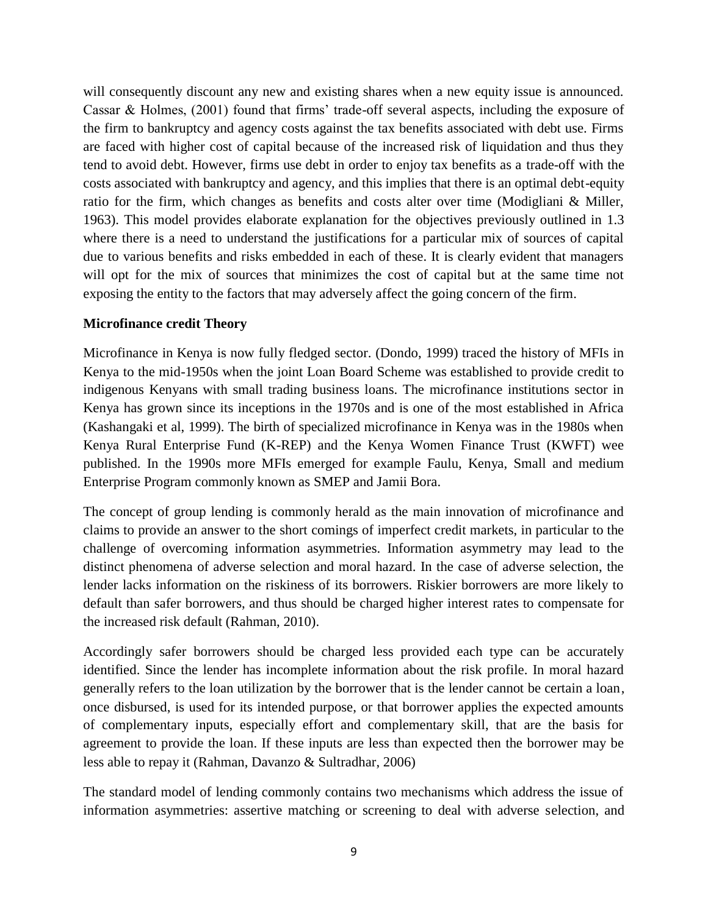will consequently discount any new and existing shares when a new equity issue is announced. Cassar & Holmes, (2001) found that firms' trade-off several aspects, including the exposure of the firm to bankruptcy and agency costs against the tax benefits associated with debt use. Firms are faced with higher cost of capital because of the increased risk of liquidation and thus they tend to avoid debt. However, firms use debt in order to enjoy tax benefits as a trade-off with the costs associated with bankruptcy and agency, and this implies that there is an optimal debt-equity ratio for the firm, which changes as benefits and costs alter over time (Modigliani & Miller, 1963). This model provides elaborate explanation for the objectives previously outlined in 1.3 where there is a need to understand the justifications for a particular mix of sources of capital due to various benefits and risks embedded in each of these. It is clearly evident that managers will opt for the mix of sources that minimizes the cost of capital but at the same time not exposing the entity to the factors that may adversely affect the going concern of the firm.

**Microfinance credit Theory**

Microfinance in Kenya is now fully fledged sector. (Dondo, 1999) traced the history of MFIs in Kenya to the mid-1950s when the joint Loan Board Scheme was established to provide credit to indigenous Kenyans with small trading business loans. The microfinance institutions sector in Kenya has grown since its inceptions in the 1970s and is one of the most established in Africa (Kashangaki et al, 1999). The birth of specialized microfinance in Kenya was in the 1980s when Kenya Rural Enterprise Fund (K-REP) and the Kenya Women Finance Trust (KWFT) wee published. In the 1990s more MFIs emerged for example Faulu, Kenya, Small and medium Enterprise Program commonly known as SMEP and Jamii Bora.

The concept of group lending is commonly herald as the main innovation of microfinance and claims to provide an answer to the short comings of imperfect credit markets, in particular to the challenge of overcoming information asymmetries. Information asymmetry may lead to the distinct phenomena of adverse selection and moral hazard. In the case of adverse selection, the lender lacks information on the riskiness of its borrowers. Riskier borrowers are more likely to default than safer borrowers, and thus should be charged higher interest rates to compensate for the increased risk default (Rahman, 2010).

Accordingly safer borrowers should be charged less provided each type can be accurately identified. Since the lender has incomplete information about the risk profile. In moral hazard generally refers to the loan utilization by the borrower that is the lender cannot be certain a loan, once disbursed, is used for its intended purpose, or that borrower applies the expected amounts of complementary inputs, especially effort and complementary skill, that are the basis for agreement to provide the loan. If these inputs are less than expected then the borrower may be less able to repay it (Rahman, Davanzo & Sultradhar, 2006)

The standard model of lending commonly contains two mechanisms which address the issue of information asymmetries: assertive matching or screening to deal with adverse selection, and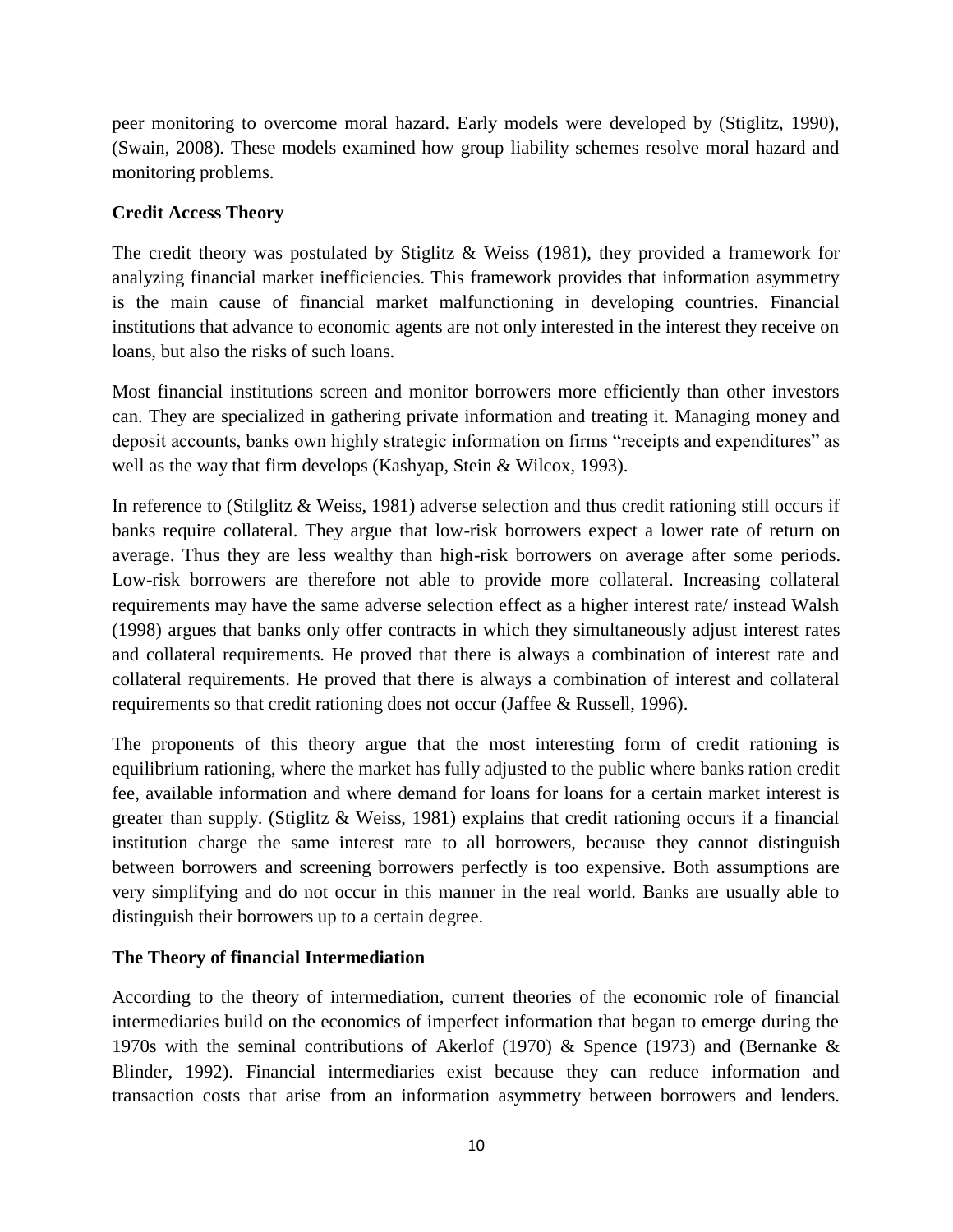peer monitoring to overcome moral hazard. Early models were developed by (Stiglitz, 1990), (Swain, 2008). These models examined how group liability schemes resolve moral hazard and monitoring problems.

**Credit Access Theory**

The credit theory was postulated by Stiglitz & Weiss (1981), they provided a framework for analyzing financial market inefficiencies. This framework provides that information asymmetry is the main cause of financial market malfunctioning in developing countries. Financial institutions that advance to economic agents are not only interested in the interest they receive on loans, but also the risks of such loans.

Most financial institutions screen and monitor borrowers more efficiently than other investors can. They are specialized in gathering private information and treating it. Managing money and deposit accounts, banks own highly strategic information on firms "receipts and expenditures" as well as the way that firm develops (Kashyap, Stein & Wilcox, 1993).

In reference to (Stilglitz & Weiss, 1981) adverse selection and thus credit rationing still occurs if banks require collateral. They argue that low-risk borrowers expect a lower rate of return on average. Thus they are less wealthy than high-risk borrowers on average after some periods. Low-risk borrowers are therefore not able to provide more collateral. Increasing collateral requirements may have the same adverse selection effect as a higher interest rate/ instead Walsh (1998) argues that banks only offer contracts in which they simultaneously adjust interest rates and collateral requirements. He proved that there is always a combination of interest rate and collateral requirements. He proved that there is always a combination of interest and collateral requirements so that credit rationing does not occur (Jaffee & Russell, 1996).

The proponents of this theory argue that the most interesting form of credit rationing is equilibrium rationing, where the market has fully adjusted to the public where banks ration credit fee, available information and where demand for loans for loans for a certain market interest is greater than supply. (Stiglitz & Weiss, 1981) explains that credit rationing occurs if a financial institution charge the same interest rate to all borrowers, because they cannot distinguish between borrowers and screening borrowers perfectly is too expensive. Both assumptions are very simplifying and do not occur in this manner in the real world. Banks are usually able to distinguish their borrowers up to a certain degree.

**The Theory of financial Intermediation**

According to the theory of intermediation, current theories of the economic role of financial intermediaries build on the economics of imperfect information that began to emerge during the 1970s with the seminal contributions of Akerlof (1970) & Spence (1973) and (Bernanke & Blinder, 1992). Financial intermediaries exist because they can reduce information and transaction costs that arise from an information asymmetry between borrowers and lenders.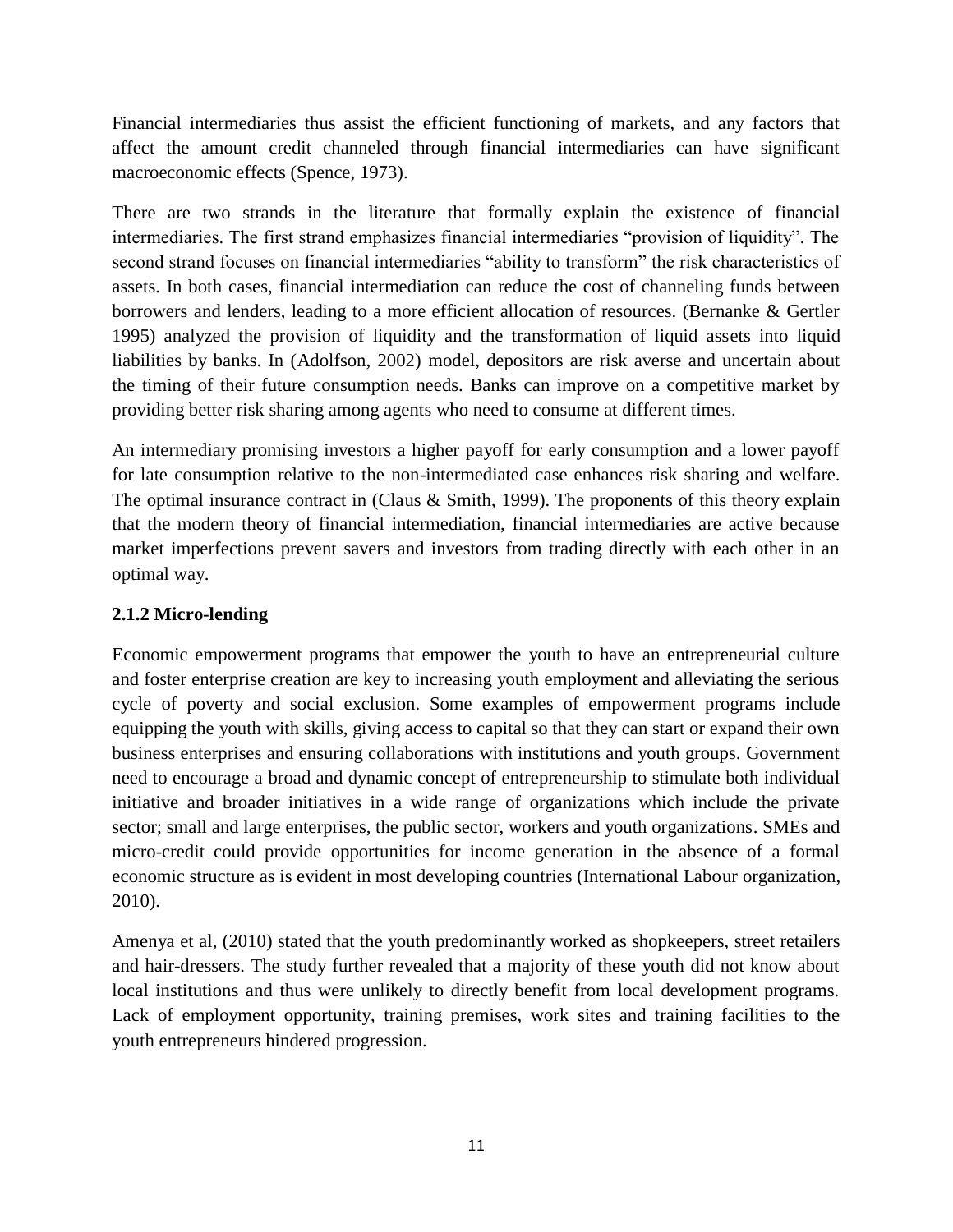Financial intermediaries thus assist the efficient functioning of markets, and any factors that affect the amount credit channeled through financial intermediaries can have significant macroeconomic effects (Spence, 1973).

There are two strands in the literature that formally explain the existence of financial intermediaries. The first strand emphasizes financial intermediaries "provision of liquidity". The second strand focuses on financial intermediaries "ability to transform" the risk characteristics of assets. In both cases, financial intermediation can reduce the cost of channeling funds between borrowers and lenders, leading to a more efficient allocation of resources. (Bernanke & Gertler 1995) analyzed the provision of liquidity and the transformation of liquid assets into liquid liabilities by banks. In (Adolfson, 2002) model, depositors are risk averse and uncertain about the timing of their future consumption needs. Banks can improve on a competitive market by providing better risk sharing among agents who need to consume at different times.

An intermediary promising investors a higher payoff for early consumption and a lower payoff for late consumption relative to the non-intermediated case enhances risk sharing and welfare. The optimal insurance contract in (Claus & Smith, 1999). The proponents of this theory explain that the modern theory of financial intermediation, financial intermediaries are active because market imperfections prevent savers and investors from trading directly with each other in an optimal way.

### 2.1.2 Micro-lending

Economic empowerment programs that empower the youth to have an entrepreneurial culture and foster enterprise creation are key to increasing youth employment and alleviating the serious cycle of poverty and social exclusion. Some examples of empowerment programs include equipping the youth with skills, giving access to capital so that they can start or expand their own business enterprises and ensuring collaborations with institutions and youth groups. Government need to encourage a broad and dynamic concept of entrepreneurship to stimulate both individual initiative and broader initiatives in a wide range of organizations which include the private sector; small and large enterprises, the public sector, workers and youth organizations. SMEs and micro-credit could provide opportunities for income generation in the absence of a formal economic structure as is evident in most developing countries (International Labour organization, 2010).

Amenya et al, (2010) stated that the youth predominantly worked as shopkeepers, street retailers and hair-dressers. The study further revealed that a majority of these youth did not know about local institutions and thus were unlikely to directly benefit from local development programs. Lack of employment opportunity, training premises, work sites and training facilities to the youth entrepreneurs hindered progression.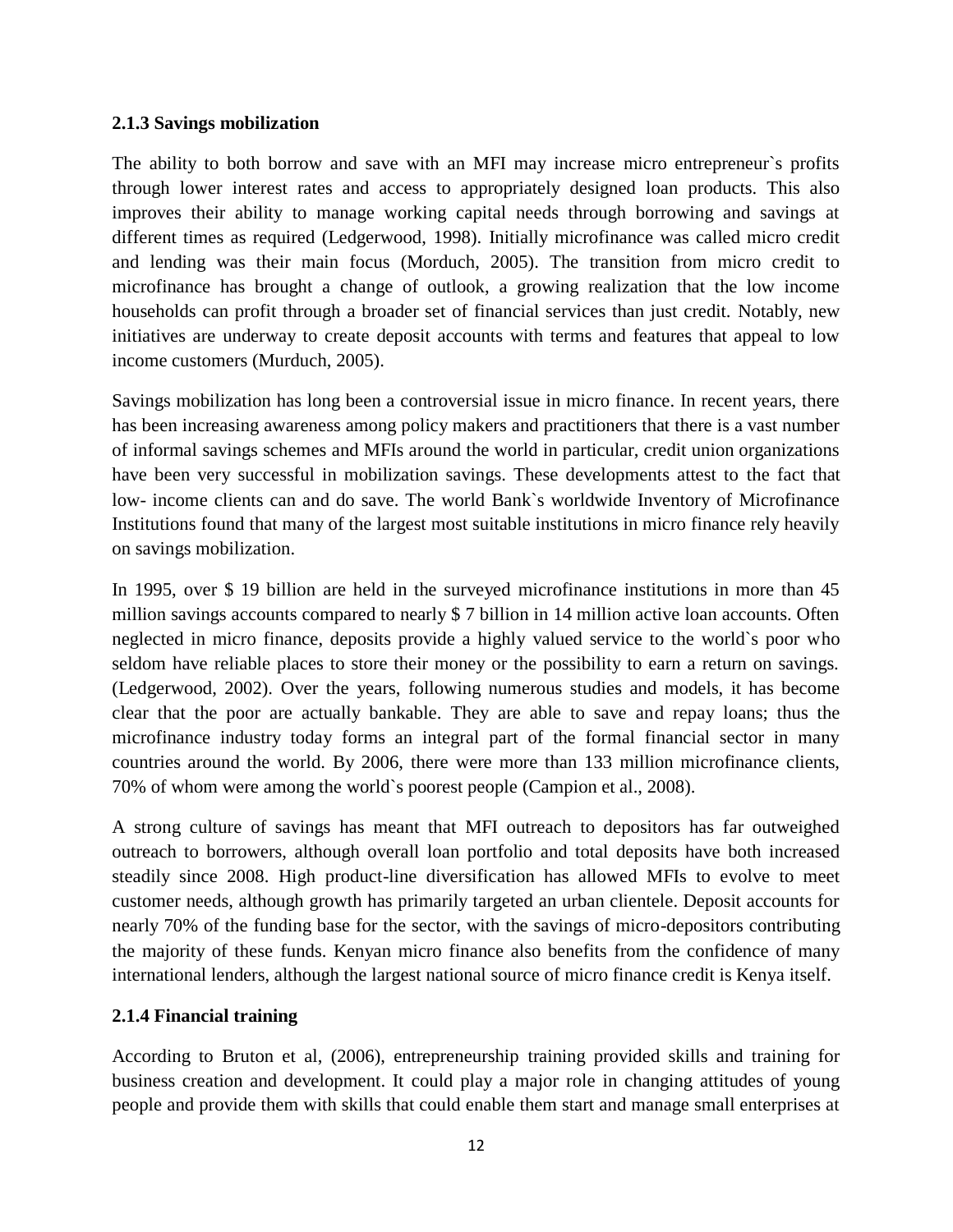### 2.1.3 Savings mobilization

The ability to both borrow and save with an MFI may increase micro entrepreneur`s profits through lower interest rates and access to appropriately designed loan products. This also improves their ability to manage working capital needs through borrowing and savings at different times as required (Ledgerwood, 1998). Initially microfinance was called micro credit and lending was their main focus (Morduch, 2005). The transition from micro credit to microfinance has brought a change of outlook, a growing realization that the low income households can profit through a broader set of financial services than just credit. Notably, new initiatives are underway to create deposit accounts with terms and features that appeal to low income customers (Murduch, 2005).

Savings mobilization has long been a controversial issue in micro finance. In recent years, there has been increasing awareness among policy makers and practitioners that there is a vast number of informal savings schemes and MFIs around the world in particular, credit union organizations have been very successful in mobilization savings. These developments attest to the fact that low- income clients can and do save. The world Bank`s worldwide Inventory of Microfinance Institutions found that many of the largest most suitable institutions in micro finance rely heavily on savings mobilization.

In 1995, over $ 19 billion are held in the surveyed microfinance institutions in more than 45 million savings accounts compared to nearly $ 7 billion in 14 million active loan accounts. Often neglected in micro finance, deposits provide a highly valued service to the world`s poor who seldom have reliable places to store their money or the possibility to earn a return on savings. (Ledgerwood, 2002). Over the years, following numerous studies and models, it has become clear that the poor are actually bankable. They are able to save and repay loans; thus the microfinance industry today forms an integral part of the formal financial sector in many countries around the world. By 2006, there were more than 133 million microfinance clients, 70% of whom were among the world`s poorest people (Campion et al., 2008).

A strong culture of savings has meant that MFI outreach to depositors has far outweighed outreach to borrowers, although overall loan portfolio and total deposits have both increased steadily since 2008. High product-line diversification has allowed MFIs to evolve to meet customer needs, although growth has primarily targeted an urban clientele. Deposit accounts for nearly 70% of the funding base for the sector, with the savings of micro-depositors contributing the majority of these funds. Kenyan micro finance also benefits from the confidence of many international lenders, although the largest national source of micro finance credit is Kenya itself.

### 2.1.4 Financial training

According to Bruton et al, (2006), entrepreneurship training provided skills and training for business creation and development. It could play a major role in changing attitudes of young people and provide them with skills that could enable them start and manage small enterprises at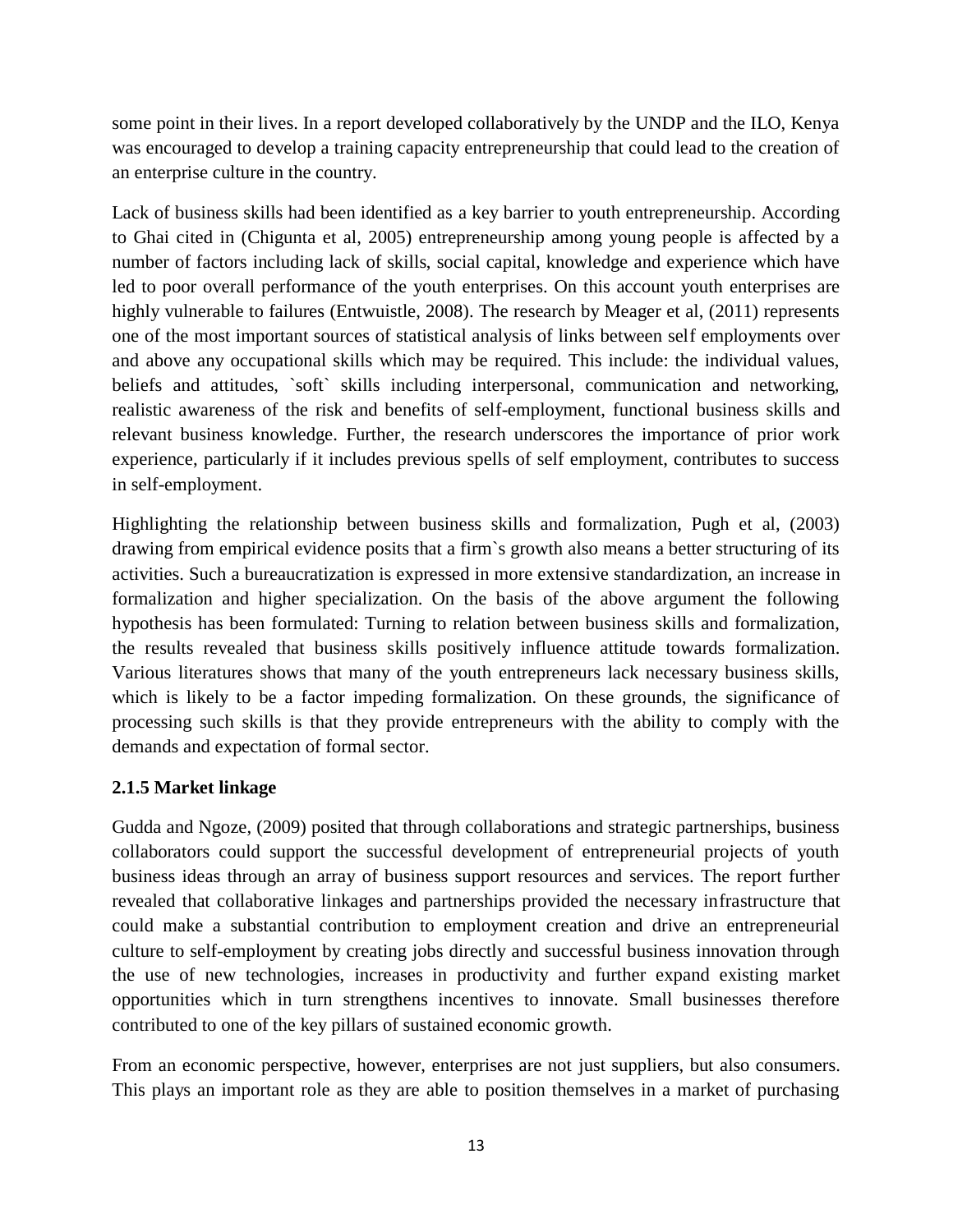some point in their lives. In a report developed collaboratively by the UNDP and the ILO, Kenya was encouraged to develop a training capacity entrepreneurship that could lead to the creation of an enterprise culture in the country.

Lack of business skills had been identified as a key barrier to youth entrepreneurship. According to Ghai cited in (Chigunta et al, 2005) entrepreneurship among young people is affected by a number of factors including lack of skills, social capital, knowledge and experience which have led to poor overall performance of the youth enterprises. On this account youth enterprises are highly vulnerable to failures (Entwuistle, 2008). The research by Meager et al, (2011) represents one of the most important sources of statistical analysis of links between self employments over and above any occupational skills which may be required. This include: the individual values, beliefs and attitudes, `soft` skills including interpersonal, communication and networking, realistic awareness of the risk and benefits of self-employment, functional business skills and relevant business knowledge. Further, the research underscores the importance of prior work experience, particularly if it includes previous spells of self employment, contributes to success in self-employment.

Highlighting the relationship between business skills and formalization, Pugh et al, (2003) drawing from empirical evidence posits that a firm`s growth also means a better structuring of its activities. Such a bureaucratization is expressed in more extensive standardization, an increase in formalization and higher specialization. On the basis of the above argument the following hypothesis has been formulated: Turning to relation between business skills and formalization, the results revealed that business skills positively influence attitude towards formalization. Various literatures shows that many of the youth entrepreneurs lack necessary business skills, which is likely to be a factor impeding formalization. On these grounds, the significance of processing such skills is that they provide entrepreneurs with the ability to comply with the demands and expectation of formal sector.

### 2.1.5 Market linkage

Gudda and Ngoze, (2009) posited that through collaborations and strategic partnerships, business collaborators could support the successful development of entrepreneurial projects of youth business ideas through an array of business support resources and services. The report further revealed that collaborative linkages and partnerships provided the necessary infrastructure that could make a substantial contribution to employment creation and drive an entrepreneurial culture to self-employment by creating jobs directly and successful business innovation through the use of new technologies, increases in productivity and further expand existing market opportunities which in turn strengthens incentives to innovate. Small businesses therefore contributed to one of the key pillars of sustained economic growth.

From an economic perspective, however, enterprises are not just suppliers, but also consumers. This plays an important role as they are able to position themselves in a market of purchasing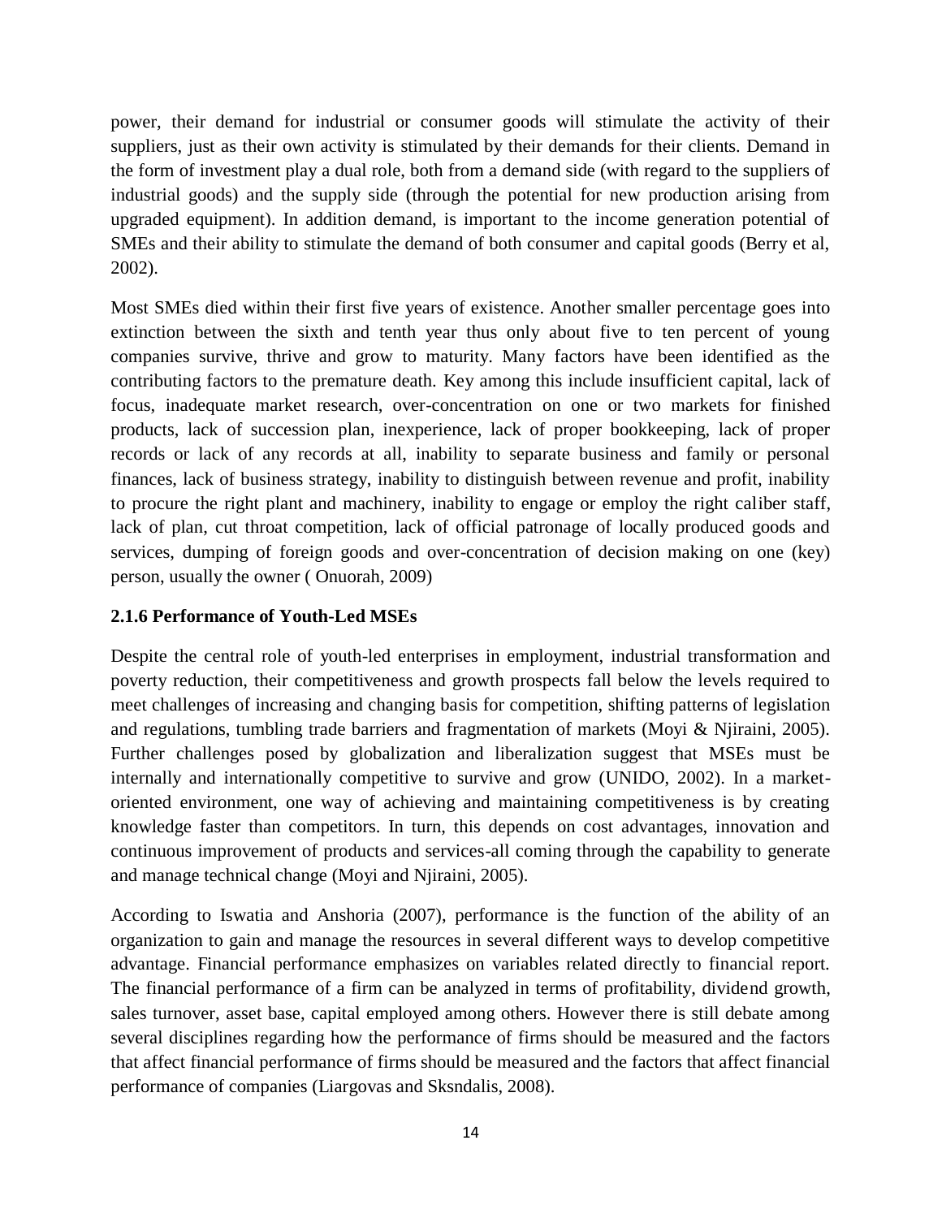power, their demand for industrial or consumer goods will stimulate the activity of their suppliers, just as their own activity is stimulated by their demands for their clients. Demand in the form of investment play a dual role, both from a demand side (with regard to the suppliers of industrial goods) and the supply side (through the potential for new production arising from upgraded equipment). In addition demand, is important to the income generation potential of SMEs and their ability to stimulate the demand of both consumer and capital goods (Berry et al, 2002).

Most SMEs died within their first five years of existence. Another smaller percentage goes into extinction between the sixth and tenth year thus only about five to ten percent of young companies survive, thrive and grow to maturity. Many factors have been identified as the contributing factors to the premature death. Key among this include insufficient capital, lack of focus, inadequate market research, over-concentration on one or two markets for finished products, lack of succession plan, inexperience, lack of proper bookkeeping, lack of proper records or lack of any records at all, inability to separate business and family or personal finances, lack of business strategy, inability to distinguish between revenue and profit, inability to procure the right plant and machinery, inability to engage or employ the right caliber staff, lack of plan, cut throat competition, lack of official patronage of locally produced goods and services, dumping of foreign goods and over-concentration of decision making on one (key) person, usually the owner ( Onuorah, 2009)

### 2.1.6 Performance of Youth-Led MSEs

Despite the central role of youth-led enterprises in employment, industrial transformation and poverty reduction, their competitiveness and growth prospects fall below the levels required to meet challenges of increasing and changing basis for competition, shifting patterns of legislation and regulations, tumbling trade barriers and fragmentation of markets (Moyi & Njiraini, 2005). Further challenges posed by globalization and liberalization suggest that MSEs must be internally and internationally competitive to survive and grow (UNIDO, 2002). In a market-oriented environment, one way of achieving and maintaining competitiveness is by creating knowledge faster than competitors. In turn, this depends on cost advantages, innovation and continuous improvement of products and services-all coming through the capability to generate and manage technical change (Moyi and Njiraini, 2005).

According to Iswatia and Anshoria (2007), performance is the function of the ability of an organization to gain and manage the resources in several different ways to develop competitive advantage. Financial performance emphasizes on variables related directly to financial report. The financial performance of a firm can be analyzed in terms of profitability, dividend growth, sales turnover, asset base, capital employed among others. However there is still debate among several disciplines regarding how the performance of firms should be measured and the factors that affect financial performance of firms should be measured and the factors that affect financial performance of companies (Liargovas and Sksndalis, 2008).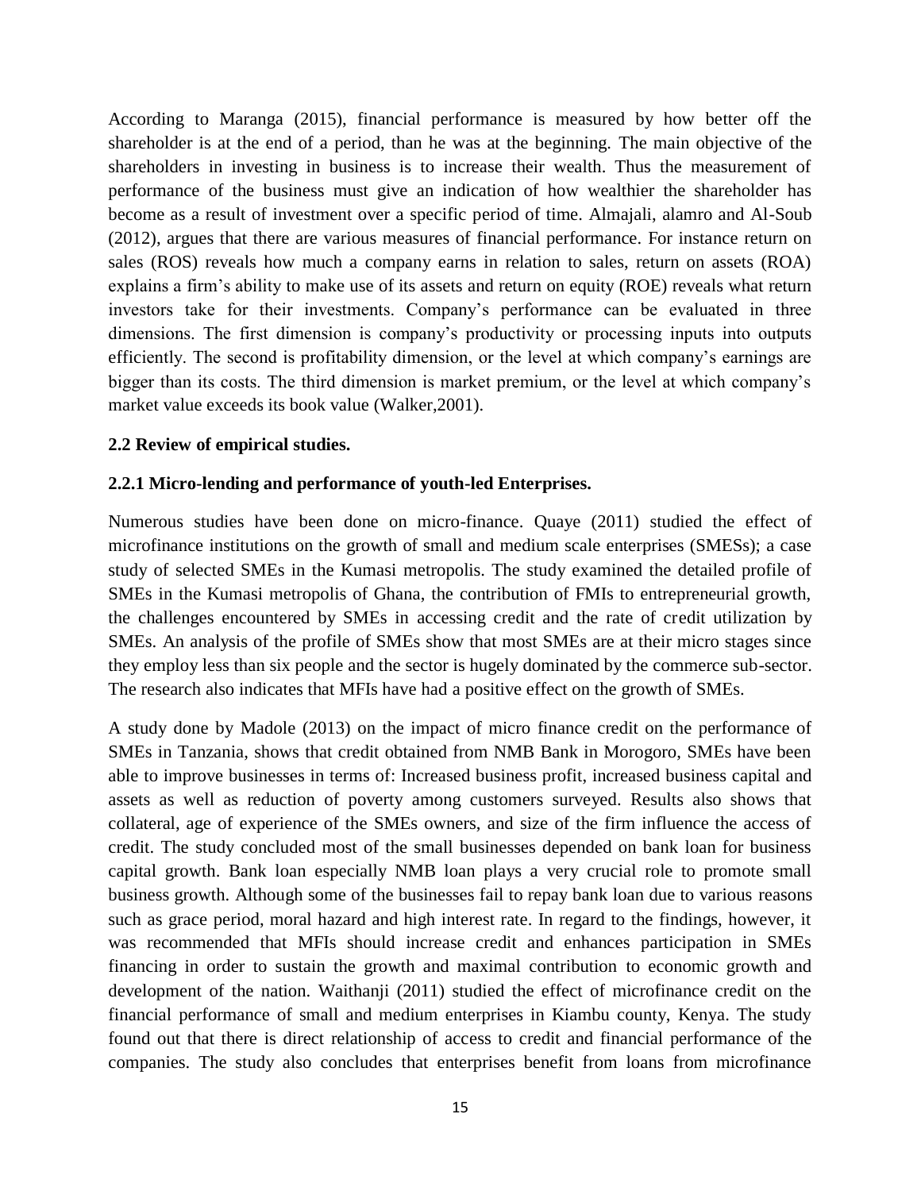According to Maranga (2015), financial performance is measured by how better off the shareholder is at the end of a period, than he was at the beginning. The main objective of the shareholders in investing in business is to increase their wealth. Thus the measurement of performance of the business must give an indication of how wealthier the shareholder has become as a result of investment over a specific period of time. Almajali, alamro and Al-Soub (2012), argues that there are various measures of financial performance. For instance return on sales (ROS) reveals how much a company earns in relation to sales, return on assets (ROA) explains a firm's ability to make use of its assets and return on equity (ROE) reveals what return investors take for their investments. Company's performance can be evaluated in three dimensions. The first dimension is company's productivity or processing inputs into outputs efficiently. The second is profitability dimension, or the level at which company's earnings are bigger than its costs. The third dimension is market premium, or the level at which company's market value exceeds its book value (Walker,2001).

## 2.2 Review of empirical studies.

### 2.2.1 Micro-lending and performance of youth-led Enterprises.

Numerous studies have been done on micro-finance. Quaye (2011) studied the effect of microfinance institutions on the growth of small and medium scale enterprises (SMESs); a case study of selected SMEs in the Kumasi metropolis. The study examined the detailed profile of SMEs in the Kumasi metropolis of Ghana, the contribution of FMIs to entrepreneurial growth, the challenges encountered by SMEs in accessing credit and the rate of credit utilization by SMEs. An analysis of the profile of SMEs show that most SMEs are at their micro stages since they employ less than six people and the sector is hugely dominated by the commerce sub-sector. The research also indicates that MFIs have had a positive effect on the growth of SMEs.

A study done by Madole (2013) on the impact of micro finance credit on the performance of SMEs in Tanzania, shows that credit obtained from NMB Bank in Morogoro, SMEs have been able to improve businesses in terms of: Increased business profit, increased business capital and assets as well as reduction of poverty among customers surveyed. Results also shows that collateral, age of experience of the SMEs owners, and size of the firm influence the access of credit. The study concluded most of the small businesses depended on bank loan for business capital growth. Bank loan especially NMB loan plays a very crucial role to promote small business growth. Although some of the businesses fail to repay bank loan due to various reasons such as grace period, moral hazard and high interest rate. In regard to the findings, however, it was recommended that MFIs should increase credit and enhances participation in SMEs financing in order to sustain the growth and maximal contribution to economic growth and development of the nation. Waithanji (2011) studied the effect of microfinance credit on the financial performance of small and medium enterprises in Kiambu county, Kenya. The study found out that there is direct relationship of access to credit and financial performance of the companies. The study also concludes that enterprises benefit from loans from microfinance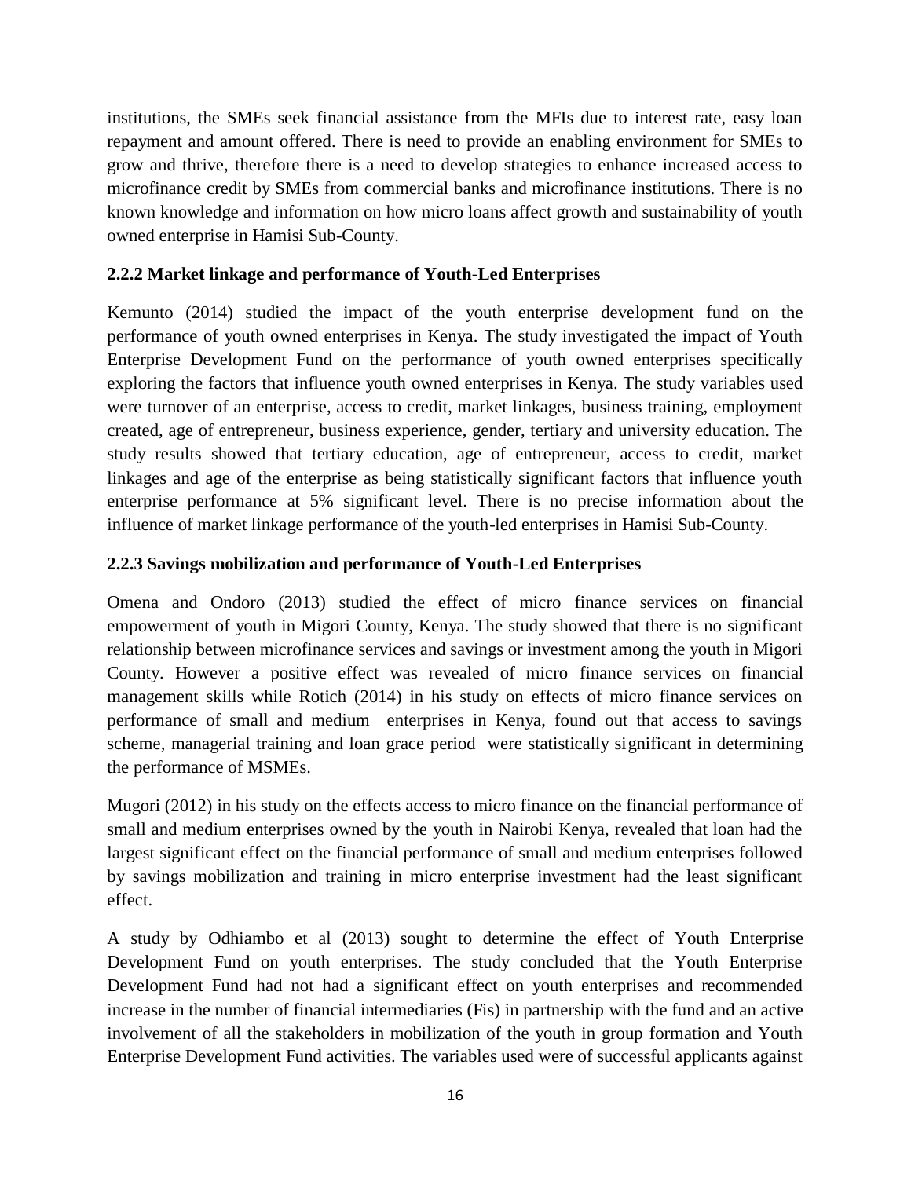institutions, the SMEs seek financial assistance from the MFIs due to interest rate, easy loan repayment and amount offered. There is need to provide an enabling environment for SMEs to grow and thrive, therefore there is a need to develop strategies to enhance increased access to microfinance credit by SMEs from commercial banks and microfinance institutions. There is no known knowledge and information on how micro loans affect growth and sustainability of youth owned enterprise in Hamisi Sub-County.

### 2.2.2 Market linkage and performance of Youth-Led Enterprises

Kemunto (2014) studied the impact of the youth enterprise development fund on the performance of youth owned enterprises in Kenya. The study investigated the impact of Youth Enterprise Development Fund on the performance of youth owned enterprises specifically exploring the factors that influence youth owned enterprises in Kenya. The study variables used were turnover of an enterprise, access to credit, market linkages, business training, employment created, age of entrepreneur, business experience, gender, tertiary and university education. The study results showed that tertiary education, age of entrepreneur, access to credit, market linkages and age of the enterprise as being statistically significant factors that influence youth enterprise performance at 5% significant level. There is no precise information about the influence of market linkage performance of the youth-led enterprises in Hamisi Sub-County.

### 2.2.3 Savings mobilization and performance of Youth-Led Enterprises

Omena and Ondoro (2013) studied the effect of micro finance services on financial empowerment of youth in Migori County, Kenya. The study showed that there is no significant relationship between microfinance services and savings or investment among the youth in Migori County. However a positive effect was revealed of micro finance services on financial management skills while Rotich (2014) in his study on effects of micro finance services on performance of small and medium enterprises in Kenya, found out that access to savings scheme, managerial training and loan grace period were statistically significant in determining the performance of MSMEs.

Mugori (2012) in his study on the effects access to micro finance on the financial performance of small and medium enterprises owned by the youth in Nairobi Kenya, revealed that loan had the largest significant effect on the financial performance of small and medium enterprises followed by savings mobilization and training in micro enterprise investment had the least significant effect.

A study by Odhiambo et al (2013) sought to determine the effect of Youth Enterprise Development Fund on youth enterprises. The study concluded that the Youth Enterprise Development Fund had not had a significant effect on youth enterprises and recommended increase in the number of financial intermediaries (Fis) in partnership with the fund and an active involvement of all the stakeholders in mobilization of the youth in group formation and Youth Enterprise Development Fund activities. The variables used were of successful applicants against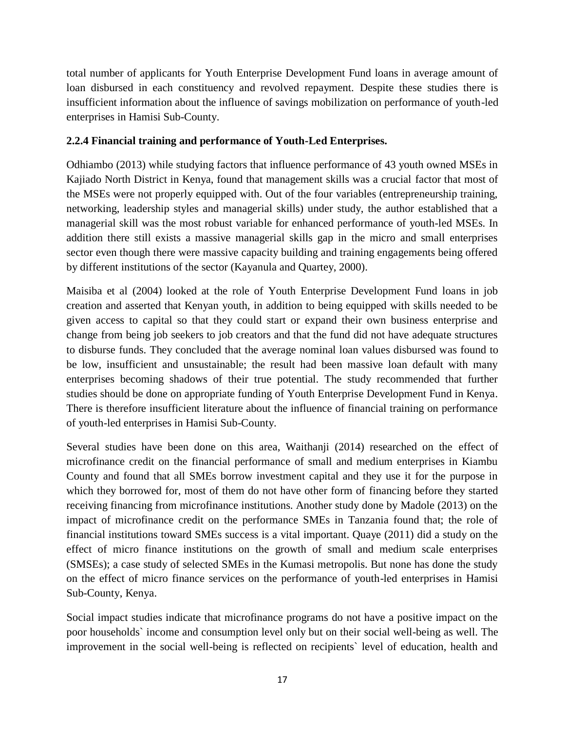total number of applicants for Youth Enterprise Development Fund loans in average amount of loan disbursed in each constituency and revolved repayment. Despite these studies there is insufficient information about the influence of savings mobilization on performance of youth-led enterprises in Hamisi Sub-County.

### 2.2.4 Financial training and performance of Youth-Led Enterprises.

Odhiambo (2013) while studying factors that influence performance of 43 youth owned MSEs in Kajiado North District in Kenya, found that management skills was a crucial factor that most of the MSEs were not properly equipped with. Out of the four variables (entrepreneurship training, networking, leadership styles and managerial skills) under study, the author established that a managerial skill was the most robust variable for enhanced performance of youth-led MSEs. In addition there still exists a massive managerial skills gap in the micro and small enterprises sector even though there were massive capacity building and training engagements being offered by different institutions of the sector (Kayanula and Quartey, 2000).

Maisiba et al (2004) looked at the role of Youth Enterprise Development Fund loans in job creation and asserted that Kenyan youth, in addition to being equipped with skills needed to be given access to capital so that they could start or expand their own business enterprise and change from being job seekers to job creators and that the fund did not have adequate structures to disburse funds. They concluded that the average nominal loan values disbursed was found to be low, insufficient and unsustainable; the result had been massive loan default with many enterprises becoming shadows of their true potential. The study recommended that further studies should be done on appropriate funding of Youth Enterprise Development Fund in Kenya. There is therefore insufficient literature about the influence of financial training on performance of youth-led enterprises in Hamisi Sub-County.

Several studies have been done on this area, Waithanji (2014) researched on the effect of microfinance credit on the financial performance of small and medium enterprises in Kiambu County and found that all SMEs borrow investment capital and they use it for the purpose in which they borrowed for, most of them do not have other form of financing before they started receiving financing from microfinance institutions. Another study done by Madole (2013) on the impact of microfinance credit on the performance SMEs in Tanzania found that; the role of financial institutions toward SMEs success is a vital important. Quaye (2011) did a study on the effect of micro finance institutions on the growth of small and medium scale enterprises (SMSEs); a case study of selected SMEs in the Kumasi metropolis. But none has done the study on the effect of micro finance services on the performance of youth-led enterprises in Hamisi Sub-County, Kenya.

Social impact studies indicate that microfinance programs do not have a positive impact on the poor households` income and consumption level only but on their social well-being as well. The improvement in the social well-being is reflected on recipients` level of education, health and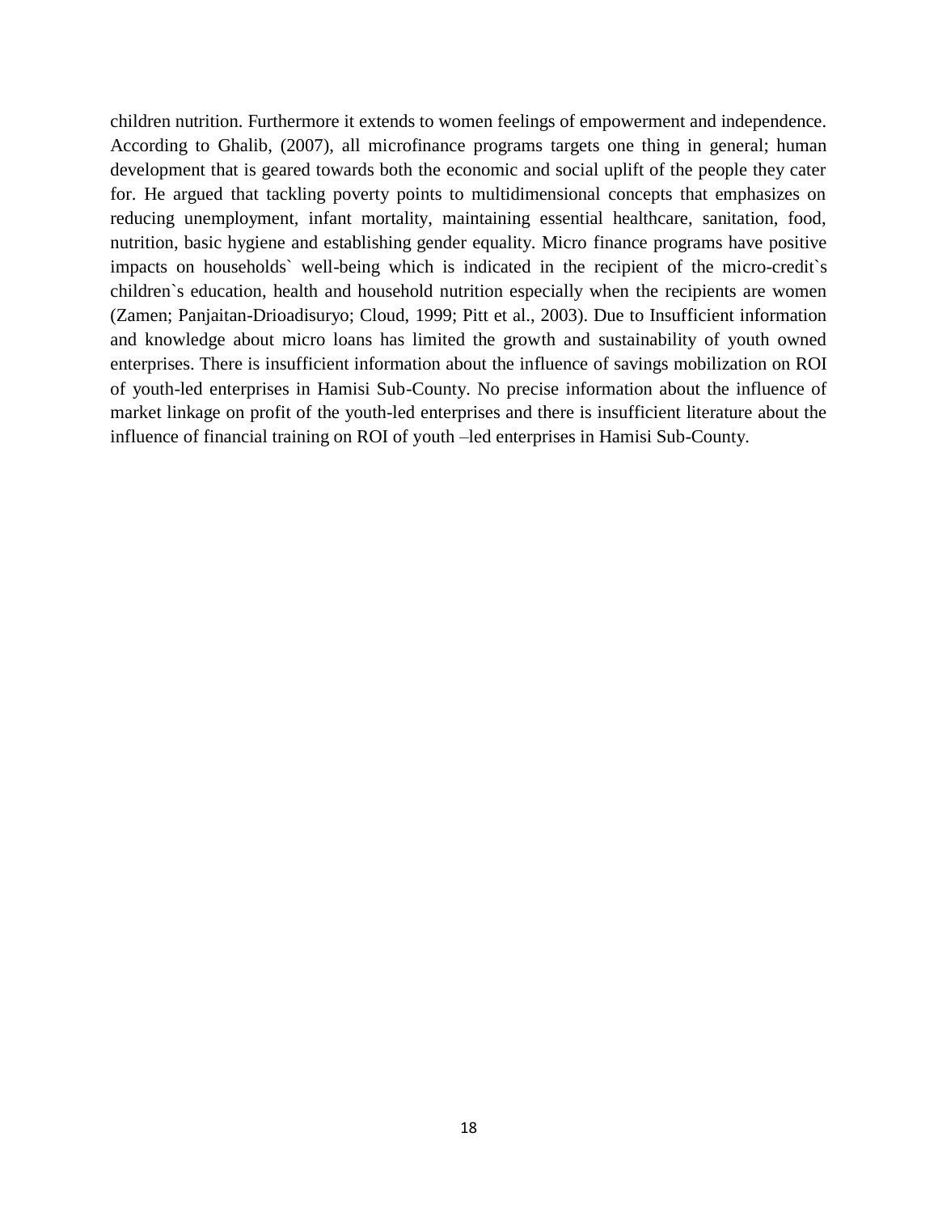children nutrition. Furthermore it extends to women feelings of empowerment and independence. According to Ghalib, (2007), all microfinance programs targets one thing in general; human development that is geared towards both the economic and social uplift of the people they cater for. He argued that tackling poverty points to multidimensional concepts that emphasizes on reducing unemployment, infant mortality, maintaining essential healthcare, sanitation, food, nutrition, basic hygiene and establishing gender equality. Micro finance programs have positive impacts on households` well-being which is indicated in the recipient of the micro-credit`s children`s education, health and household nutrition especially when the recipients are women (Zamen; Panjaitan-Drioadisuryo; Cloud, 1999; Pitt et al., 2003). Due to Insufficient information and knowledge about micro loans has limited the growth and sustainability of youth owned enterprises. There is insufficient information about the influence of savings mobilization on ROI of youth-led enterprises in Hamisi Sub-County. No precise information about the influence of market linkage on profit of the youth-led enterprises and there is insufficient literature about the influence of financial training on ROI of youth –led enterprises in Hamisi Sub-County.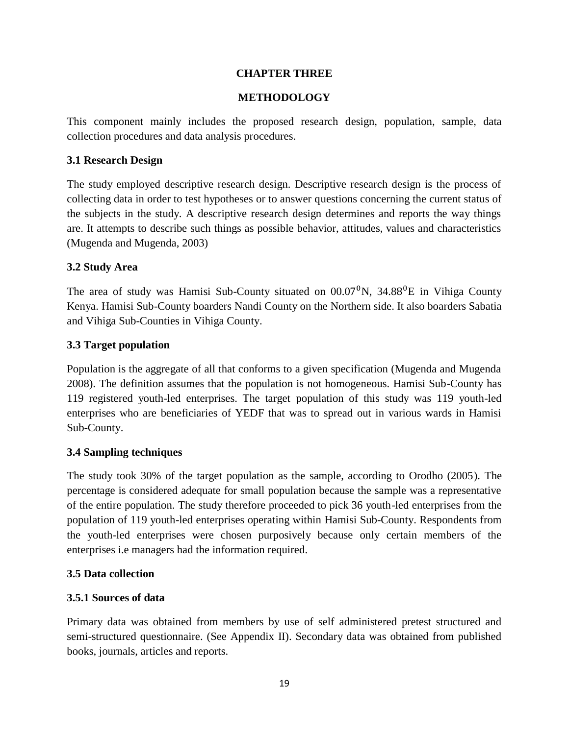# CHAPTER THREE

# METHODOLOGY

This component mainly includes the proposed research design, population, sample, data collection procedures and data analysis procedures.

## 3.1 Research Design

The study employed descriptive research design. Descriptive research design is the process of collecting data in order to test hypotheses or to answer questions concerning the current status of the subjects in the study. A descriptive research design determines and reports the way things are. It attempts to describe such things as possible behavior, attitudes, values and characteristics (Mugenda and Mugenda, 2003)

## 3.2 Study Area

The area of study was Hamisi Sub-County situated on $00.07^0$N, $34.88^0$E in Vihiga County Kenya. Hamisi Sub-County boarders Nandi County on the Northern side. It also boarders Sabatia and Vihiga Sub-Counties in Vihiga County.

## 3.3 Target population

Population is the aggregate of all that conforms to a given specification (Mugenda and Mugenda 2008). The definition assumes that the population is not homogeneous. Hamisi Sub-County has 119 registered youth-led enterprises. The target population of this study was 119 youth-led enterprises who are beneficiaries of YEDF that was to spread out in various wards in Hamisi Sub-County.

## 3.4 Sampling techniques

The study took 30% of the target population as the sample, according to Orodho (2005). The percentage is considered adequate for small population because the sample was a representative of the entire population. The study therefore proceeded to pick 36 youth-led enterprises from the population of 119 youth-led enterprises operating within Hamisi Sub-County. Respondents from the youth-led enterprises were chosen purposively because only certain members of the enterprises i.e managers had the information required.

## 3.5 Data collection

### 3.5.1 Sources of data

Primary data was obtained from members by use of self administered pretest structured and semi-structured questionnaire. (See Appendix II). Secondary data was obtained from published books, journals, articles and reports.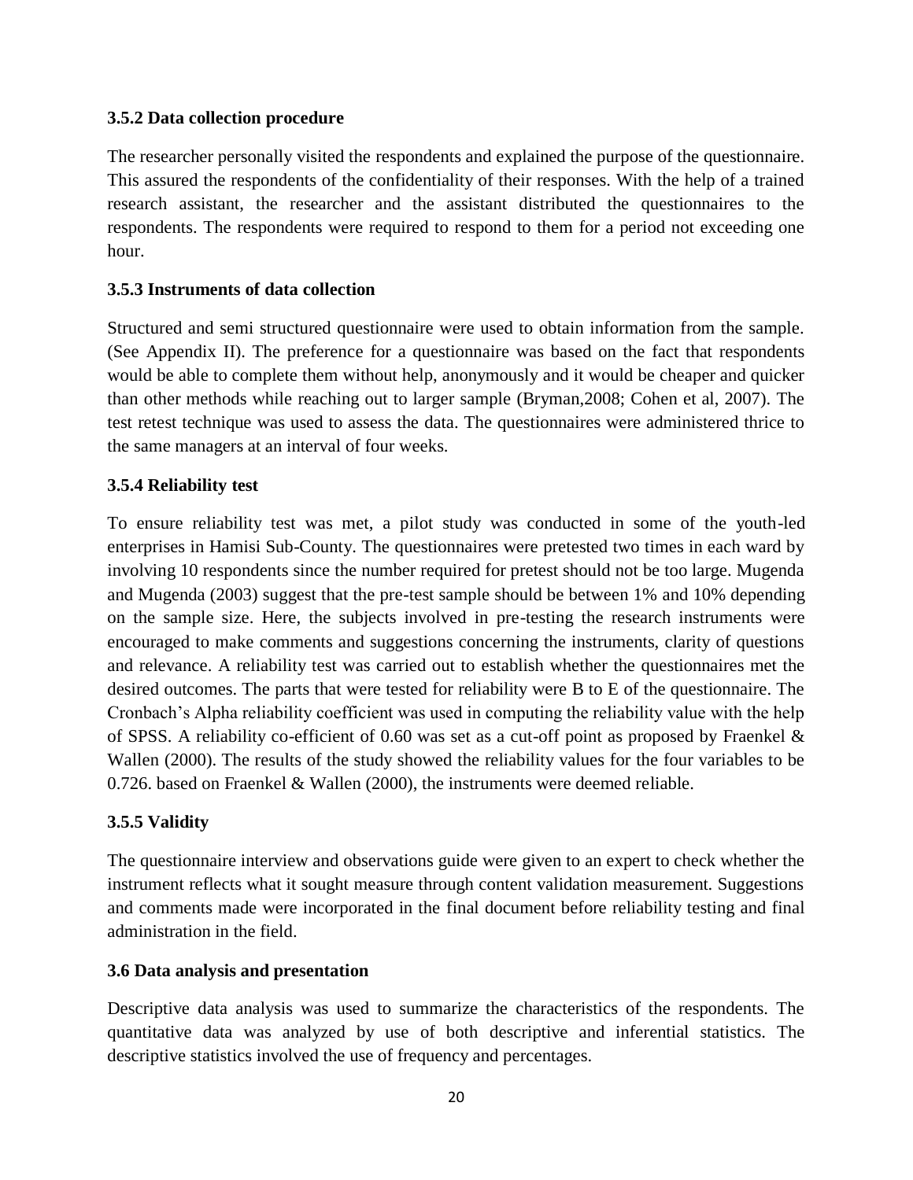### 3.5.2 Data collection procedure

The researcher personally visited the respondents and explained the purpose of the questionnaire. This assured the respondents of the confidentiality of their responses. With the help of a trained research assistant, the researcher and the assistant distributed the questionnaires to the respondents. The respondents were required to respond to them for a period not exceeding one hour.

### 3.5.3 Instruments of data collection

Structured and semi structured questionnaire were used to obtain information from the sample. (See Appendix II). The preference for a questionnaire was based on the fact that respondents would be able to complete them without help, anonymously and it would be cheaper and quicker than other methods while reaching out to larger sample (Bryman,2008; Cohen et al, 2007). The test retest technique was used to assess the data. The questionnaires were administered thrice to the same managers at an interval of four weeks.

### 3.5.4 Reliability test

To ensure reliability test was met, a pilot study was conducted in some of the youth-led enterprises in Hamisi Sub-County. The questionnaires were pretested two times in each ward by involving 10 respondents since the number required for pretest should not be too large. Mugenda and Mugenda (2003) suggest that the pre-test sample should be between 1% and 10% depending on the sample size. Here, the subjects involved in pre-testing the research instruments were encouraged to make comments and suggestions concerning the instruments, clarity of questions and relevance. A reliability test was carried out to establish whether the questionnaires met the desired outcomes. The parts that were tested for reliability were B to E of the questionnaire. The Cronbach's Alpha reliability coefficient was used in computing the reliability value with the help of SPSS. A reliability co-efficient of 0.60 was set as a cut-off point as proposed by Fraenkel & Wallen (2000). The results of the study showed the reliability values for the four variables to be 0.726. based on Fraenkel & Wallen (2000), the instruments were deemed reliable.

### 3.5.5 Validity

The questionnaire interview and observations guide were given to an expert to check whether the instrument reflects what it sought measure through content validation measurement. Suggestions and comments made were incorporated in the final document before reliability testing and final administration in the field.

## 3.6 Data analysis and presentation

Descriptive data analysis was used to summarize the characteristics of the respondents. The quantitative data was analyzed by use of both descriptive and inferential statistics. The descriptive statistics involved the use of frequency and percentages.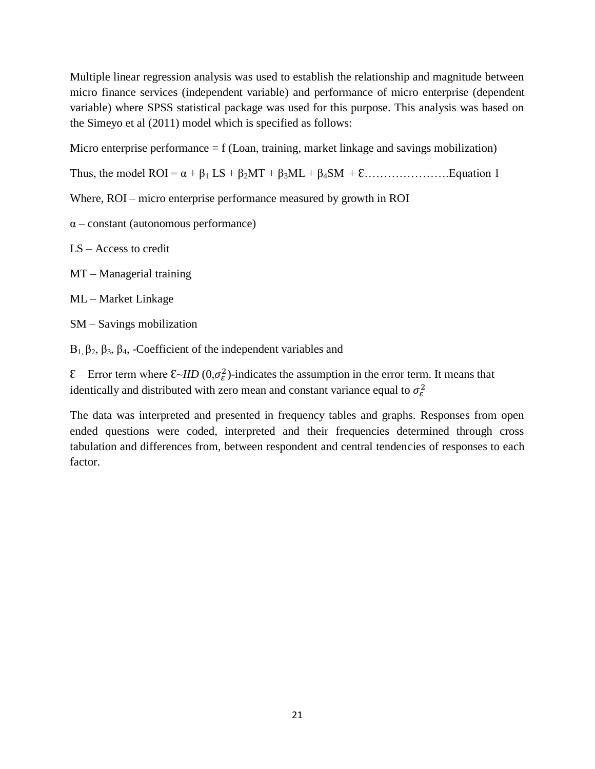Multiple linear regression analysis was used to establish the relationship and magnitude between micro finance services (independent variable) and performance of micro enterprise (dependent variable) where SPSS statistical package was used for this purpose. This analysis was based on the Simeyo et al (2011) model which is specified as follows:

Micro enterprise performance = f (Loan, training, market linkage and savings mobilization)

Thus, the model $ROI = \alpha + \beta_1 LS + \beta_2 MT + \beta_3 ML + \beta_4 SM + \mathcal{E}$………………….Equation 1

Where, ROI – micro enterprise performance measured by growth in ROI

$\alpha$ – constant (autonomous performance)

LS – Access to credit

MT – Managerial training

ML – Market Linkage

SM – Savings mobilization

$B_1$, $\beta_2$, $\beta_3$, $\beta_4$, -Coefficient of the independent variables and

$\mathcal{E}$ – Error term where $\mathcal{E} \sim IID\,(0, \sigma_\varepsilon^2)$-indicates the assumption in the error term. It means that identically and distributed with zero mean and constant variance equal to $\sigma_\varepsilon^2$

The data was interpreted and presented in frequency tables and graphs. Responses from open ended questions were coded, interpreted and their frequencies determined through cross tabulation and differences from, between respondent and central tendencies of responses to each factor.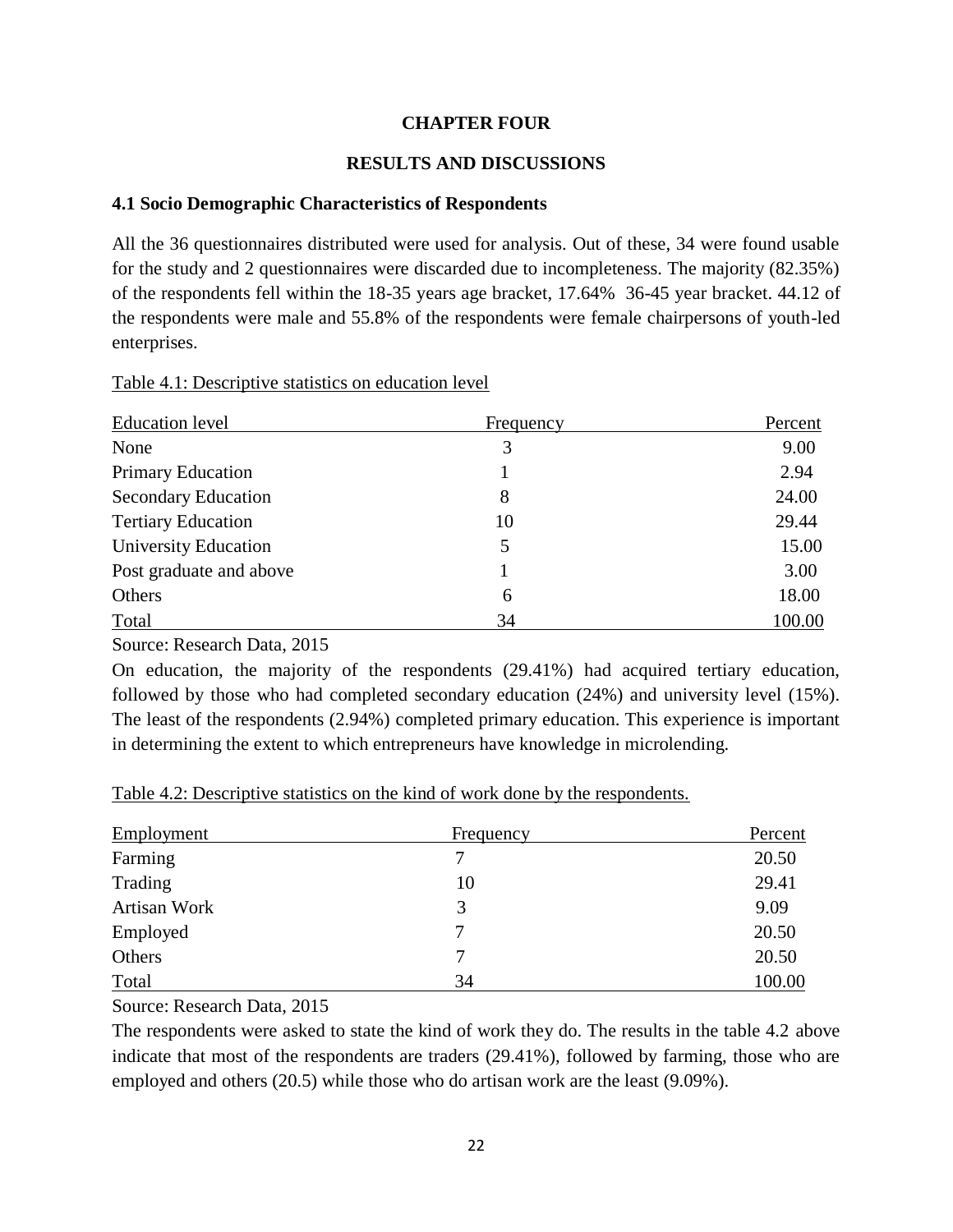**CHAPTER FOUR**

**RESULTS AND DISCUSSIONS**

### 4.1 Socio Demographic Characteristics of Respondents

All the 36 questionnaires distributed were used for analysis. Out of these, 34 were found usable for the study and 2 questionnaires were discarded due to incompleteness. The majority (82.35%) of the respondents fell within the 18-35 years age bracket, 17.64% 36-45 year bracket. 44.12 of the respondents were male and 55.8% of the respondents were female chairpersons of youth-led enterprises.

Table 4.1: Descriptive statistics on education level

| Education level | Frequency | Percent |
|---|---|---|
| None | 3 | 9.00 |
| Primary Education | 1 | 2.94 |
| Secondary Education | 8 | 24.00 |
| Tertiary Education | 10 | 29.44 |
| University Education | 5 | 15.00 |
| Post graduate and above | 1 | 3.00 |
| Others | 6 | 18.00 |
| Total | 34 | 100.00 |

Source: Research Data, 2015

On education, the majority of the respondents (29.41%) had acquired tertiary education, followed by those who had completed secondary education (24%) and university level (15%). The least of the respondents (2.94%) completed primary education. This experience is important in determining the extent to which entrepreneurs have knowledge in microlending.

Table 4.2: Descriptive statistics on the kind of work done by the respondents.

| Employment | Frequency | Percent |
|---|---|---|
| Farming | 7 | 20.50 |
| Trading | 10 | 29.41 |
| Artisan Work | 3 | 9.09 |
| Employed | 7 | 20.50 |
| Others | 7 | 20.50 |
| Total | 34 | 100.00 |

Source: Research Data, 2015

The respondents were asked to state the kind of work they do. The results in the table 4.2 above indicate that most of the respondents are traders (29.41%), followed by farming, those who are employed and others (20.5) while those who do artisan work are the least (9.09%).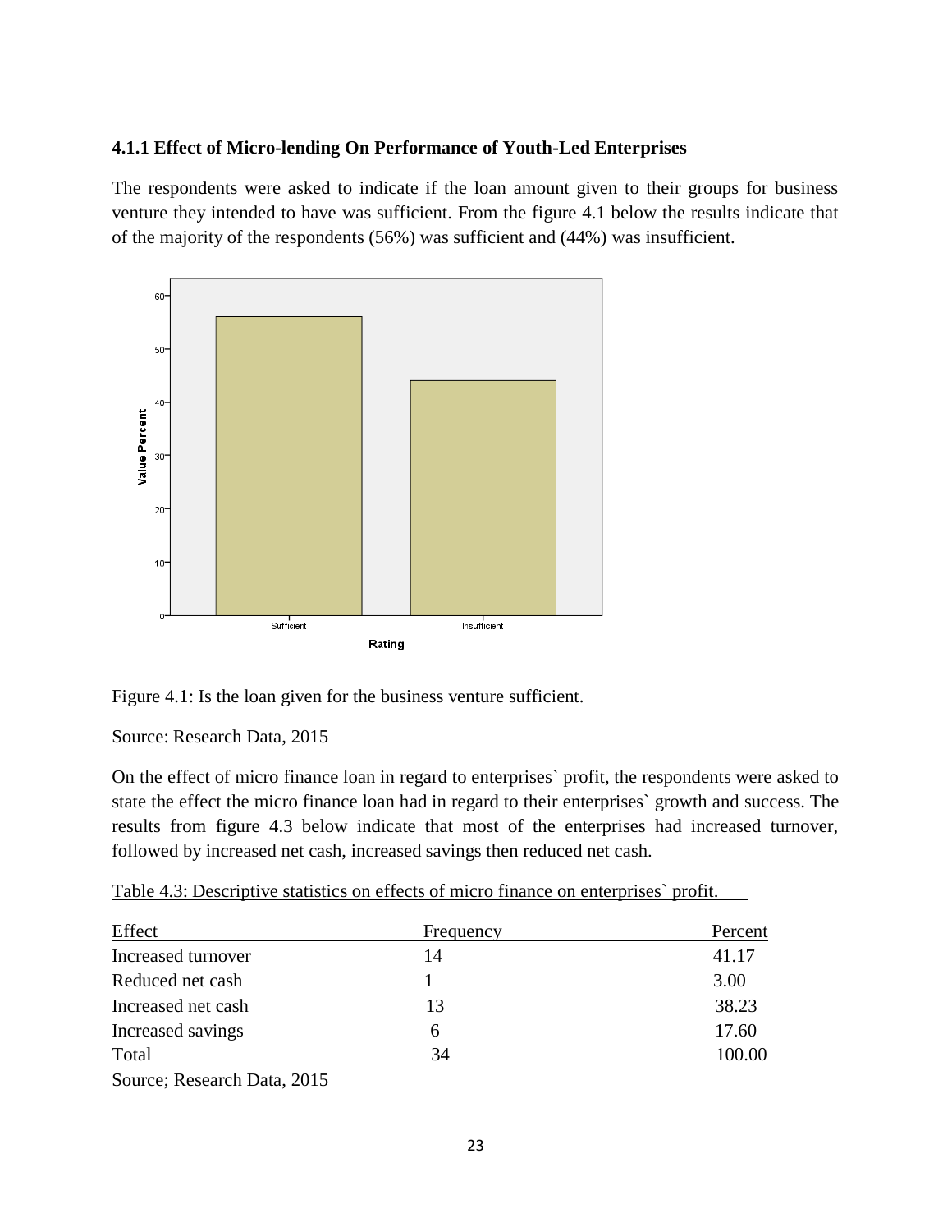### 4.1.1 Effect of Micro-lending On Performance of Youth-Led Enterprises

The respondents were asked to indicate if the loan amount given to their groups for business venture they intended to have was sufficient. From the figure 4.1 below the results indicate that of the majority of the respondents (56%) was sufficient and (44%) was insufficient.

Figure 4.1: Is the loan given for the business venture sufficient.

Source: Research Data, 2015

On the effect of micro finance loan in regard to enterprises` profit, the respondents were asked to state the effect the micro finance loan had in regard to their enterprises` growth and success. The results from figure 4.3 below indicate that most of the enterprises had increased turnover, followed by increased net cash, increased savings then reduced net cash.

Table 4.3: Descriptive statistics on effects of micro finance on enterprises` profit.

| Effect | Frequency | Percent |
|---|---|---|
| Increased turnover | 14 | 41.17 |
| Reduced net cash | 1 | 3.00 |
| Increased net cash | 13 | 38.23 |
| Increased savings | 6 | 17.60 |
| Total | 34 | 100.00 |

Source; Research Data, 2015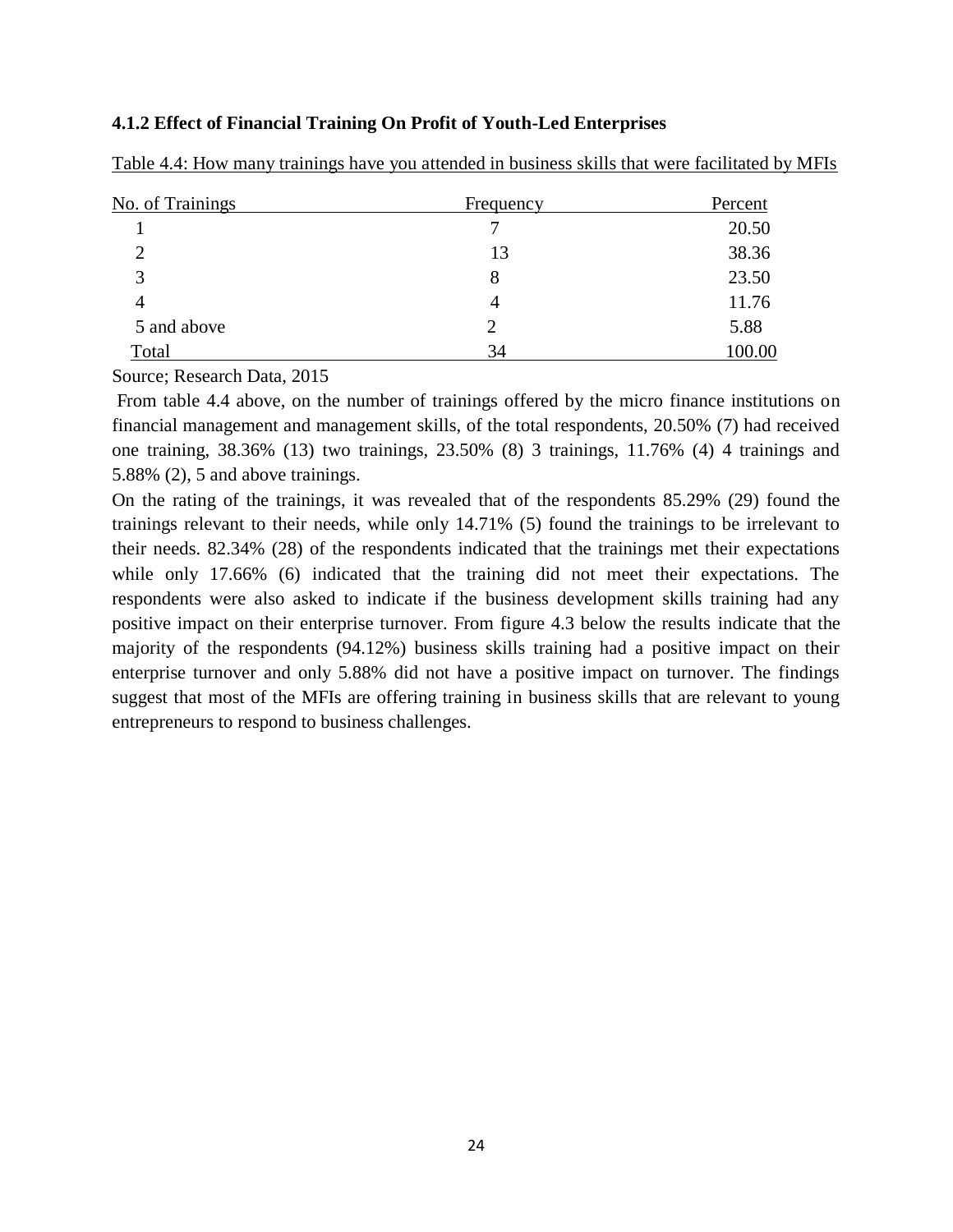#### 4.1.2 Effect of Financial Training On Profit of Youth-Led Enterprises

Table 4.4: How many trainings have you attended in business skills that were facilitated by MFIs

| No. of Trainings | Frequency | Percent |
|---|---|---|
| 1 | 7 | 20.50 |
| 2 | 13 | 38.36 |
| 3 | 8 | 23.50 |
| 4 | 4 | 11.76 |
| 5 and above | 2 | 5.88 |
| Total | 34 | 100.00 |

Source; Research Data, 2015

From table 4.4 above, on the number of trainings offered by the micro finance institutions on financial management and management skills, of the total respondents, 20.50% (7) had received one training, 38.36% (13) two trainings, 23.50% (8) 3 trainings, 11.76% (4) 4 trainings and 5.88% (2), 5 and above trainings.

On the rating of the trainings, it was revealed that of the respondents 85.29% (29) found the trainings relevant to their needs, while only 14.71% (5) found the trainings to be irrelevant to their needs. 82.34% (28) of the respondents indicated that the trainings met their expectations while only 17.66% (6) indicated that the training did not meet their expectations. The respondents were also asked to indicate if the business development skills training had any positive impact on their enterprise turnover. From figure 4.3 below the results indicate that the majority of the respondents (94.12%) business skills training had a positive impact on their enterprise turnover and only 5.88% did not have a positive impact on turnover. The findings suggest that most of the MFIs are offering training in business skills that are relevant to young entrepreneurs to respond to business challenges.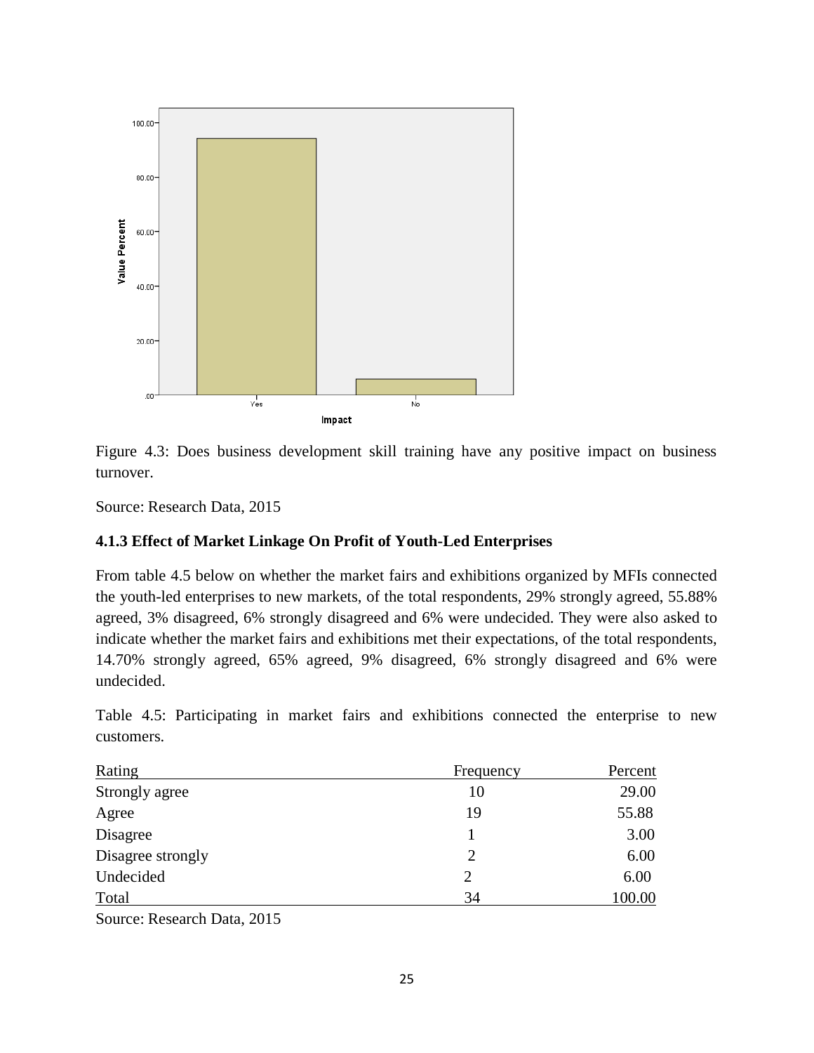Figure 4.3: Does business development skill training have any positive impact on business turnover.

Source: Research Data, 2015

### 4.1.3 Effect of Market Linkage On Profit of Youth-Led Enterprises

From table 4.5 below on whether the market fairs and exhibitions organized by MFIs connected the youth-led enterprises to new markets, of the total respondents, 29% strongly agreed, 55.88% agreed, 3% disagreed, 6% strongly disagreed and 6% were undecided. They were also asked to indicate whether the market fairs and exhibitions met their expectations, of the total respondents, 14.70% strongly agreed, 65% agreed, 9% disagreed, 6% strongly disagreed and 6% were undecided.

Table 4.5: Participating in market fairs and exhibitions connected the enterprise to new customers.

| Rating | Frequency | Percent |
|---|---|---|
| Strongly agree | 10 | 29.00 |
| Agree | 19 | 55.88 |
| Disagree | 1 | 3.00 |
| Disagree strongly | 2 | 6.00 |
| Undecided | 2 | 6.00 |
| Total | 34 | 100.00 |

Source: Research Data, 2015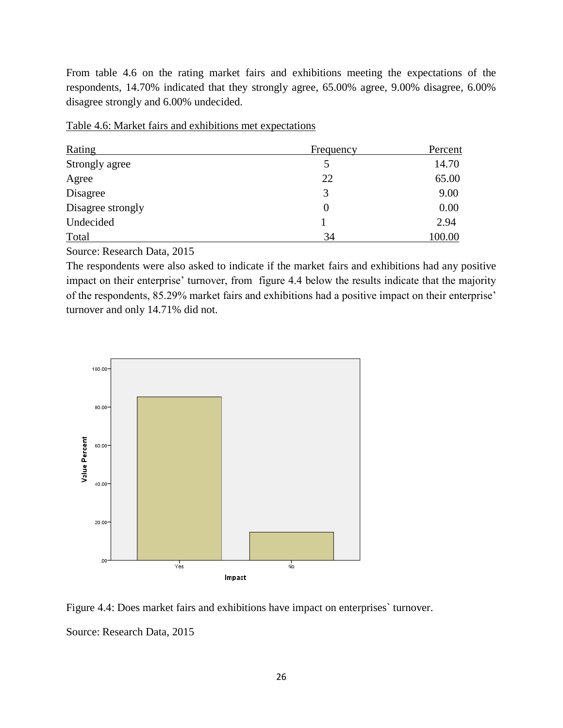From table 4.6 on the rating market fairs and exhibitions meeting the expectations of the respondents, 14.70% indicated that they strongly agree, 65.00% agree, 9.00% disagree, 6.00% disagree strongly and 6.00% undecided.

Table 4.6: Market fairs and exhibitions met expectations

| Rating | Frequency | Percent |
|---|---|---|
| Strongly agree | 5 | 14.70 |
| Agree | 22 | 65.00 |
| Disagree | 3 | 9.00 |
| Disagree strongly | 0 | 0.00 |
| Undecided | 1 | 2.94 |
| Total | 34 | 100.00 |

Source: Research Data, 2015

The respondents were also asked to indicate if the market fairs and exhibitions had any positive impact on their enterprise' turnover, from figure 4.4 below the results indicate that the majority of the respondents, 85.29% market fairs and exhibitions had a positive impact on their enterprise' turnover and only 14.71% did not.

Figure 4.4: Does market fairs and exhibitions have impact on enterprises` turnover.

Source: Research Data, 2015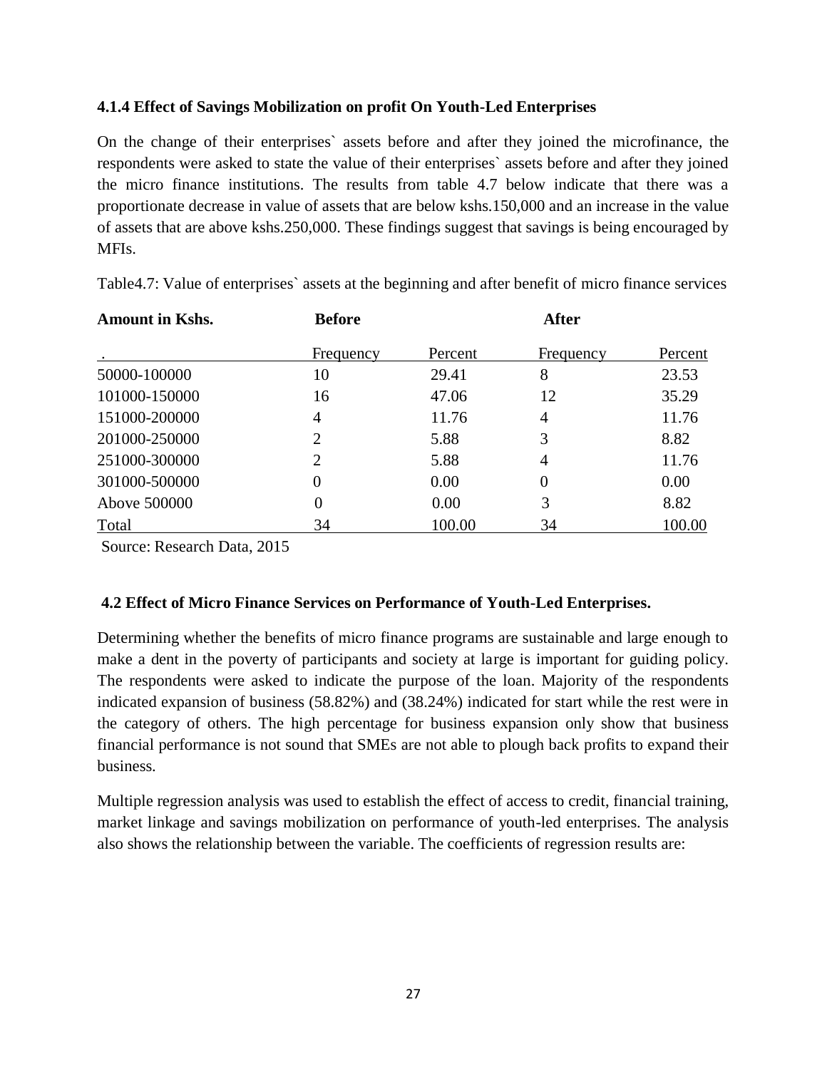### 4.1.4 Effect of Savings Mobilization on profit On Youth-Led Enterprises

On the change of their enterprises` assets before and after they joined the microfinance, the respondents were asked to state the value of their enterprises` assets before and after they joined the micro finance institutions. The results from table 4.7 below indicate that there was a proportionate decrease in value of assets that are below kshs.150,000 and an increase in the value of assets that are above kshs.250,000. These findings suggest that savings is being encouraged by MFIs.

Table4.7: Value of enterprises` assets at the beginning and after benefit of micro finance services

| **Amount in Kshs.** | **Before** | | **After** | |
|---|---|---|---|---|
| . | Frequency | Percent | Frequency | Percent |
| 50000-100000 | 10 | 29.41 | 8 | 23.53 |
| 101000-150000 | 16 | 47.06 | 12 | 35.29 |
| 151000-200000 | 4 | 11.76 | 4 | 11.76 |
| 201000-250000 | 2 | 5.88 | 3 | 8.82 |
| 251000-300000 | 2 | 5.88 | 4 | 11.76 |
| 301000-500000 | 0 | 0.00 | 0 | 0.00 |
| Above 500000 | 0 | 0.00 | 3 | 8.82 |
| Total | 34 | 100.00 | 34 | 100.00 |

Source: Research Data, 2015

## 4.2 Effect of Micro Finance Services on Performance of Youth-Led Enterprises.

Determining whether the benefits of micro finance programs are sustainable and large enough to make a dent in the poverty of participants and society at large is important for guiding policy. The respondents were asked to indicate the purpose of the loan. Majority of the respondents indicated expansion of business (58.82%) and (38.24%) indicated for start while the rest were in the category of others. The high percentage for business expansion only show that business financial performance is not sound that SMEs are not able to plough back profits to expand their business.

Multiple regression analysis was used to establish the effect of access to credit, financial training, market linkage and savings mobilization on performance of youth-led enterprises. The analysis also shows the relationship between the variable. The coefficients of regression results are: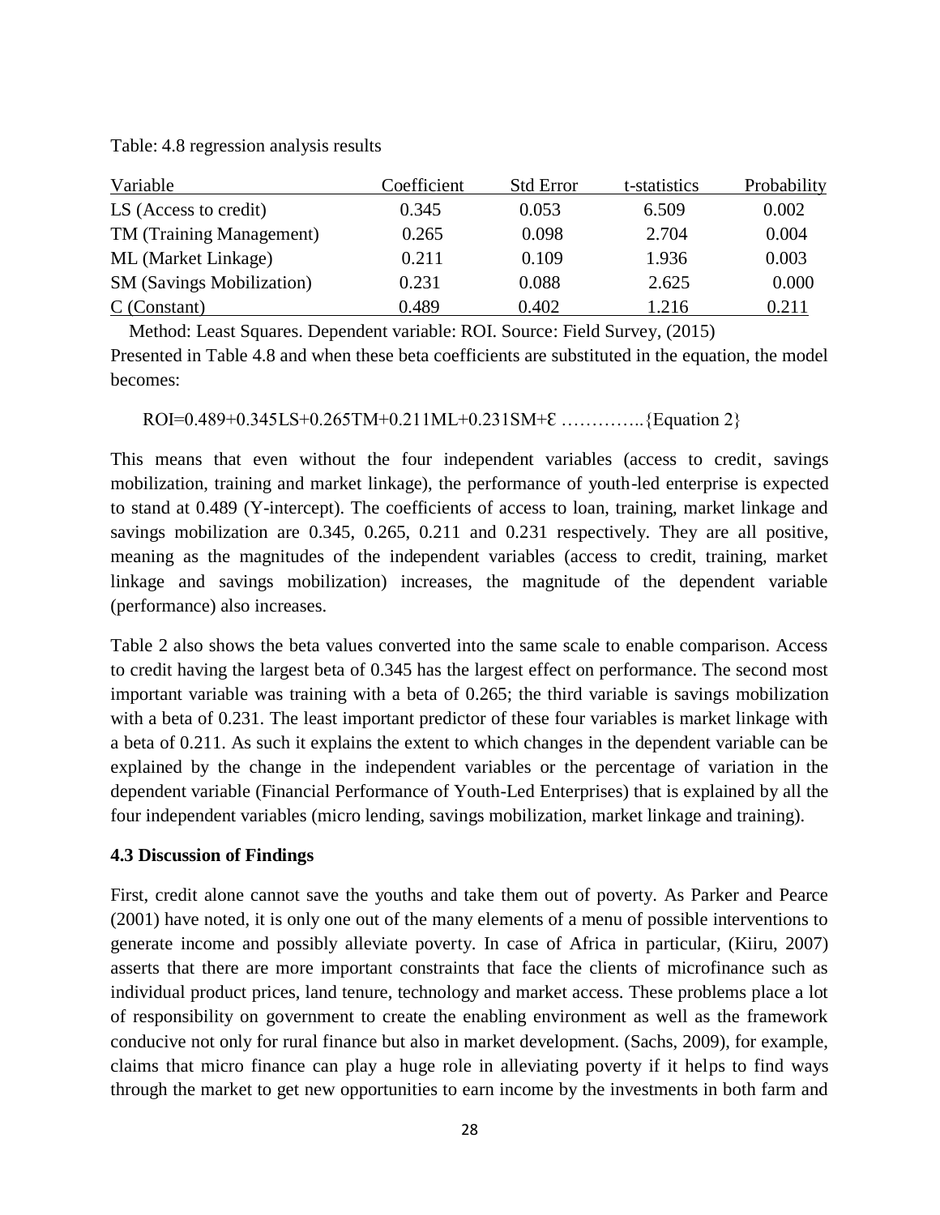Table: 4.8 regression analysis results

| Variable | Coefficient | Std Error | t-statistics | Probability |
|---|---|---|---|---|
| LS (Access to credit) | 0.345 | 0.053 | 6.509 | 0.002 |
| TM (Training Management) | 0.265 | 0.098 | 2.704 | 0.004 |
| ML (Market Linkage) | 0.211 | 0.109 | 1.936 | 0.003 |
| SM (Savings Mobilization) | 0.231 | 0.088 | 2.625 | 0.000 |
| C (Constant) | 0.489 | 0.402 | 1.216 | 0.211 |

Method: Least Squares. Dependent variable: ROI. Source: Field Survey, (2015)

Presented in Table 4.8 and when these beta coefficients are substituted in the equation, the model becomes:

$$ROI=0.489+0.345LS+0.265TM+0.211ML+0.231SM+\varepsilon \quad \text{…………..\{Equation 2\}}$$

This means that even without the four independent variables (access to credit, savings mobilization, training and market linkage), the performance of youth-led enterprise is expected to stand at 0.489 (Y-intercept). The coefficients of access to loan, training, market linkage and savings mobilization are 0.345, 0.265, 0.211 and 0.231 respectively. They are all positive, meaning as the magnitudes of the independent variables (access to credit, training, market linkage and savings mobilization) increases, the magnitude of the dependent variable (performance) also increases.

Table 2 also shows the beta values converted into the same scale to enable comparison. Access to credit having the largest beta of 0.345 has the largest effect on performance. The second most important variable was training with a beta of 0.265; the third variable is savings mobilization with a beta of 0.231. The least important predictor of these four variables is market linkage with a beta of 0.211. As such it explains the extent to which changes in the dependent variable can be explained by the change in the independent variables or the percentage of variation in the dependent variable (Financial Performance of Youth-Led Enterprises) that is explained by all the four independent variables (micro lending, savings mobilization, market linkage and training).

### 4.3 Discussion of Findings

First, credit alone cannot save the youths and take them out of poverty. As Parker and Pearce (2001) have noted, it is only one out of the many elements of a menu of possible interventions to generate income and possibly alleviate poverty. In case of Africa in particular, (Kiiru, 2007) asserts that there are more important constraints that face the clients of microfinance such as individual product prices, land tenure, technology and market access. These problems place a lot of responsibility on government to create the enabling environment as well as the framework conducive not only for rural finance but also in market development. (Sachs, 2009), for example, claims that micro finance can play a huge role in alleviating poverty if it helps to find ways through the market to get new opportunities to earn income by the investments in both farm and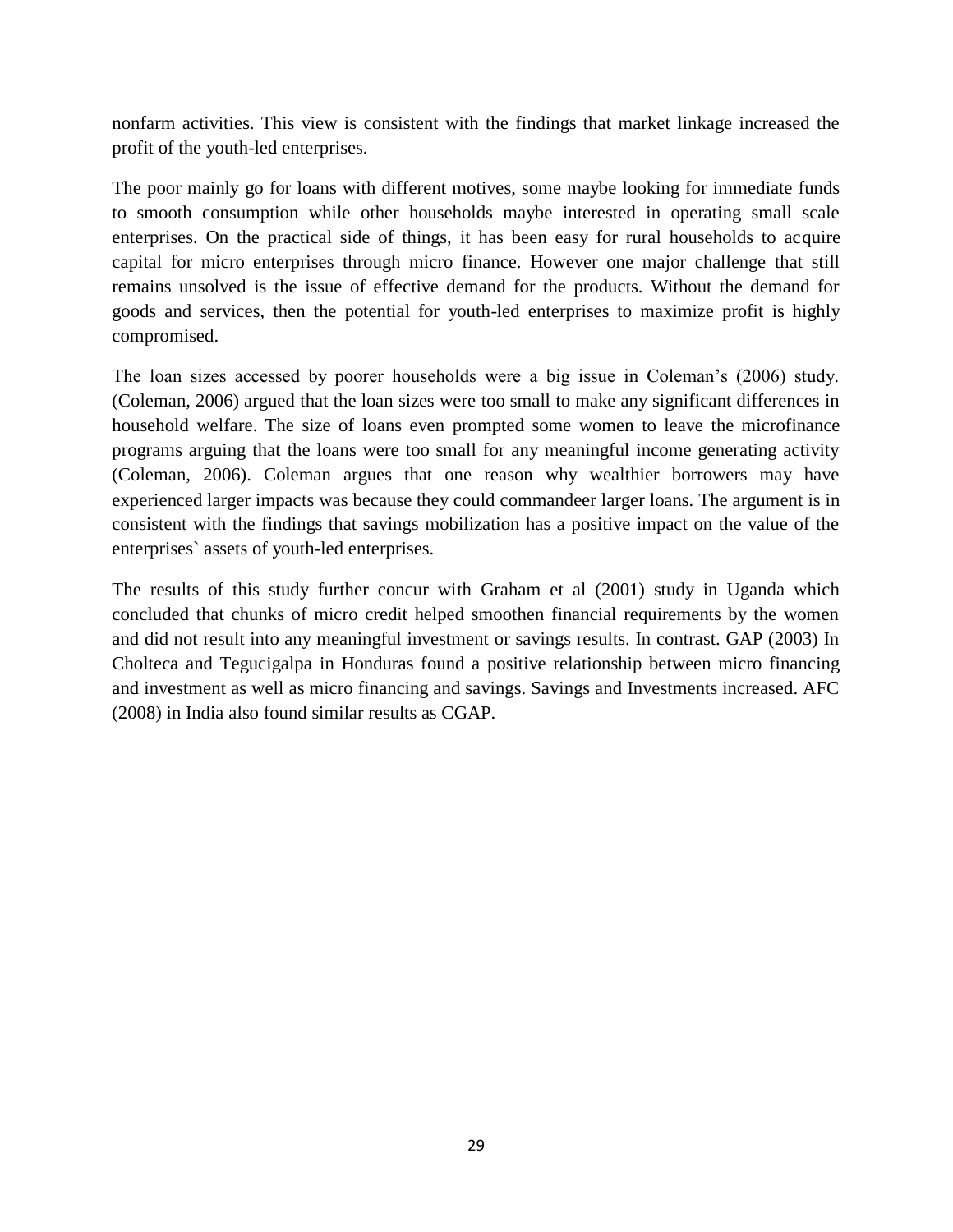nonfarm activities. This view is consistent with the findings that market linkage increased the profit of the youth-led enterprises.

The poor mainly go for loans with different motives, some maybe looking for immediate funds to smooth consumption while other households maybe interested in operating small scale enterprises. On the practical side of things, it has been easy for rural households to acquire capital for micro enterprises through micro finance. However one major challenge that still remains unsolved is the issue of effective demand for the products. Without the demand for goods and services, then the potential for youth-led enterprises to maximize profit is highly compromised.

The loan sizes accessed by poorer households were a big issue in Coleman's (2006) study. (Coleman, 2006) argued that the loan sizes were too small to make any significant differences in household welfare. The size of loans even prompted some women to leave the microfinance programs arguing that the loans were too small for any meaningful income generating activity (Coleman, 2006). Coleman argues that one reason why wealthier borrowers may have experienced larger impacts was because they could commandeer larger loans. The argument is in consistent with the findings that savings mobilization has a positive impact on the value of the enterprises` assets of youth-led enterprises.

The results of this study further concur with Graham et al (2001) study in Uganda which concluded that chunks of micro credit helped smoothen financial requirements by the women and did not result into any meaningful investment or savings results. In contrast. GAP (2003) In Cholteca and Tegucigalpa in Honduras found a positive relationship between micro financing and investment as well as micro financing and savings. Savings and Investments increased. AFC (2008) in India also found similar results as CGAP.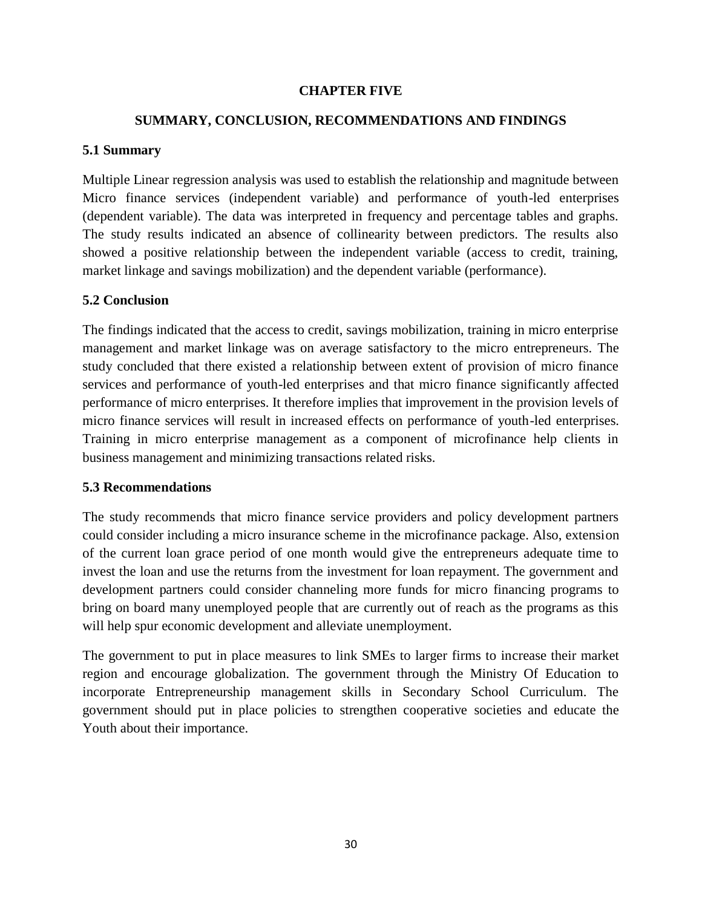# CHAPTER FIVE

## SUMMARY, CONCLUSION, RECOMMENDATIONS AND FINDINGS

### 5.1 Summary

Multiple Linear regression analysis was used to establish the relationship and magnitude between Micro finance services (independent variable) and performance of youth-led enterprises (dependent variable). The data was interpreted in frequency and percentage tables and graphs. The study results indicated an absence of collinearity between predictors. The results also showed a positive relationship between the independent variable (access to credit, training, market linkage and savings mobilization) and the dependent variable (performance).

### 5.2 Conclusion

The findings indicated that the access to credit, savings mobilization, training in micro enterprise management and market linkage was on average satisfactory to the micro entrepreneurs. The study concluded that there existed a relationship between extent of provision of micro finance services and performance of youth-led enterprises and that micro finance significantly affected performance of micro enterprises. It therefore implies that improvement in the provision levels of micro finance services will result in increased effects on performance of youth-led enterprises. Training in micro enterprise management as a component of microfinance help clients in business management and minimizing transactions related risks.

### 5.3 Recommendations

The study recommends that micro finance service providers and policy development partners could consider including a micro insurance scheme in the microfinance package. Also, extension of the current loan grace period of one month would give the entrepreneurs adequate time to invest the loan and use the returns from the investment for loan repayment. The government and development partners could consider channeling more funds for micro financing programs to bring on board many unemployed people that are currently out of reach as the programs as this will help spur economic development and alleviate unemployment.

The government to put in place measures to link SMEs to larger firms to increase their market region and encourage globalization. The government through the Ministry Of Education to incorporate Entrepreneurship management skills in Secondary School Curriculum. The government should put in place policies to strengthen cooperative societies and educate the Youth about their importance.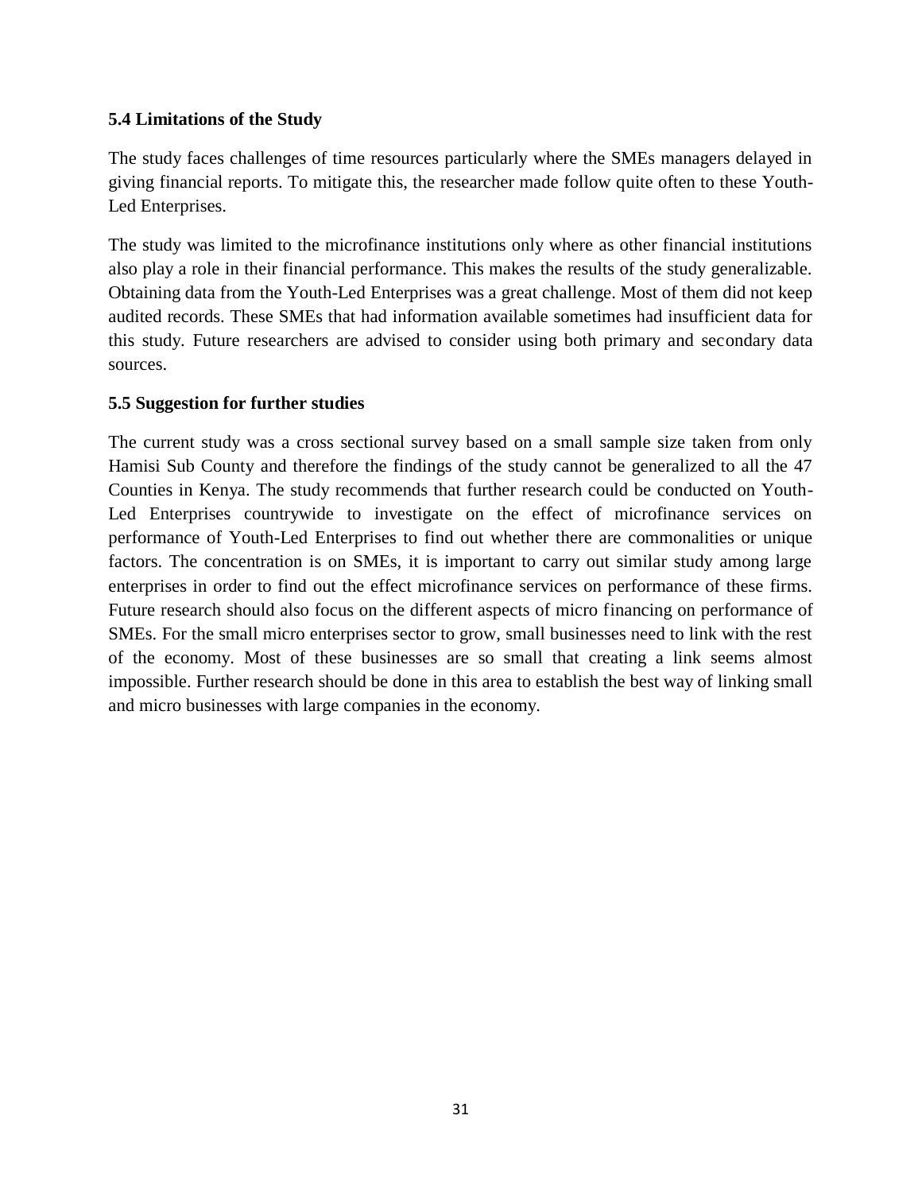### 5.4 Limitations of the Study

The study faces challenges of time resources particularly where the SMEs managers delayed in giving financial reports. To mitigate this, the researcher made follow quite often to these Youth-Led Enterprises.

The study was limited to the microfinance institutions only where as other financial institutions also play a role in their financial performance. This makes the results of the study generalizable. Obtaining data from the Youth-Led Enterprises was a great challenge. Most of them did not keep audited records. These SMEs that had information available sometimes had insufficient data for this study. Future researchers are advised to consider using both primary and secondary data sources.

### 5.5 Suggestion for further studies

The current study was a cross sectional survey based on a small sample size taken from only Hamisi Sub County and therefore the findings of the study cannot be generalized to all the 47 Counties in Kenya. The study recommends that further research could be conducted on Youth-Led Enterprises countrywide to investigate on the effect of microfinance services on performance of Youth-Led Enterprises to find out whether there are commonalities or unique factors. The concentration is on SMEs, it is important to carry out similar study among large enterprises in order to find out the effect microfinance services on performance of these firms. Future research should also focus on the different aspects of micro financing on performance of SMEs. For the small micro enterprises sector to grow, small businesses need to link with the rest of the economy. Most of these businesses are so small that creating a link seems almost impossible. Further research should be done in this area to establish the best way of linking small and micro businesses with large companies in the economy.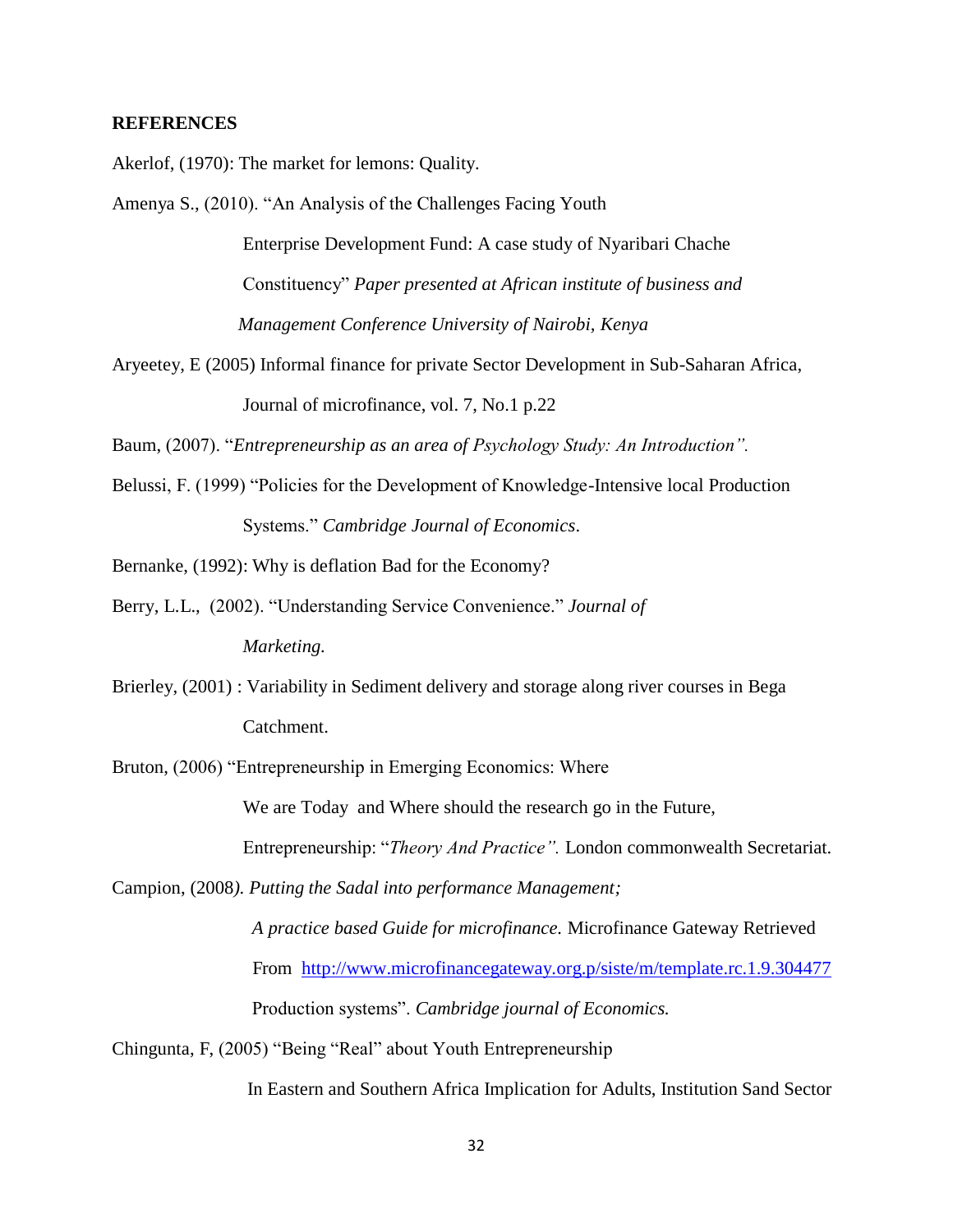**REFERENCES**

Akerlof, (1970): The market for lemons: Quality.

Amenya S., (2010). "An Analysis of the Challenges Facing Youth Enterprise Development Fund: A case study of Nyaribari Chache Constituency" *Paper presented at African institute of business and Management Conference University of Nairobi, Kenya*

Aryeetey, E (2005) Informal finance for private Sector Development in Sub-Saharan Africa, Journal of microfinance, vol. 7, No.1 p.22

Baum, (2007). "*Entrepreneurship as an area of Psychology Study: An Introduction".*

Belussi, F. (1999) "Policies for the Development of Knowledge-Intensive local Production Systems." *Cambridge Journal of Economics*.

Bernanke, (1992): Why is deflation Bad for the Economy?

Berry, L.L., (2002). "Understanding Service Convenience." *Journal of Marketing.*

Brierley, (2001) : Variability in Sediment delivery and storage along river courses in Bega Catchment.

Bruton, (2006) "Entrepreneurship in Emerging Economics: Where We are Today and Where should the research go in the Future, Entrepreneurship: "*Theory And Practice".* London commonwealth Secretariat.

Campion, (2008*). Putting the Sadal into performance Management; A practice based Guide for microfinance.* Microfinance Gateway Retrieved From http://www.microfinancegateway.org.p/siste/m/template.rc.1.9.304477 Production systems". *Cambridge journal of Economics.*

Chingunta, F, (2005) "Being "Real" about Youth Entrepreneurship In Eastern and Southern Africa Implication for Adults, Institution Sand Sector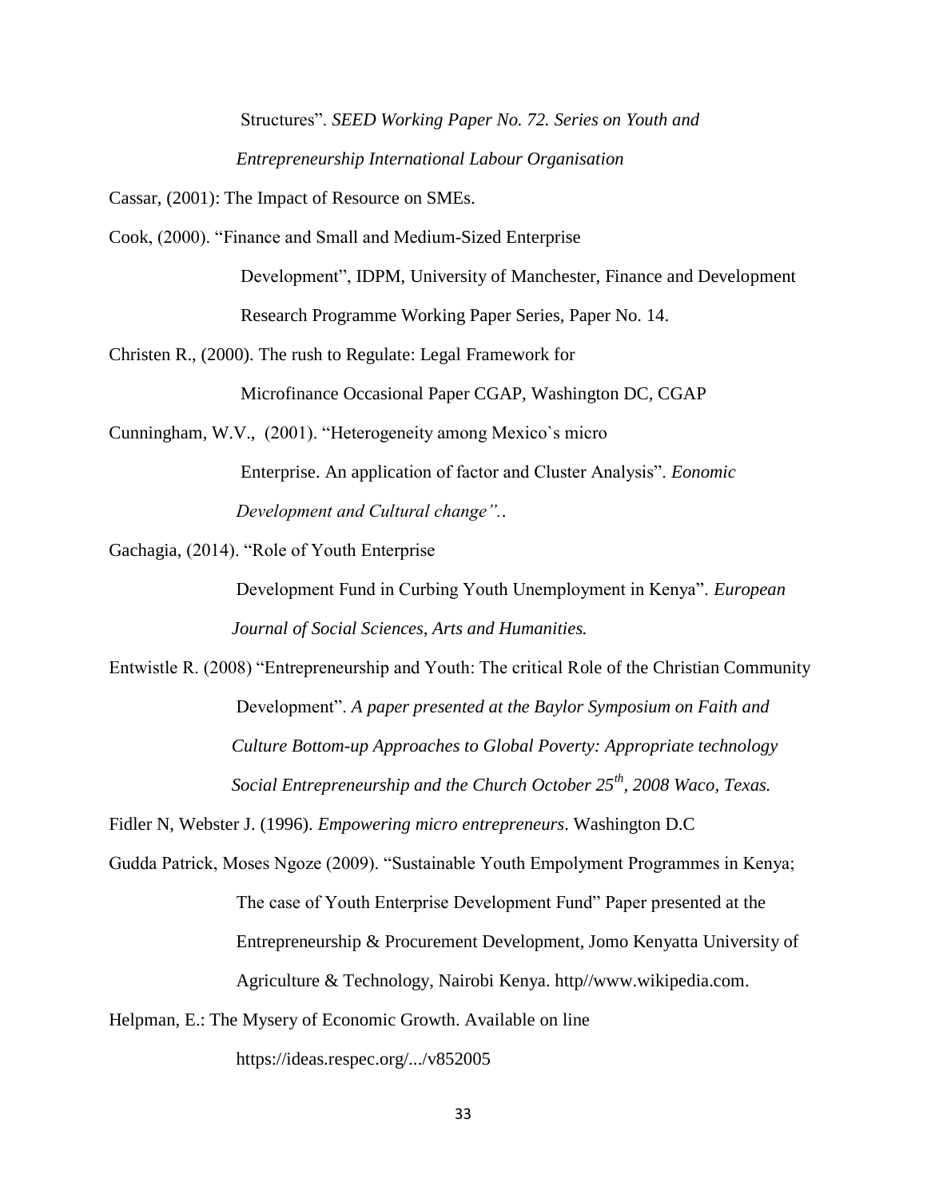Structures". *SEED Working Paper No. 72. Series on Youth and Entrepreneurship International Labour Organisation*

Cassar, (2001): The Impact of Resource on SMEs.

Cook, (2000). "Finance and Small and Medium-Sized Enterprise Development", IDPM, University of Manchester, Finance and Development Research Programme Working Paper Series, Paper No. 14.

Christen R., (2000). The rush to Regulate: Legal Framework for Microfinance Occasional Paper CGAP, Washington DC, CGAP

Cunningham, W.V., (2001). "Heterogeneity among Mexico`s micro Enterprise. An application of factor and Cluster Analysis". *Eonomic Development and Cultural change"..*

Gachagia, (2014). "Role of Youth Enterprise Development Fund in Curbing Youth Unemployment in Kenya". *European Journal of Social Sciences, Arts and Humanities.*

Entwistle R. (2008) "Entrepreneurship and Youth: The critical Role of the Christian Community Development". *A paper presented at the Baylor Symposium on Faith and Culture Bottom-up Approaches to Global Poverty: Appropriate technology Social Entrepreneurship and the Church October 25th, 2008 Waco, Texas.*

Fidler N, Webster J. (1996). *Empowering micro entrepreneurs*. Washington D.C

Gudda Patrick, Moses Ngoze (2009). "Sustainable Youth Empolyment Programmes in Kenya; The case of Youth Enterprise Development Fund" Paper presented at the Entrepreneurship & Procurement Development, Jomo Kenyatta University of Agriculture & Technology, Nairobi Kenya. http//www.wikipedia.com.

Helpman, E.: The Mysery of Economic Growth. Available on line https://ideas.respec.org/.../v852005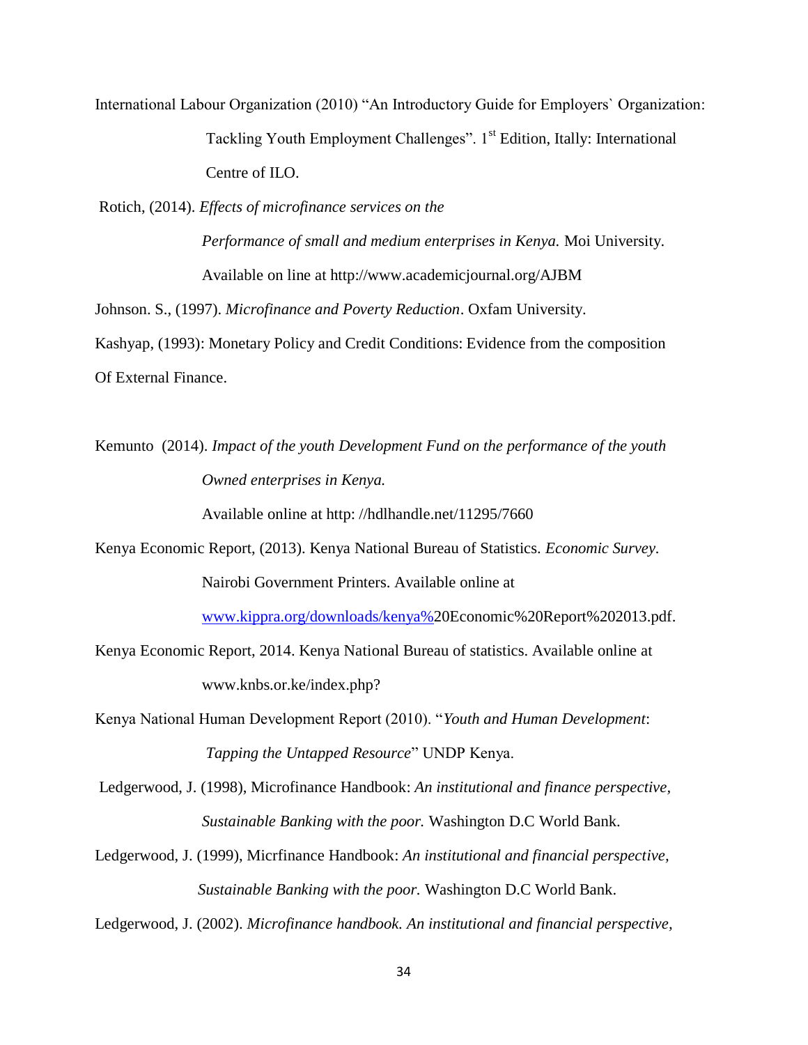International Labour Organization (2010) "An Introductory Guide for Employers` Organization: Tackling Youth Employment Challenges". 1st Edition, Itally: International Centre of ILO.

Rotich, (2014). *Effects of microfinance services on the Performance of small and medium enterprises in Kenya.* Moi University. Available on line at http://www.academicjournal.org/AJBM

Johnson. S., (1997). *Microfinance and Poverty Reduction*. Oxfam University.

Kashyap, (1993): Monetary Policy and Credit Conditions: Evidence from the composition Of External Finance.

Kemunto (2014). *Impact of the youth Development Fund on the performance of the youth Owned enterprises in Kenya.*
Available online at http: //hdlhandle.net/11295/7660

Kenya Economic Report, (2013). Kenya National Bureau of Statistics. *Economic Survey.* Nairobi Government Printers. Available online at www.kippra.org/downloads/kenya%20Economic%20Report%202013.pdf.

Kenya Economic Report, 2014. Kenya National Bureau of statistics. Available online at www.knbs.or.ke/index.php?

Kenya National Human Development Report (2010). "*Youth and Human Development*: *Tapping the Untapped Resource*" UNDP Kenya.

Ledgerwood, J. (1998), Microfinance Handbook: *An institutional and finance perspective, Sustainable Banking with the poor.* Washington D.C World Bank.

Ledgerwood, J. (1999), Micrfinance Handbook: *An institutional and financial perspective, Sustainable Banking with the poor.* Washington D.C World Bank.

Ledgerwood, J. (2002). *Microfinance handbook. An institutional and financial perspective,*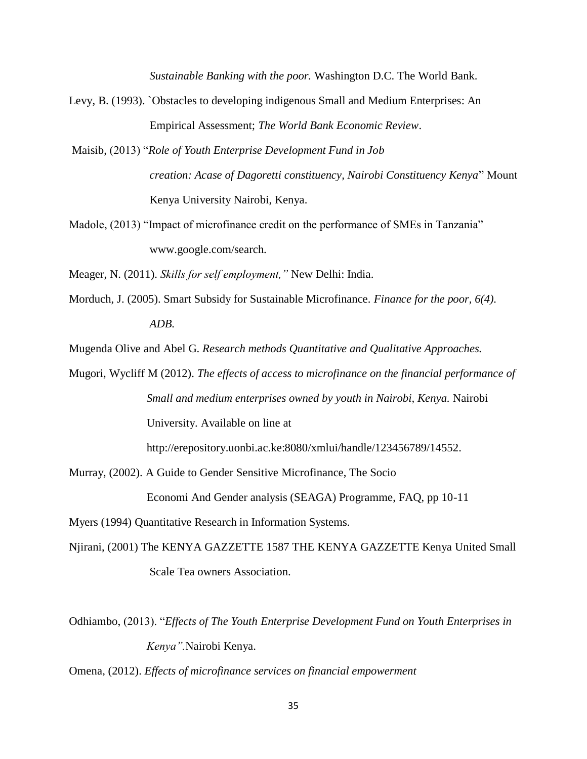*Sustainable Banking with the poor.* Washington D.C. The World Bank.

Levy, B. (1993). `Obstacles to developing indigenous Small and Medium Enterprises: An Empirical Assessment; *The World Bank Economic Review*.

Maisib, (2013) "*Role of Youth Enterprise Development Fund in Job creation: Acase of Dagoretti constituency, Nairobi Constituency Kenya*" Mount Kenya University Nairobi, Kenya.

Madole, (2013) "Impact of microfinance credit on the performance of SMEs in Tanzania" www.google.com/search.

Meager, N. (2011). *Skills for self employment,"* New Delhi: India.

Morduch, J. (2005). Smart Subsidy for Sustainable Microfinance. *Finance for the poor, 6(4). ADB.*

Mugenda Olive and Abel G. *Research methods Quantitative and Qualitative Approaches.*

Mugori, Wycliff M (2012). *The effects of access to microfinance on the financial performance of Small and medium enterprises owned by youth in Nairobi, Kenya.* Nairobi University. Available on line at http://erepository.uonbi.ac.ke:8080/xmlui/handle/123456789/14552.

Murray, (2002). A Guide to Gender Sensitive Microfinance, The Socio Economi And Gender analysis (SEAGA) Programme, FAQ, pp 10-11

Myers (1994) Quantitative Research in Information Systems.

Njirani, (2001) The KENYA GAZZETTE 1587 THE KENYA GAZZETTE Kenya United Small Scale Tea owners Association.

Odhiambo, (2013). "*Effects of The Youth Enterprise Development Fund on Youth Enterprises in Kenya".*Nairobi Kenya.

Omena, (2012). *Effects of microfinance services on financial empowerment*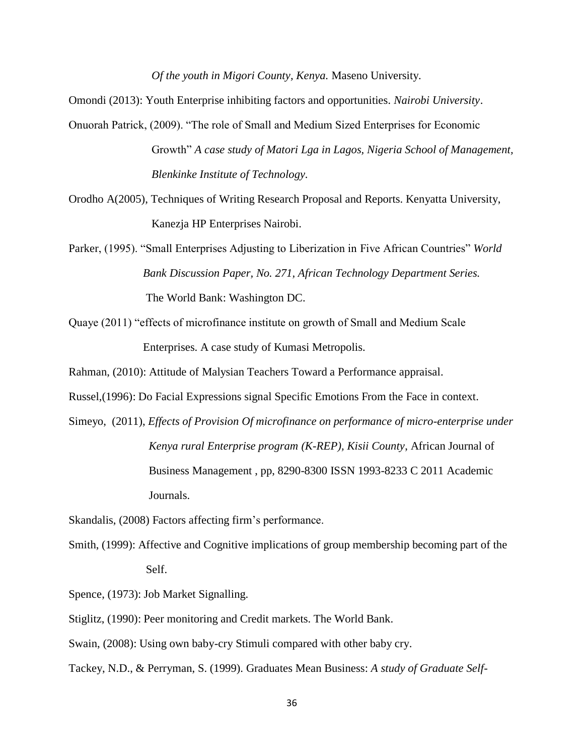*Of the youth in Migori County, Kenya.* Maseno University.

Omondi (2013): Youth Enterprise inhibiting factors and opportunities. *Nairobi University*.

Onuorah Patrick, (2009). "The role of Small and Medium Sized Enterprises for Economic Growth" *A case study of Matori Lga in Lagos, Nigeria School of Management, Blenkinke Institute of Technology.*

Orodho A(2005), Techniques of Writing Research Proposal and Reports. Kenyatta University, Kanezja HP Enterprises Nairobi.

Parker, (1995). "Small Enterprises Adjusting to Liberization in Five African Countries" *World Bank Discussion Paper, No. 271, African Technology Department Series.* The World Bank: Washington DC.

Quaye (2011) "effects of microfinance institute on growth of Small and Medium Scale Enterprises. A case study of Kumasi Metropolis.

Rahman, (2010): Attitude of Malysian Teachers Toward a Performance appraisal.

Russel,(1996): Do Facial Expressions signal Specific Emotions From the Face in context.

Simeyo, (2011), *Effects of Provision Of microfinance on performance of micro-enterprise under Kenya rural Enterprise program (K-REP), Kisii County*, African Journal of Business Management , pp, 8290-8300 ISSN 1993-8233 C 2011 Academic Journals.

Skandalis, (2008) Factors affecting firm's performance.

Smith, (1999): Affective and Cognitive implications of group membership becoming part of the Self.

Spence, (1973): Job Market Signalling.

Stiglitz, (1990): Peer monitoring and Credit markets. The World Bank.

Swain, (2008): Using own baby-cry Stimuli compared with other baby cry.

Tackey, N.D., & Perryman, S. (1999). Graduates Mean Business: *A study of Graduate Self-*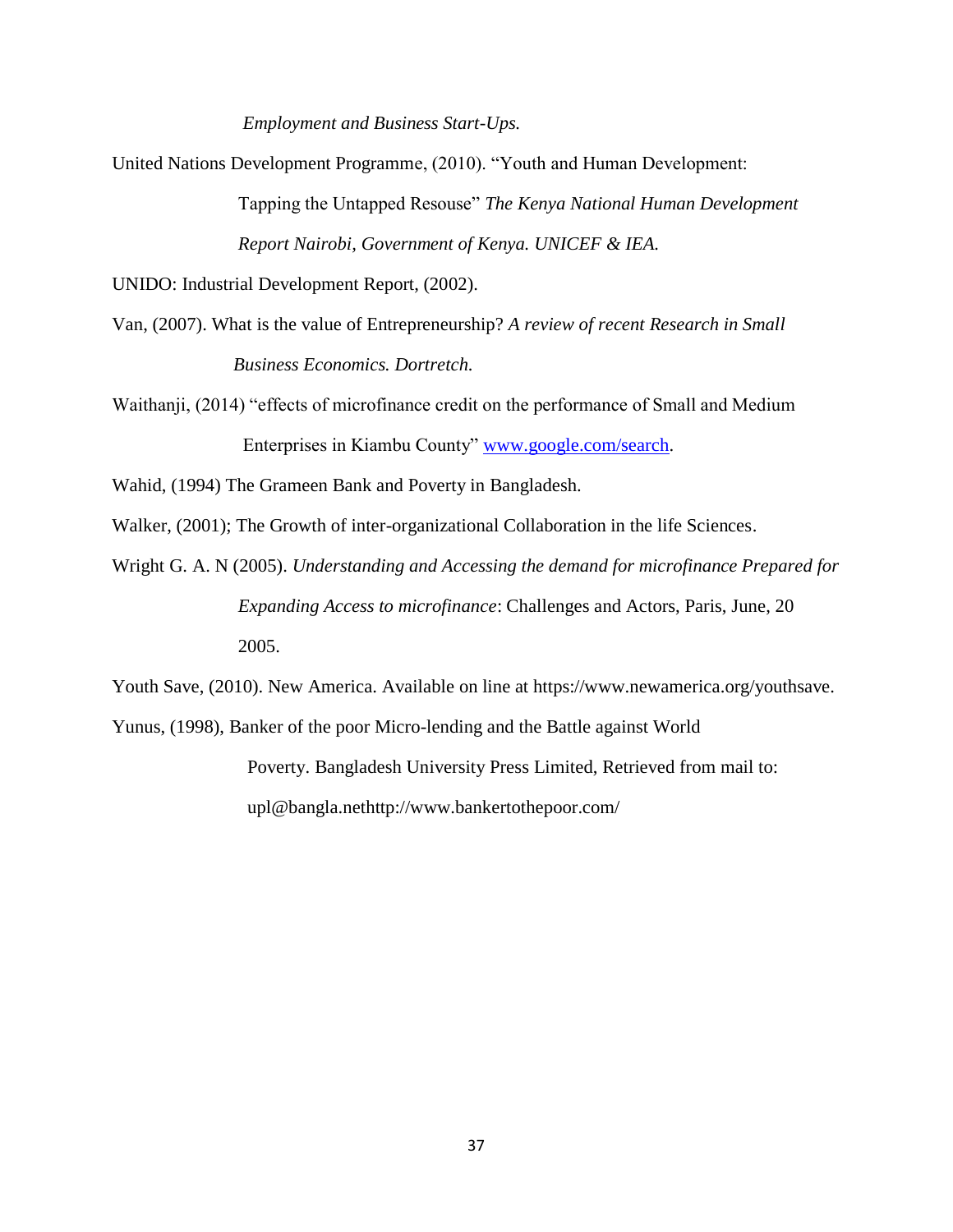*Employment and Business Start-Ups.*

United Nations Development Programme, (2010). "Youth and Human Development: Tapping the Untapped Resouse" *The Kenya National Human Development Report Nairobi, Government of Kenya. UNICEF & IEA.*

UNIDO: Industrial Development Report, (2002).

Van, (2007). What is the value of Entrepreneurship? *A review of recent Research in Small Business Economics. Dortretch.*

Waithanji, (2014) "effects of microfinance credit on the performance of Small and Medium Enterprises in Kiambu County" [www.google.com/search](www.google.com/search).

Wahid, (1994) The Grameen Bank and Poverty in Bangladesh.

Walker, (2001); The Growth of inter-organizational Collaboration in the life Sciences.

Wright G. A. N (2005). *Understanding and Accessing the demand for microfinance Prepared for Expanding Access to microfinance*: Challenges and Actors, Paris, June, 20 2005.

Youth Save, (2010). New America. Available on line at https://www.newamerica.org/youthsave.

Yunus, (1998), Banker of the poor Micro-lending and the Battle against World Poverty. Bangladesh University Press Limited, Retrieved from mail to: upl@bangla.nethttp://www.bankertothepoor.com/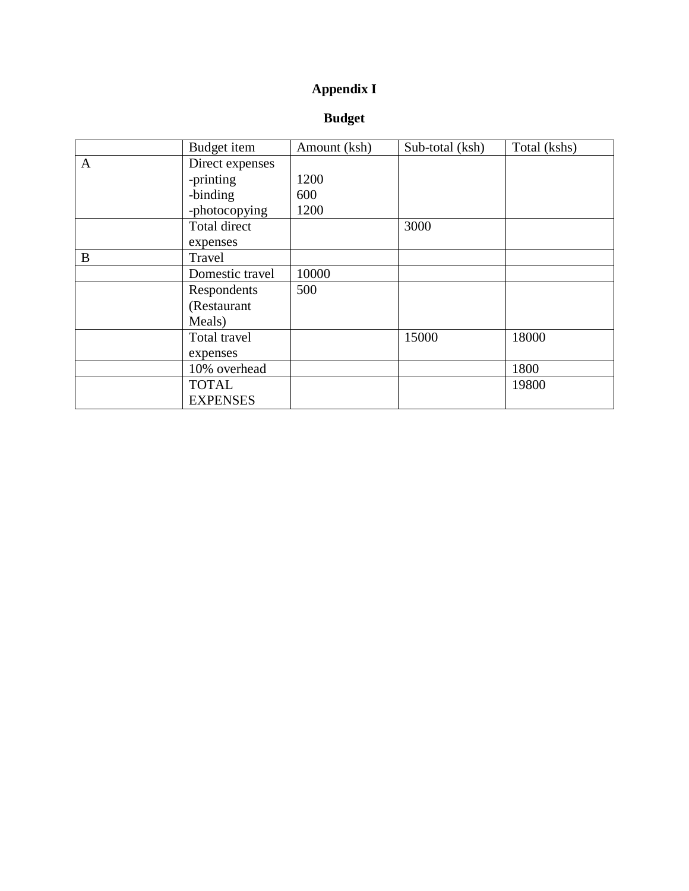# Appendix I

## Budget

| | Budget item | Amount (ksh) | Sub-total (ksh) | Total (kshs) |
|---|---|---|---|---|
| A | Direct expenses<br>-printing<br>-binding<br>-photocopying | <br>1200<br>600<br>1200 | | |
| | Total direct expenses | | 3000 | |
| B | Travel | | | |
| | Domestic travel | 10000 | | |
| | Respondents (Restaurant Meals) | 500 | | |
| | Total travel expenses | | 15000 | 18000 |
| | 10% overhead | | | 1800 |
| | TOTAL EXPENSES | | | 19800 |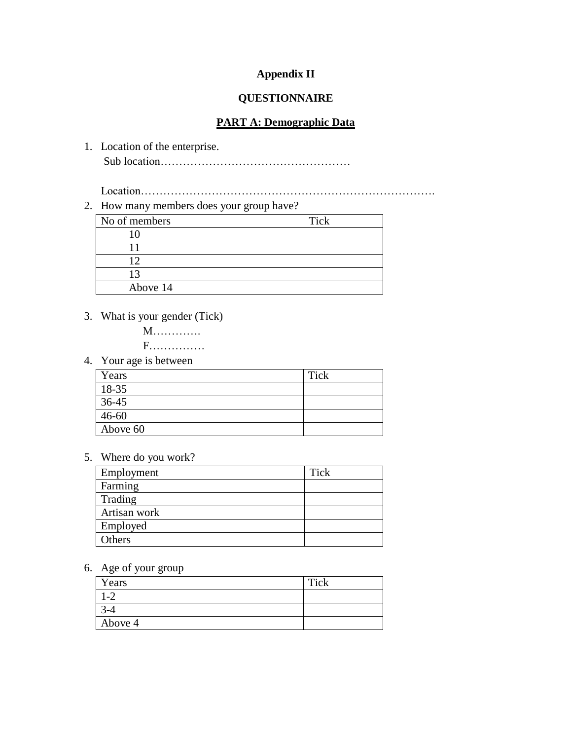**Appendix II**

**QUESTIONNAIRE**

**PART A: Demographic Data**

1. Location of the enterprise.
   Sub location……………………………………………

   Location…………………………………………………………………….
2. How many members does your group have?

| No of members | Tick |
|---|---|
| 10 | |
| 11 | |
| 12 | |
| 13 | |
| Above 14 | |

3. What is your gender (Tick)
   M………….
   F……………
4. Your age is between

| Years | Tick |
|---|---|
| 18-35 | |
| 36-45 | |
| 46-60 | |
| Above 60 | |

5. Where do you work?

| Employment | Tick |
|---|---|
| Farming | |
| Trading | |
| Artisan work | |
| Employed | |
| Others | |

6. Age of your group

| Years | Tick |
|---|---|
| 1-2 | |
| 3-4 | |
| Above 4 | |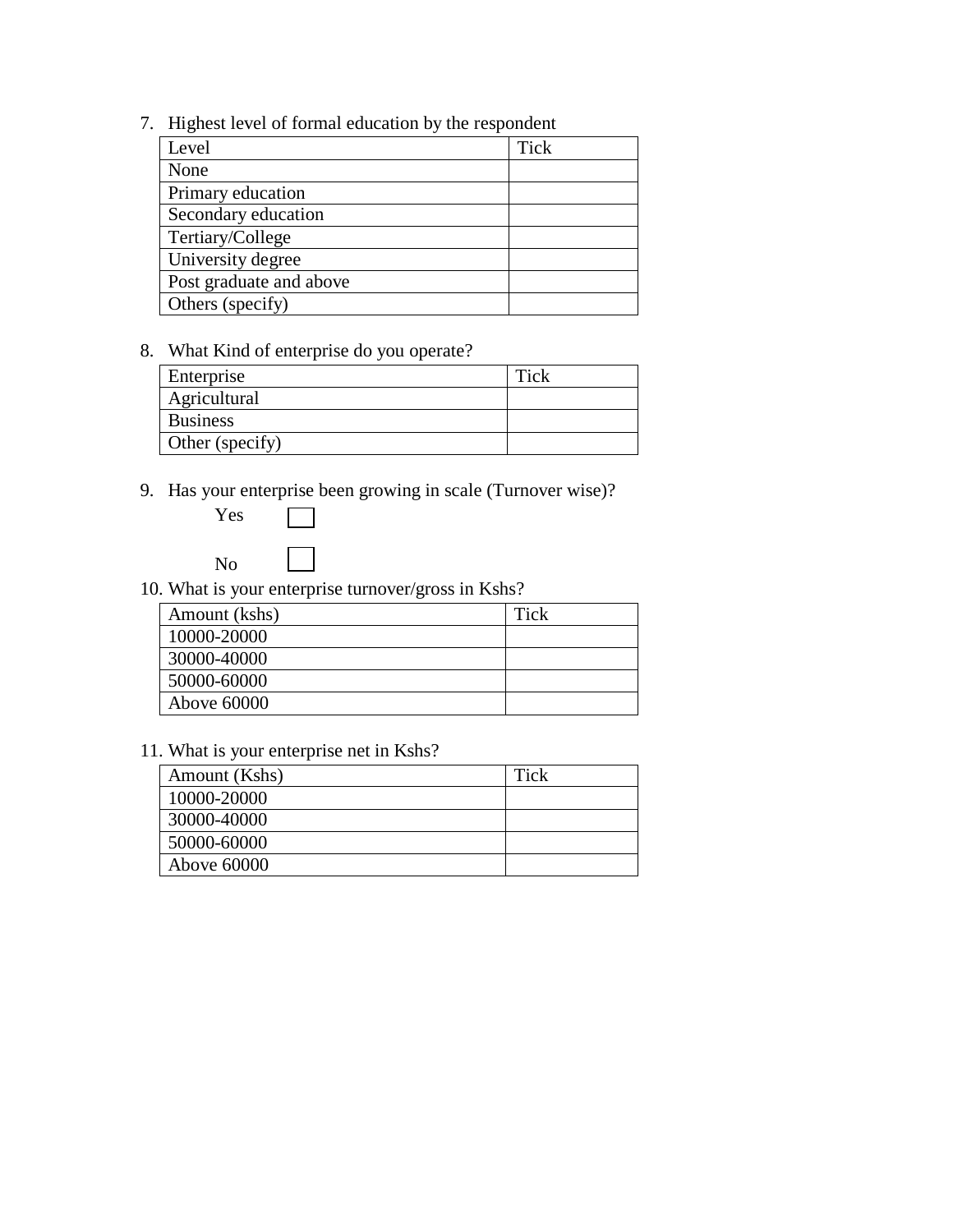7. Highest level of formal education by the respondent

| Level | Tick |
|---|---|
| None | |
| Primary education | |
| Secondary education | |
| Tertiary/College | |
| University degree | |
| Post graduate and above | |
| Others (specify) | |

8. What Kind of enterprise do you operate?

| Enterprise | Tick |
|---|---|
| Agricultural | |
| Business | |
| Other (specify) | |

9. Has your enterprise been growing in scale (Turnover wise)?

   Yes ☐

   No ☐

10. What is your enterprise turnover/gross in Kshs?

| Amount (kshs) | Tick |
|---|---|
| 10000-20000 | |
| 30000-40000 | |
| 50000-60000 | |
| Above 60000 | |

11. What is your enterprise net in Kshs?

| Amount (Kshs) | Tick |
|---|---|
| 10000-20000 | |
| 30000-40000 | |
| 50000-60000 | |
| Above 60000 | |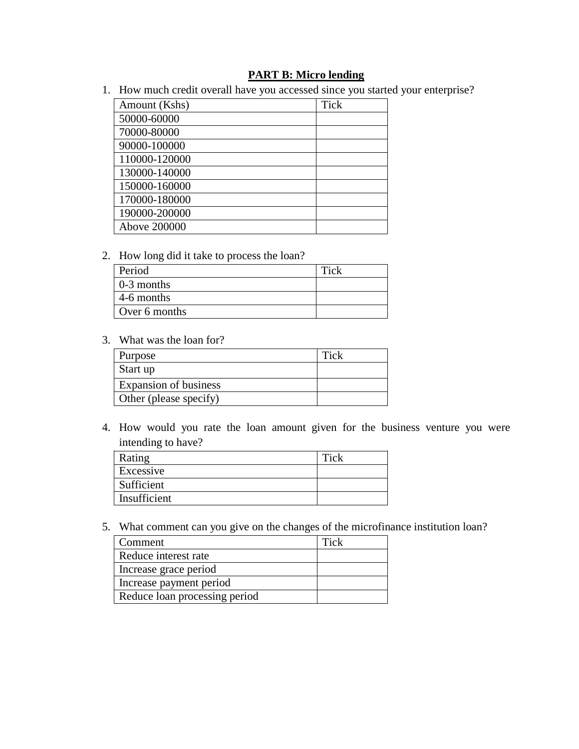**PART B: Micro lending**

1. How much credit overall have you accessed since you started your enterprise?

| Amount (Kshs) | Tick |
|---|---|
| 50000-60000 | |
| 70000-80000 | |
| 90000-100000 | |
| 110000-120000 | |
| 130000-140000 | |
| 150000-160000 | |
| 170000-180000 | |
| 190000-200000 | |
| Above 200000 | |

2. How long did it take to process the loan?

| Period | Tick |
|---|---|
| 0-3 months | |
| 4-6 months | |
| Over 6 months | |

3. What was the loan for?

| Purpose | Tick |
|---|---|
| Start up | |
| Expansion of business | |
| Other (please specify) | |

4. How would you rate the loan amount given for the business venture you were intending to have?

| Rating | Tick |
|---|---|
| Excessive | |
| Sufficient | |
| Insufficient | |

5. What comment can you give on the changes of the microfinance institution loan?

| Comment | Tick |
|---|---|
| Reduce interest rate | |
| Increase grace period | |
| Increase payment period | |
| Reduce loan processing period | |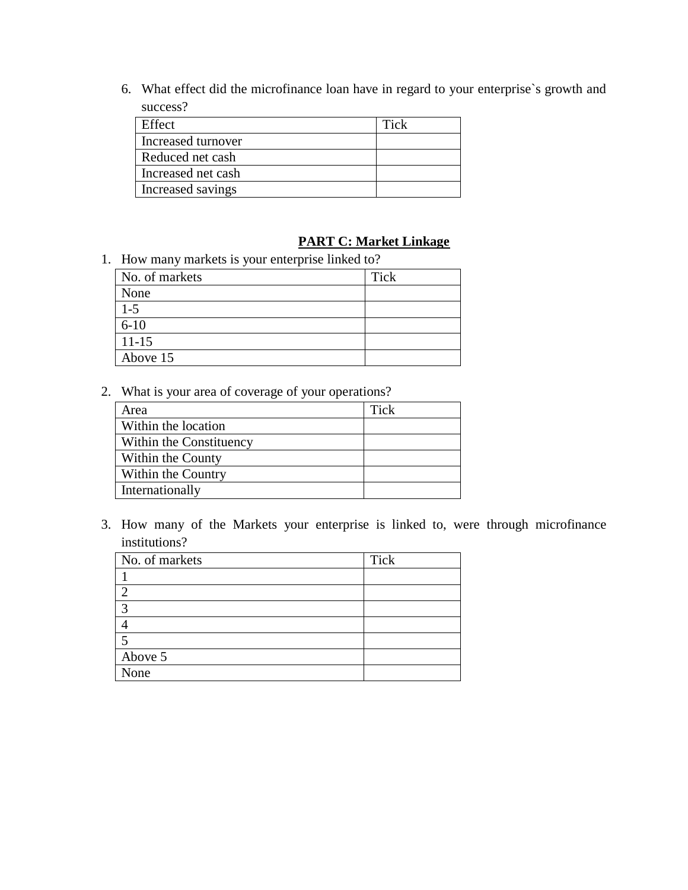6. What effect did the microfinance loan have in regard to your enterprise`s growth and success?

| Effect | Tick |
|---|---|
| Increased turnover | |
| Reduced net cash | |
| Increased net cash | |
| Increased savings | |

## **PART C: Market Linkage**

1. How many markets is your enterprise linked to?

| No. of markets | Tick |
|---|---|
| None | |
| 1-5 | |
| 6-10 | |
| 11-15 | |
| Above 15 | |

2. What is your area of coverage of your operations?

| Area | Tick |
|---|---|
| Within the location | |
| Within the Constituency | |
| Within the County | |
| Within the Country | |
| Internationally | |

3. How many of the Markets your enterprise is linked to, were through microfinance institutions?

| No. of markets | Tick |
|---|---|
| 1 | |
| 2 | |
| 3 | |
| 4 | |
| 5 | |
| Above 5 | |
| None | |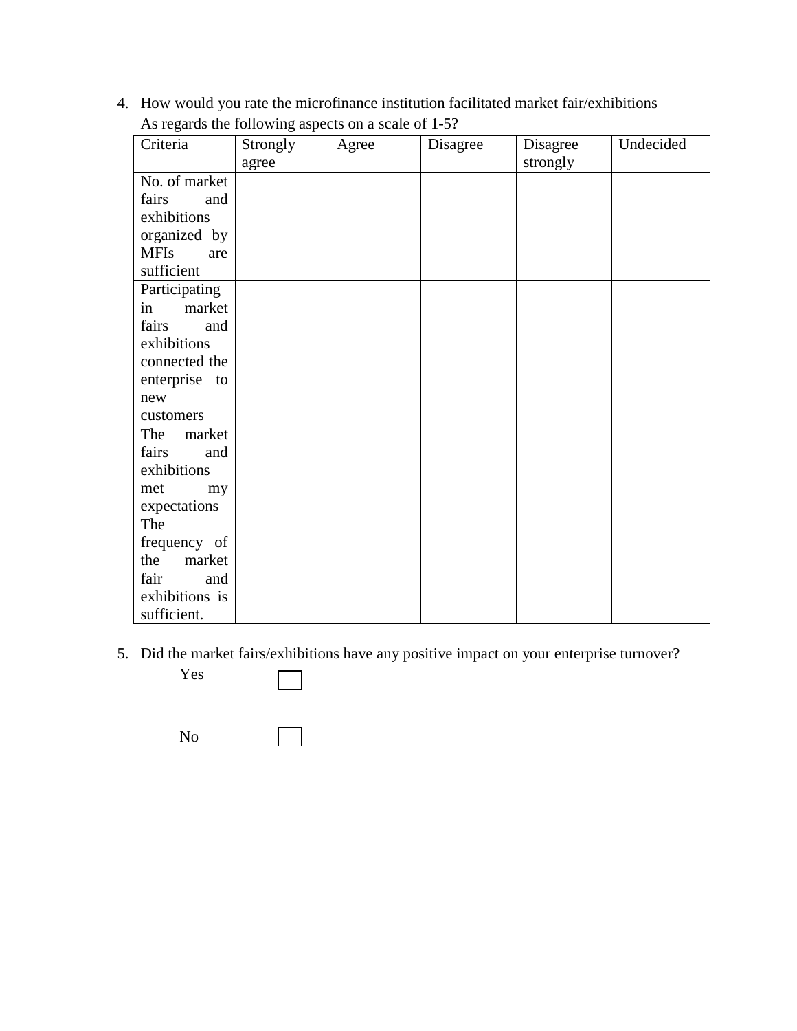4. How would you rate the microfinance institution facilitated market fair/exhibitions As regards the following aspects on a scale of 1-5?

| Criteria | Strongly agree | Agree | Disagree | Disagree strongly | Undecided |
|---|---|---|---|---|---|
| No. of market fairs and exhibitions organized by MFIs are sufficient | | | | | |
| Participating in market fairs and exhibitions connected the enterprise to new customers | | | | | |
| The market fairs and exhibitions met my expectations | | | | | |
| The frequency of the market fair and exhibitions is sufficient. | | | | | |

5. Did the market fairs/exhibitions have any positive impact on your enterprise turnover?

   Yes ☐

   No ☐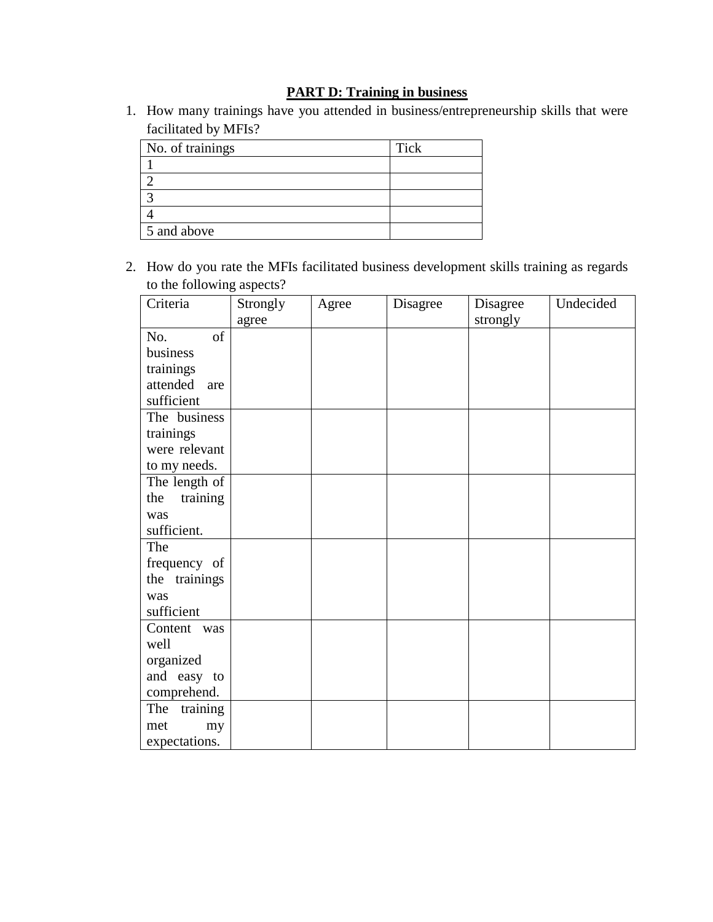**PART D: Training in business**

1. How many trainings have you attended in business/entrepreneurship skills that were facilitated by MFIs?

| No. of trainings | Tick |
|---|---|
| 1 | |
| 2 | |
| 3 | |
| 4 | |
| 5 and above | |

2. How do you rate the MFIs facilitated business development skills training as regards to the following aspects?

| Criteria | Strongly agree | Agree | Disagree | Disagree strongly | Undecided |
|---|---|---|---|---|---|
| No. of business trainings attended are sufficient | | | | | |
| The business trainings were relevant to my needs. | | | | | |
| The length of the training was sufficient. | | | | | |
| The frequency of the trainings was sufficient | | | | | |
| Content was well organized and easy to comprehend. | | | | | |
| The training met my expectations. | | | | | |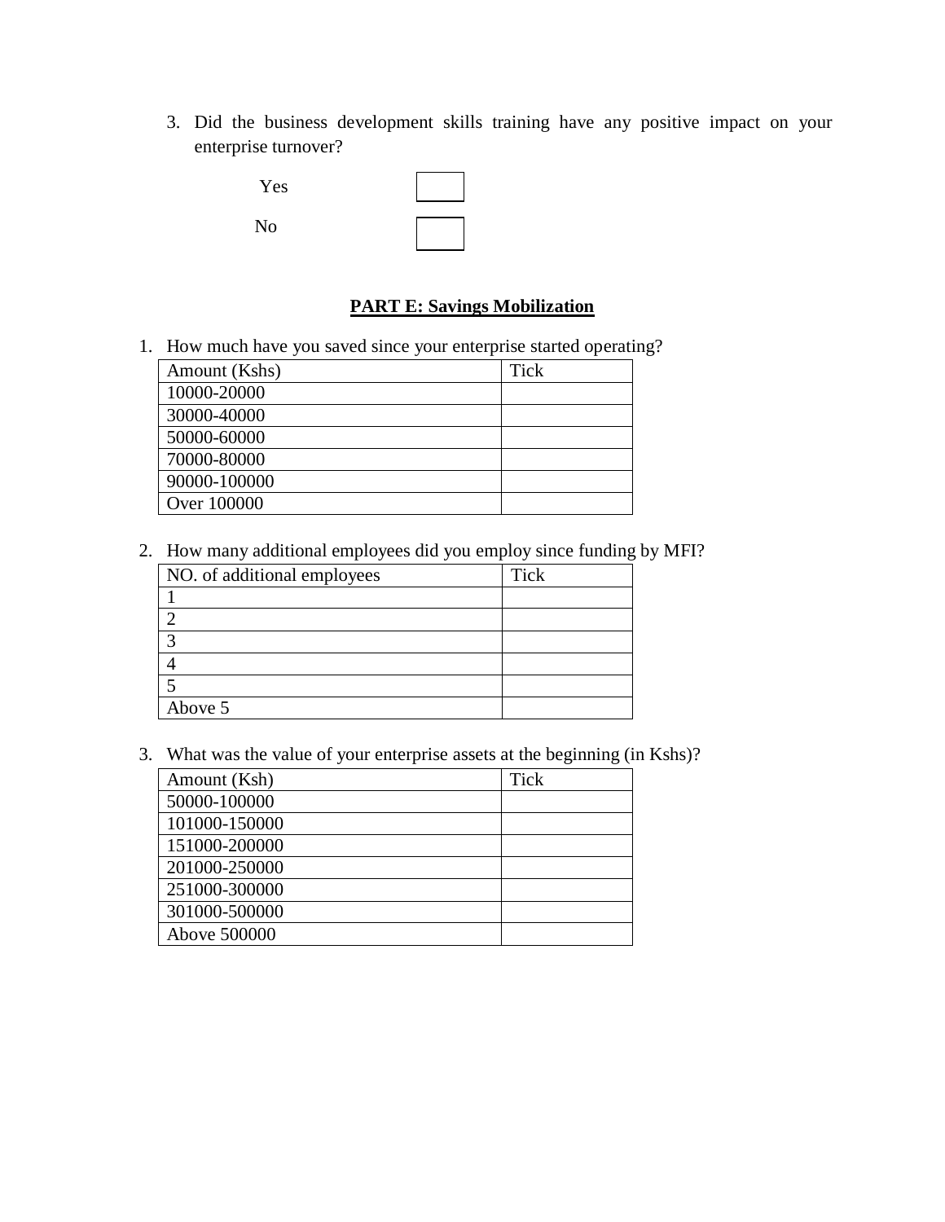3. Did the business development skills training have any positive impact on your enterprise turnover?

Yes ☐

No ☐

## PART E: Savings Mobilization

1. How much have you saved since your enterprise started operating?

| Amount (Kshs) | Tick |
|---|---|
| 10000-20000 | |
| 30000-40000 | |
| 50000-60000 | |
| 70000-80000 | |
| 90000-100000 | |
| Over 100000 | |

2. How many additional employees did you employ since funding by MFI?

| NO. of additional employees | Tick |
|---|---|
| 1 | |
| 2 | |
| 3 | |
| 4 | |
| 5 | |
| Above 5 | |

3. What was the value of your enterprise assets at the beginning (in Kshs)?

| Amount (Ksh) | Tick |
|---|---|
| 50000-100000 | |
| 101000-150000 | |
| 151000-200000 | |
| 201000-250000 | |
| 251000-300000 | |
| 301000-500000 | |
| Above 500000 | |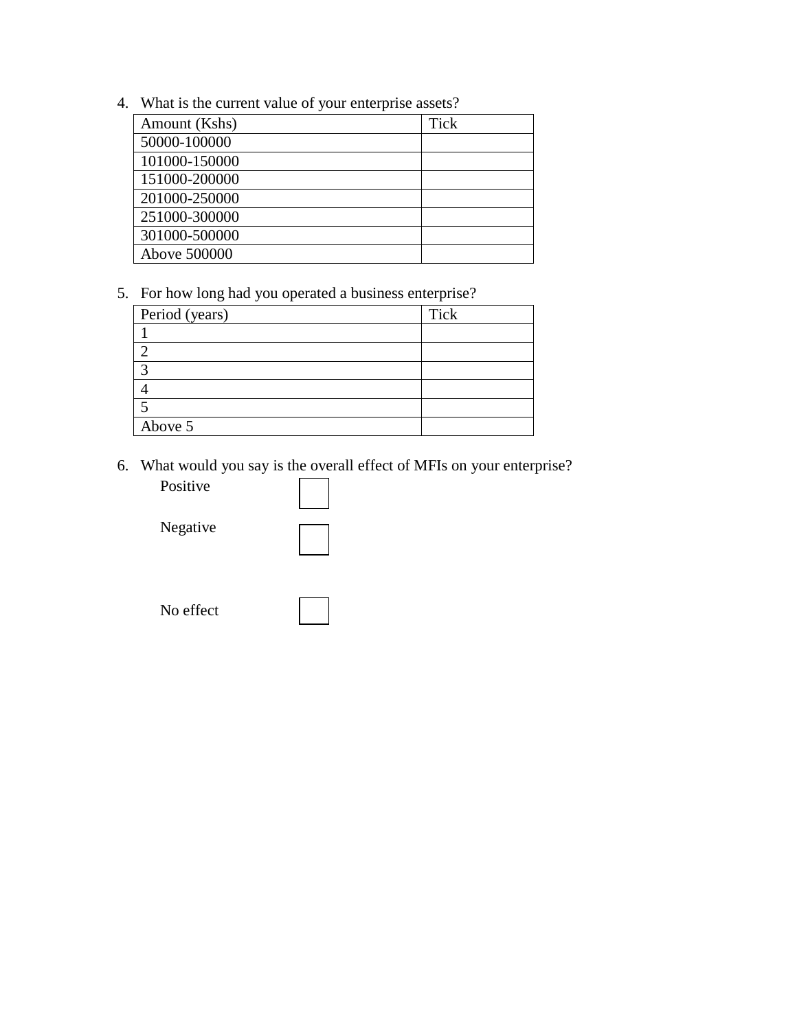4. What is the current value of your enterprise assets?

| Amount (Kshs) | Tick |
|---|---|
| 50000-100000 | |
| 101000-150000 | |
| 151000-200000 | |
| 201000-250000 | |
| 251000-300000 | |
| 301000-500000 | |
| Above 500000 | |

5. For how long had you operated a business enterprise?

| Period (years) | Tick |
|---|---|
| 1 | |
| 2 | |
| 3 | |
| 4 | |
| 5 | |
| Above 5 | |

6. What would you say is the overall effect of MFIs on your enterprise?

   Positive ☐

   Negative ☐

   No effect ☐